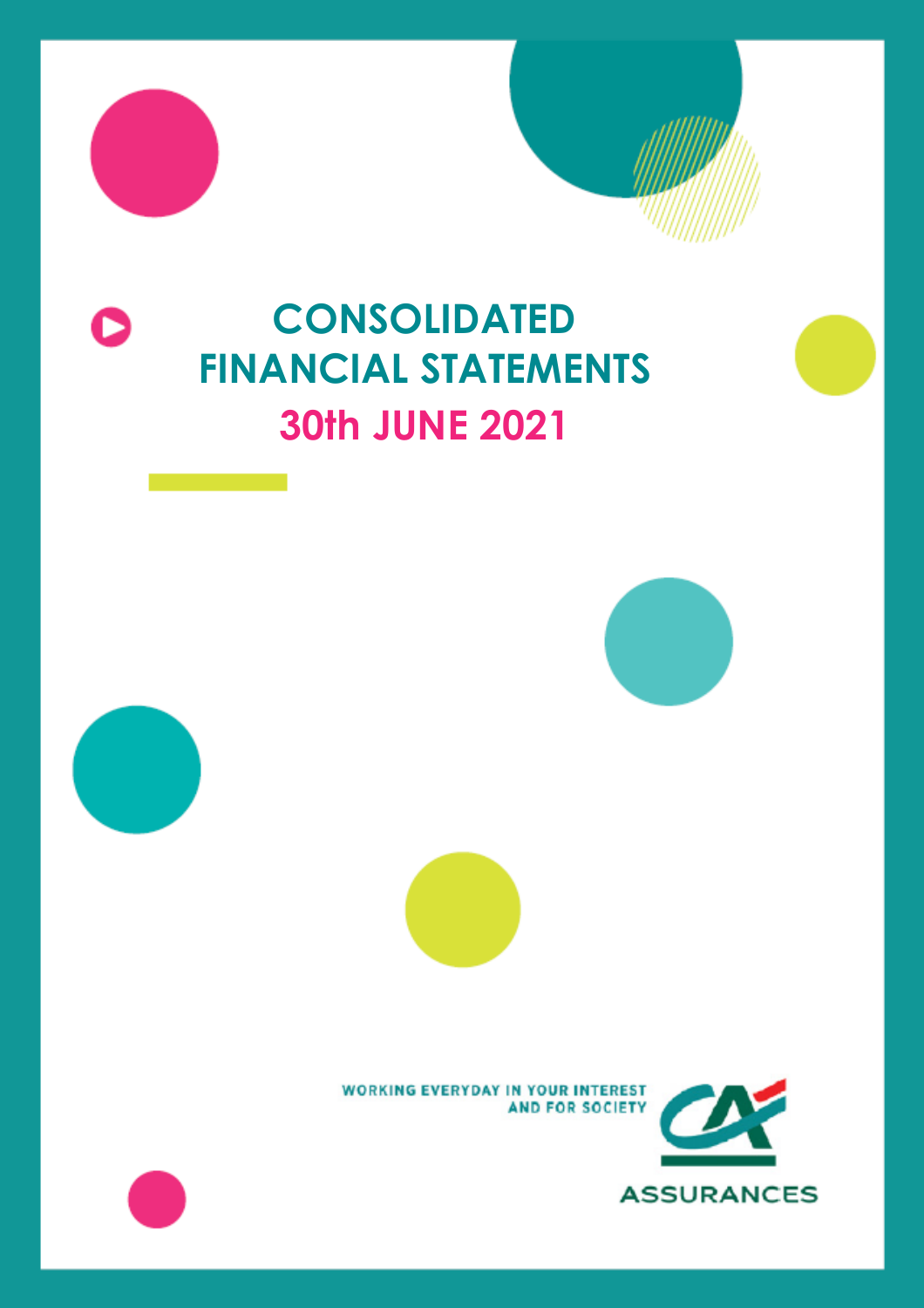# CONSOLIDATED FINANCIAL STATEMENTS

## 30th JUNE 2021

WORKING EVERYDAY IN YOUR INTEREST AND FOR SOCIETY

ASSURANCES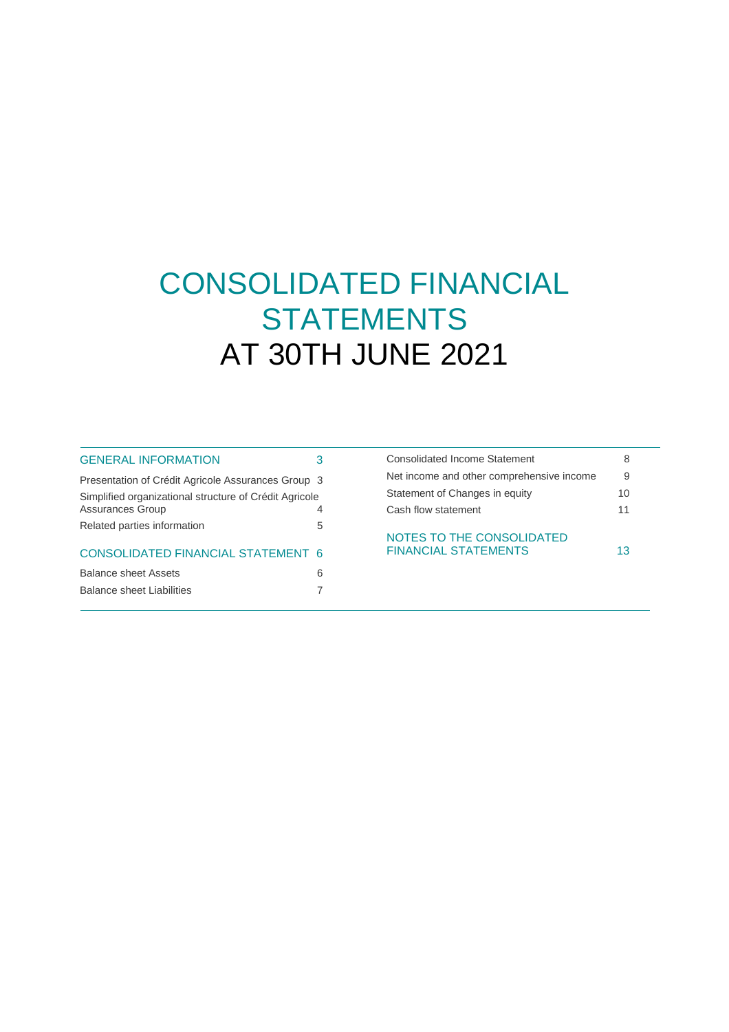# CONSOLIDATED FINANCIAL STATEMENTS AT 30TH JUNE 2021

| | |
|---|---|
| GENERAL INFORMATION | 3 |
| Presentation of Crédit Agricole Assurances Group | 3 |
| Simplified organizational structure of Crédit Agricole Assurances Group | 4 |
| Related parties information | 5 |
| CONSOLIDATED FINANCIAL STATEMENT | 6 |
| Balance sheet Assets | 6 |
| Balance sheet Liabilities | 7 |
| Consolidated Income Statement | 8 |
| Net income and other comprehensive income | 9 |
| Statement of Changes in equity | 10 |
| Cash flow statement | 11 |
| NOTES TO THE CONSOLIDATED FINANCIAL STATEMENTS | 13 |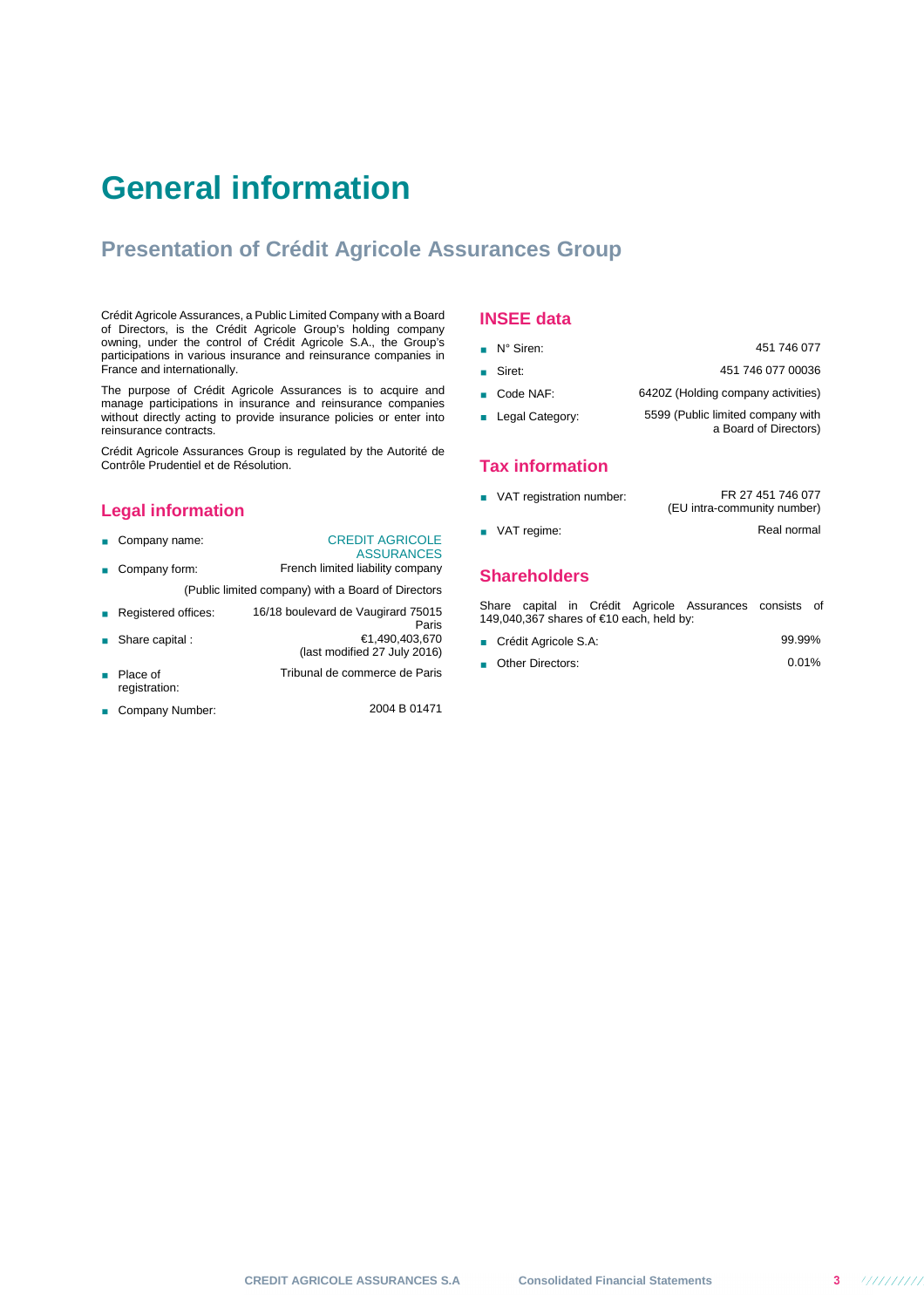# General information

## Presentation of Crédit Agricole Assurances Group

Crédit Agricole Assurances, a Public Limited Company with a Board of Directors, is the Crédit Agricole Group's holding company owning, under the control of Crédit Agricole S.A., the Group's participations in various insurance and reinsurance companies in France and internationally.

The purpose of Crédit Agricole Assurances is to acquire and manage participations in insurance and reinsurance companies without directly acting to provide insurance policies or enter into reinsurance contracts.

Crédit Agricole Assurances Group is regulated by the Autorité de Contrôle Prudentiel et de Résolution.

### Legal information

- Company name: CREDIT AGRICOLE ASSURANCES
- Company form: French limited liability company (Public limited company) with a Board of Directors
- Registered offices: 16/18 boulevard de Vaugirard 75015 Paris
- Share capital : €1,490,403,670 (last modified 27 July 2016)
- Place of registration: Tribunal de commerce de Paris
- Company Number: 2004 B 01471

### INSEE data

- N° Siren: 451 746 077
- Siret: 451 746 077 00036
- Code NAF: 6420Z (Holding company activities)
- Legal Category: 5599 (Public limited company with a Board of Directors)

### Tax information

- VAT registration number: FR 27 451 746 077 (EU intra-community number)
- VAT regime: Real normal

### Shareholders

Share capital in Crédit Agricole Assurances consists of 149,040,367 shares of €10 each, held by:

- Crédit Agricole S.A: 99.99%
- Other Directors: 0.01%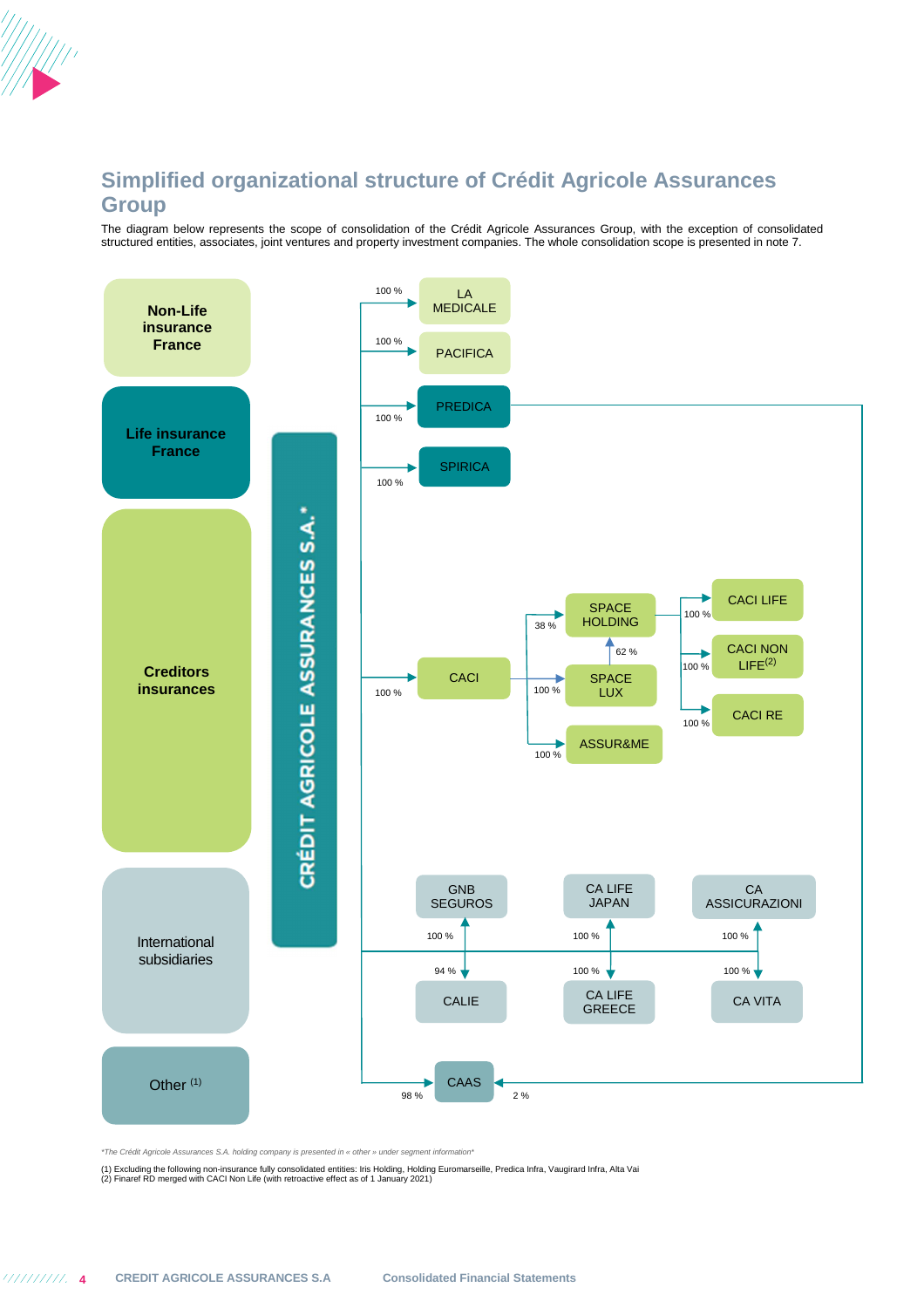## Simplified organizational structure of Crédit Agricole Assurances Group

The diagram below represents the scope of consolidation of the Crédit Agricole Assurances Group, with the exception of consolidated structured entities, associates, joint ventures and property investment companies. The whole consolidation scope is presented in note 7.

**CRÉDIT AGRICOLE ASSURANCES S.A.***

**Non-Life insurance France**
- LA MEDICALE (100 %)
- PACIFICA (100 %)

**Life insurance France**
- PREDICA (100 %)
- SPIRICA (100 %)

**Creditors insurances**
- CACI (100 %)
  - SPACE HOLDING (38 %)
    - CACI LIFE (100 %)
    - CACI NON LIFE[2] (100 %)
    - CACI RE (100 %)
  - SPACE LUX (100 %)
    - SPACE HOLDING (62 %)
  - ASSUR&ME (100 %)

**International subsidiaries**
- GNB SEGUROS (100 %)
- CALIE (94 %)
- CA LIFE JAPAN (100 %)
- CA LIFE GREECE (100 %)
- CA ASSICURAZIONI (100 %)
- CA VITA (100 %)

**Other [1]**
- CAAS (98 % held by Crédit Agricole Assurances S.A.; 2 % held by PREDICA)

*The Crédit Agricole Assurances S.A. holding company is presented in « other » under segment information*

(1) Excluding the following non-insurance fully consolidated entities: Iris Holding, Holding Euromarseille, Predica Infra, Vaugirard Infra, Alta Vai
(2) Finaref RD merged with CACI Non Life (with retroactive effect as of 1 January 2021)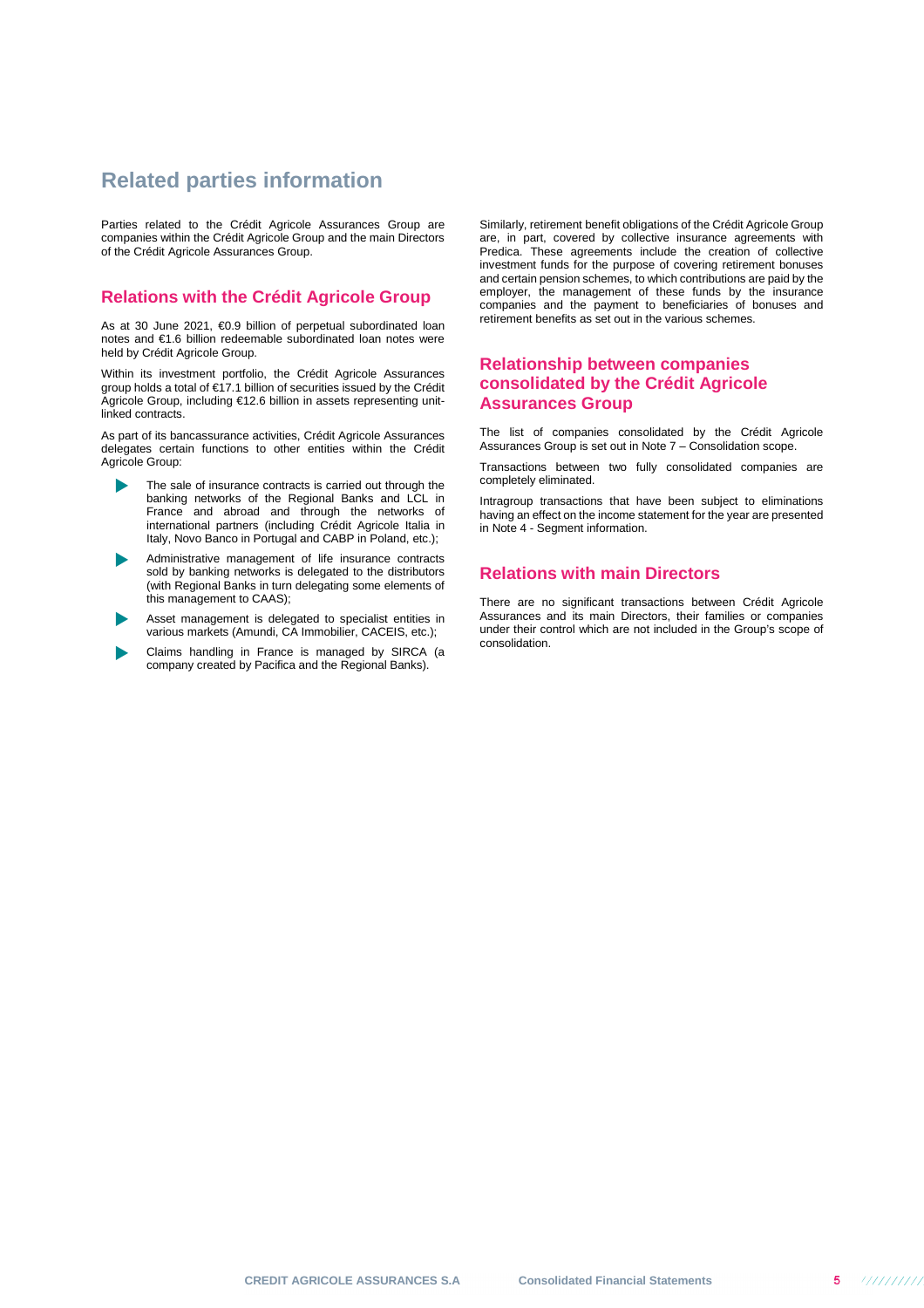# Related parties information

Parties related to the Crédit Agricole Assurances Group are companies within the Crédit Agricole Group and the main Directors of the Crédit Agricole Assurances Group.

## Relations with the Crédit Agricole Group

As at 30 June 2021, €0.9 billion of perpetual subordinated loan notes and €1.6 billion redeemable subordinated loan notes were held by Crédit Agricole Group.

Within its investment portfolio, the Crédit Agricole Assurances group holds a total of €17.1 billion of securities issued by the Crédit Agricole Group, including €12.6 billion in assets representing unit-linked contracts.

As part of its bancassurance activities, Crédit Agricole Assurances delegates certain functions to other entities within the Crédit Agricole Group:

- The sale of insurance contracts is carried out through the banking networks of the Regional Banks and LCL in France and abroad and through the networks of international partners (including Crédit Agricole Italia in Italy, Novo Banco in Portugal and CABP in Poland, etc.);
- Administrative management of life insurance contracts sold by banking networks is delegated to the distributors (with Regional Banks in turn delegating some elements of this management to CAAS);
- Asset management is delegated to specialist entities in various markets (Amundi, CA Immobilier, CACEIS, etc.);
- Claims handling in France is managed by SIRCA (a company created by Pacifica and the Regional Banks).

Similarly, retirement benefit obligations of the Crédit Agricole Group are, in part, covered by collective insurance agreements with Predica. These agreements include the creation of collective investment funds for the purpose of covering retirement bonuses and certain pension schemes, to which contributions are paid by the employer, the management of these funds by the insurance companies and the payment to beneficiaries of bonuses and retirement benefits as set out in the various schemes.

## Relationship between companies consolidated by the Crédit Agricole Assurances Group

The list of companies consolidated by the Crédit Agricole Assurances Group is set out in Note 7 – Consolidation scope.

Transactions between two fully consolidated companies are completely eliminated.

Intragroup transactions that have been subject to eliminations having an effect on the income statement for the year are presented in Note 4 - Segment information.

## Relations with main Directors

There are no significant transactions between Crédit Agricole Assurances and its main Directors, their families or companies under their control which are not included in the Group's scope of consolidation.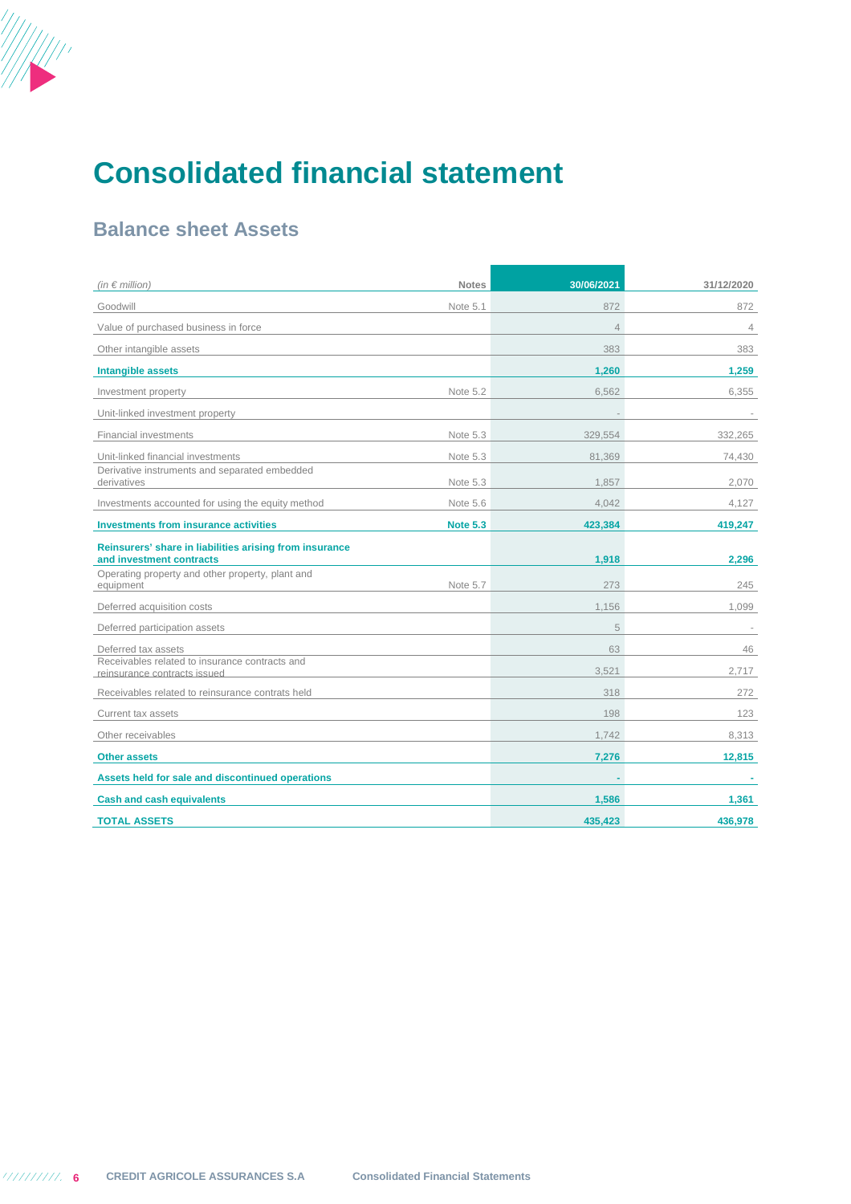# Consolidated financial statement

## Balance sheet Assets

| *(in € million)* | Notes | 30/06/2021 | 31/12/2020 |
|---|---|---|---|
| Goodwill | Note 5.1 | 872 | 872 |
| Value of purchased business in force | | 4 | 4 |
| Other intangible assets | | 383 | 383 |
| **Intangible assets** | | **1,260** | **1,259** |
| Investment property | Note 5.2 | 6,562 | 6,355 |
| Unit-linked investment property | | - | - |
| Financial investments | Note 5.3 | 329,554 | 332,265 |
| Unit-linked financial investments | Note 5.3 | 81,369 | 74,430 |
| Derivative instruments and separated embedded derivatives | Note 5.3 | 1,857 | 2,070 |
| Investments accounted for using the equity method | Note 5.6 | 4,042 | 4,127 |
| **Investments from insurance activities** | **Note 5.3** | **423,384** | **419,247** |
| **Reinsurers' share in liabilities arising from insurance and investment contracts** | | **1,918** | **2,296** |
| Operating property and other property, plant and equipment | Note 5.7 | 273 | 245 |
| Deferred acquisition costs | | 1,156 | 1,099 |
| Deferred participation assets | | 5 | - |
| Deferred tax assets | | 63 | 46 |
| Receivables related to insurance contracts and reinsurance contracts issued | | 3,521 | 2,717 |
| Receivables related to reinsurance contrats held | | 318 | 272 |
| Current tax assets | | 198 | 123 |
| Other receivables | | 1,742 | 8,313 |
| **Other assets** | | **7,276** | **12,815** |
| **Assets held for sale and discontinued operations** | | **-** | **-** |
| **Cash and cash equivalents** | | **1,586** | **1,361** |
| **TOTAL ASSETS** | | **435,423** | **436,978** |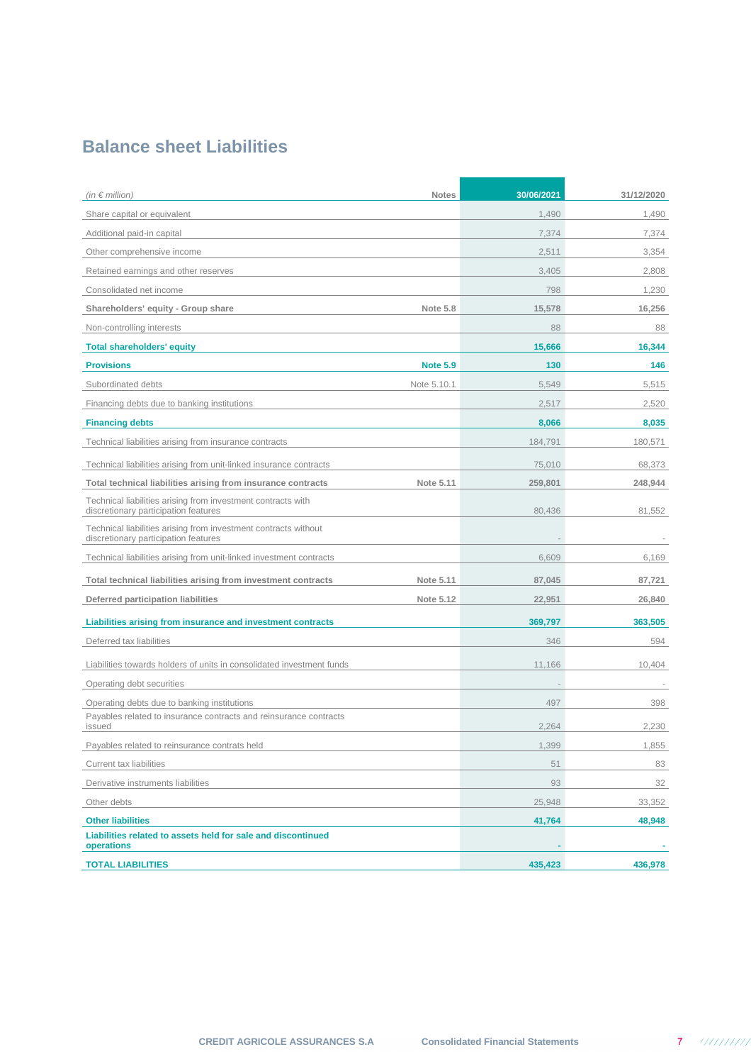## Balance sheet Liabilities

| *(in € million)* | Notes | 30/06/2021 | 31/12/2020 |
|---|---|---|---|
| Share capital or equivalent | | 1,490 | 1,490 |
| Additional paid-in capital | | 7,374 | 7,374 |
| Other comprehensive income | | 2,511 | 3,354 |
| Retained earnings and other reserves | | 3,405 | 2,808 |
| Consolidated net income | | 798 | 1,230 |
| **Shareholders' equity - Group share** | **Note 5.8** | **15,578** | **16,256** |
| Non-controlling interests | | 88 | 88 |
| **Total shareholders' equity** | | **15,666** | **16,344** |
| **Provisions** | **Note 5.9** | **130** | **146** |
| Subordinated debts | Note 5.10.1 | 5,549 | 5,515 |
| Financing debts due to banking institutions | | 2,517 | 2,520 |
| **Financing debts** | | **8,066** | **8,035** |
| Technical liabilities arising from insurance contracts | | 184,791 | 180,571 |
| Technical liabilities arising from unit-linked insurance contracts | | 75,010 | 68,373 |
| **Total technical liabilities arising from insurance contracts** | **Note 5.11** | **259,801** | **248,944** |
| Technical liabilities arising from investment contracts with discretionary participation features | | 80,436 | 81,552 |
| Technical liabilities arising from investment contracts without discretionary participation features | | - | - |
| Technical liabilities arising from unit-linked investment contracts | | 6,609 | 6,169 |
| **Total technical liabilities arising from investment contracts** | **Note 5.11** | **87,045** | **87,721** |
| **Deferred participation liabilities** | **Note 5.12** | **22,951** | **26,840** |
| **Liabilities arising from insurance and investment contracts** | | **369,797** | **363,505** |
| Deferred tax liabilities | | 346 | 594 |
| Liabilities towards holders of units in consolidated investment funds | | 11,166 | 10,404 |
| Operating debt securities | | - | - |
| Operating debts due to banking institutions | | 497 | 398 |
| Payables related to insurance contracts and reinsurance contracts issued | | 2,264 | 2,230 |
| Payables related to reinsurance contrats held | | 1,399 | 1,855 |
| Current tax liabilities | | 51 | 83 |
| Derivative instruments liabilities | | 93 | 32 |
| Other debts | | 25,948 | 33,352 |
| **Other liabilities** | | **41,764** | **48,948** |
| **Liabilities related to assets held for sale and discontinued operations** | | **-** | **-** |
| **TOTAL LIABILITIES** | | **435,423** | **436,978** |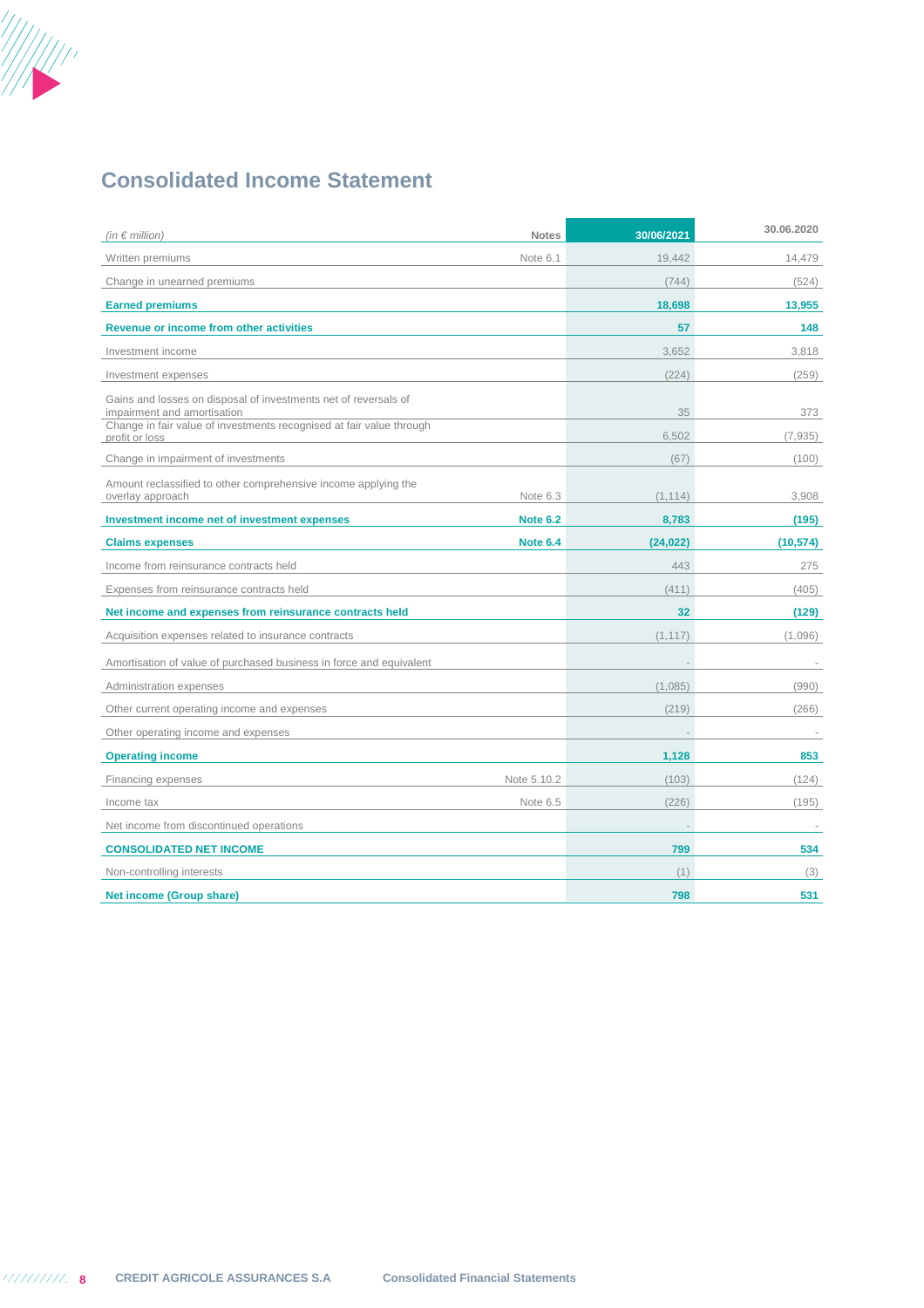## Consolidated Income Statement

| *(in € million)* | Notes | 30/06/2021 | 30.06.2020 |
|---|---|---|---|
| Written premiums | Note 6.1 | 19,442 | 14,479 |
| Change in unearned premiums | | (744) | (524) |
| **Earned premiums** | | **18,698** | **13,955** |
| **Revenue or income from other activities** | | **57** | **148** |
| Investment income | | 3,652 | 3,818 |
| Investment expenses | | (224) | (259) |
| Gains and losses on disposal of investments net of reversals of impairment and amortisation | | 35 | 373 |
| Change in fair value of investments recognised at fair value through profit or loss | | 6,502 | (7,935) |
| Change in impairment of investments | | (67) | (100) |
| Amount reclassified to other comprehensive income applying the overlay approach | Note 6.3 | (1,114) | 3,908 |
| **Investment income net of investment expenses** | **Note 6.2** | **8,783** | **(195)** |
| **Claims expenses** | **Note 6.4** | **(24,022)** | **(10,574)** |
| Income from reinsurance contracts held | | 443 | 275 |
| Expenses from reinsurance contracts held | | (411) | (405) |
| **Net income and expenses from reinsurance contracts held** | | **32** | **(129)** |
| Acquisition expenses related to insurance contracts | | (1,117) | (1,096) |
| Amortisation of value of purchased business in force and equivalent | | - | - |
| Administration expenses | | (1,085) | (990) |
| Other current operating income and expenses | | (219) | (266) |
| Other operating income and expenses | | - | - |
| **Operating income** | | **1,128** | **853** |
| Financing expenses | Note 5.10.2 | (103) | (124) |
| Income tax | Note 6.5 | (226) | (195) |
| Net income from discontinued operations | | - | - |
| **CONSOLIDATED NET INCOME** | | **799** | **534** |
| Non-controlling interests | | (1) | (3) |
| **Net income (Group share)** | | **798** | **531** |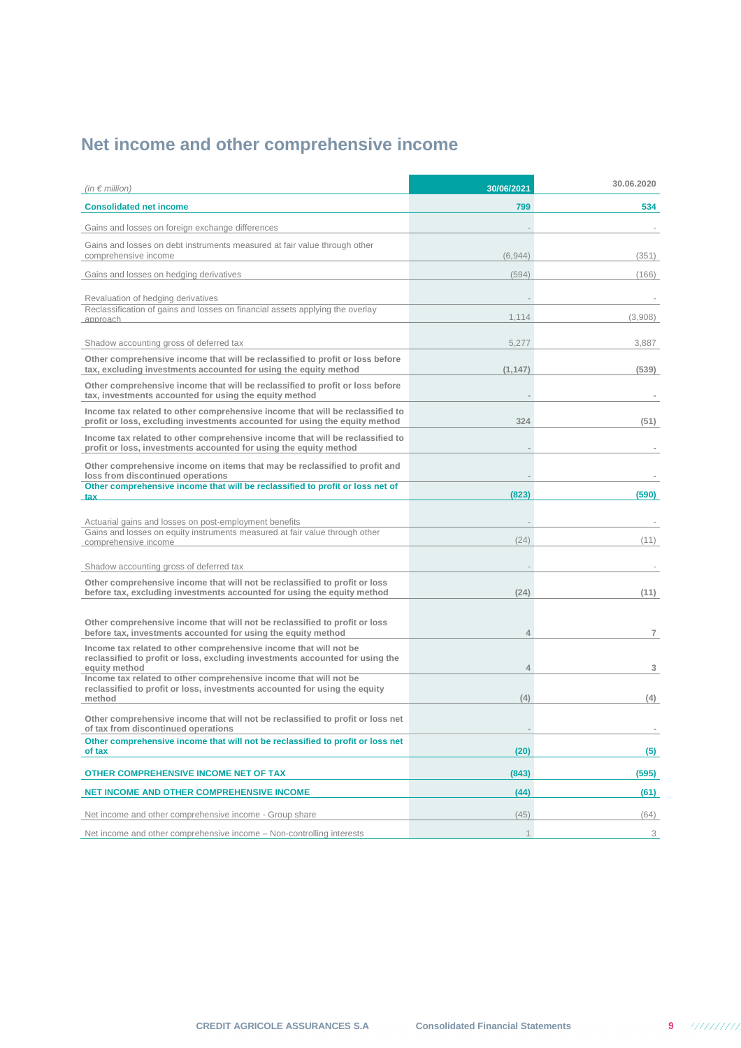# Net income and other comprehensive income

| *(in € million)* | 30/06/2021 | 30.06.2020 |
|---|---|---|
| **Consolidated net income** | **799** | **534** |
| Gains and losses on foreign exchange differences | - | - |
| Gains and losses on debt instruments measured at fair value through other comprehensive income | (6,944) | (351) |
| Gains and losses on hedging derivatives | (594) | (166) |
| Revaluation of hedging derivatives | - | - |
| Reclassification of gains and losses on financial assets applying the overlay approach | 1,114 | (3,908) |
| Shadow accounting gross of deferred tax | 5,277 | 3,887 |
| **Other comprehensive income that will be reclassified to profit or loss before tax, excluding investments accounted for using the equity method** | **(1,147)** | **(539)** |
| **Other comprehensive income that will be reclassified to profit or loss before tax, investments accounted for using the equity method** | **-** | **-** |
| **Income tax related to other comprehensive income that will be reclassified to profit or loss, excluding investments accounted for using the equity method** | **324** | **(51)** |
| **Income tax related to other comprehensive income that will be reclassified to profit or loss, investments accounted for using the equity method** | **-** | **-** |
| **Other comprehensive income on items that may be reclassified to profit and loss from discontinued operations** | **-** | **-** |
| **Other comprehensive income that will be reclassified to profit or loss net of tax** | **(823)** | **(590)** |
| Actuarial gains and losses on post-employment benefits | - | - |
| Gains and losses on equity instruments measured at fair value through other comprehensive income | (24) | (11) |
| Shadow accounting gross of deferred tax | - | - |
| **Other comprehensive income that will not be reclassified to profit or loss before tax, excluding investments accounted for using the equity method** | **(24)** | **(11)** |
| **Other comprehensive income that will not be reclassified to profit or loss before tax, investments accounted for using the equity method** | 4 | 7 |
| **Income tax related to other comprehensive income that will not be reclassified to profit or loss, excluding investments accounted for using the equity method** | 4 | 3 |
| **Income tax related to other comprehensive income that will not be reclassified to profit or loss, investments accounted for using the equity method** | (4) | (4) |
| **Other comprehensive income that will not be reclassified to profit or loss net of tax from discontinued operations** | **-** | **-** |
| **Other comprehensive income that will not be reclassified to profit or loss net of tax** | **(20)** | **(5)** |
| **OTHER COMPREHENSIVE INCOME NET OF TAX** | **(843)** | **(595)** |
| **NET INCOME AND OTHER COMPREHENSIVE INCOME** | **(44)** | **(61)** |
| Net income and other comprehensive income - Group share | (45) | (64) |
| Net income and other comprehensive income – Non-controlling interests | 1 | 3 |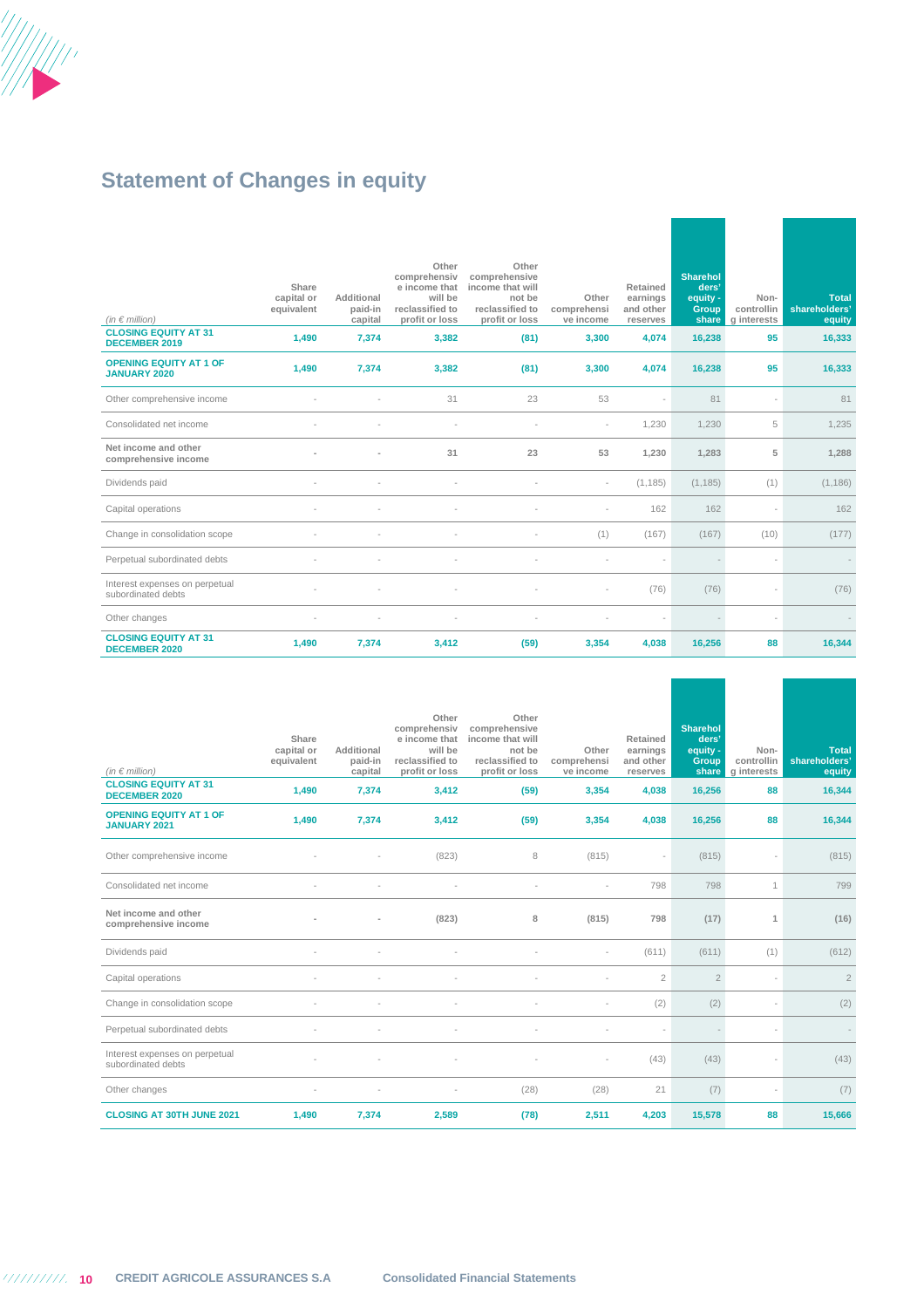# Statement of Changes in equity

| *(in € million)* | Share capital or equivalent | Additional paid-in capital | Other comprehensive income that will be reclassified to profit or loss | Other comprehensive income that will not be reclassified to profit or loss | Other comprehensive income | Retained earnings and other reserves | Shareholders' equity - Group share | Non-controlling interests | Total shareholders' equity |
|---|---|---|---|---|---|---|---|---|---|
| **CLOSING EQUITY AT 31 DECEMBER 2019** | **1,490** | **7,374** | **3,382** | **(81)** | **3,300** | **4,074** | **16,238** | **95** | **16,333** |
| **OPENING EQUITY AT 1 OF JANUARY 2020** | **1,490** | **7,374** | **3,382** | **(81)** | **3,300** | **4,074** | **16,238** | **95** | **16,333** |
| Other comprehensive income | - | - | 31 | 23 | 53 | - | 81 | - | 81 |
| Consolidated net income | - | - | - | - | - | 1,230 | 1,230 | 5 | 1,235 |
| **Net income and other comprehensive income** | **-** | **-** | **31** | **23** | **53** | **1,230** | **1,283** | **5** | **1,288** |
| Dividends paid | - | - | - | - | - | (1,185) | (1,185) | (1) | (1,186) |
| Capital operations | - | - | - | - | - | 162 | 162 | - | 162 |
| Change in consolidation scope | - | - | - | - | (1) | (167) | (167) | (10) | (177) |
| Perpetual subordinated debts | - | - | - | - | - | - | - | - | - |
| Interest expenses on perpetual subordinated debts | - | - | - | - | - | (76) | (76) | - | (76) |
| Other changes | - | - | - | - | - | - | - | - | - |
| **CLOSING EQUITY AT 31 DECEMBER 2020** | **1,490** | **7,374** | **3,412** | **(59)** | **3,354** | **4,038** | **16,256** | **88** | **16,344** |

| *(in € million)* | Share capital or equivalent | Additional paid-in capital | Other comprehensive income that will be reclassified to profit or loss | Other comprehensive income that will not be reclassified to profit or loss | Other comprehensive income | Retained earnings and other reserves | Shareholders' equity - Group share | Non-controlling interests | Total shareholders' equity |
|---|---|---|---|---|---|---|---|---|---|
| **CLOSING EQUITY AT 31 DECEMBER 2020** | **1,490** | **7,374** | **3,412** | **(59)** | **3,354** | **4,038** | **16,256** | **88** | **16,344** |
| **OPENING EQUITY AT 1 OF JANUARY 2021** | **1,490** | **7,374** | **3,412** | **(59)** | **3,354** | **4,038** | **16,256** | **88** | **16,344** |
| Other comprehensive income | - | - | (823) | 8 | (815) | - | (815) | - | (815) |
| Consolidated net income | - | - | - | - | - | 798 | 798 | 1 | 799 |
| **Net income and other comprehensive income** | **-** | **-** | **(823)** | **8** | **(815)** | **798** | **(17)** | **1** | **(16)** |
| Dividends paid | - | - | - | - | - | (611) | (611) | (1) | (612) |
| Capital operations | - | - | - | - | - | 2 | 2 | - | 2 |
| Change in consolidation scope | - | - | - | - | - | (2) | (2) | - | (2) |
| Perpetual subordinated debts | - | - | - | - | - | - | - | - | - |
| Interest expenses on perpetual subordinated debts | - | - | - | - | - | (43) | (43) | - | (43) |
| Other changes | - | - | - | (28) | (28) | 21 | (7) | - | (7) |
| **CLOSING AT 30TH JUNE 2021** | **1,490** | **7,374** | **2,589** | **(78)** | **2,511** | **4,203** | **15,578** | **88** | **15,666** |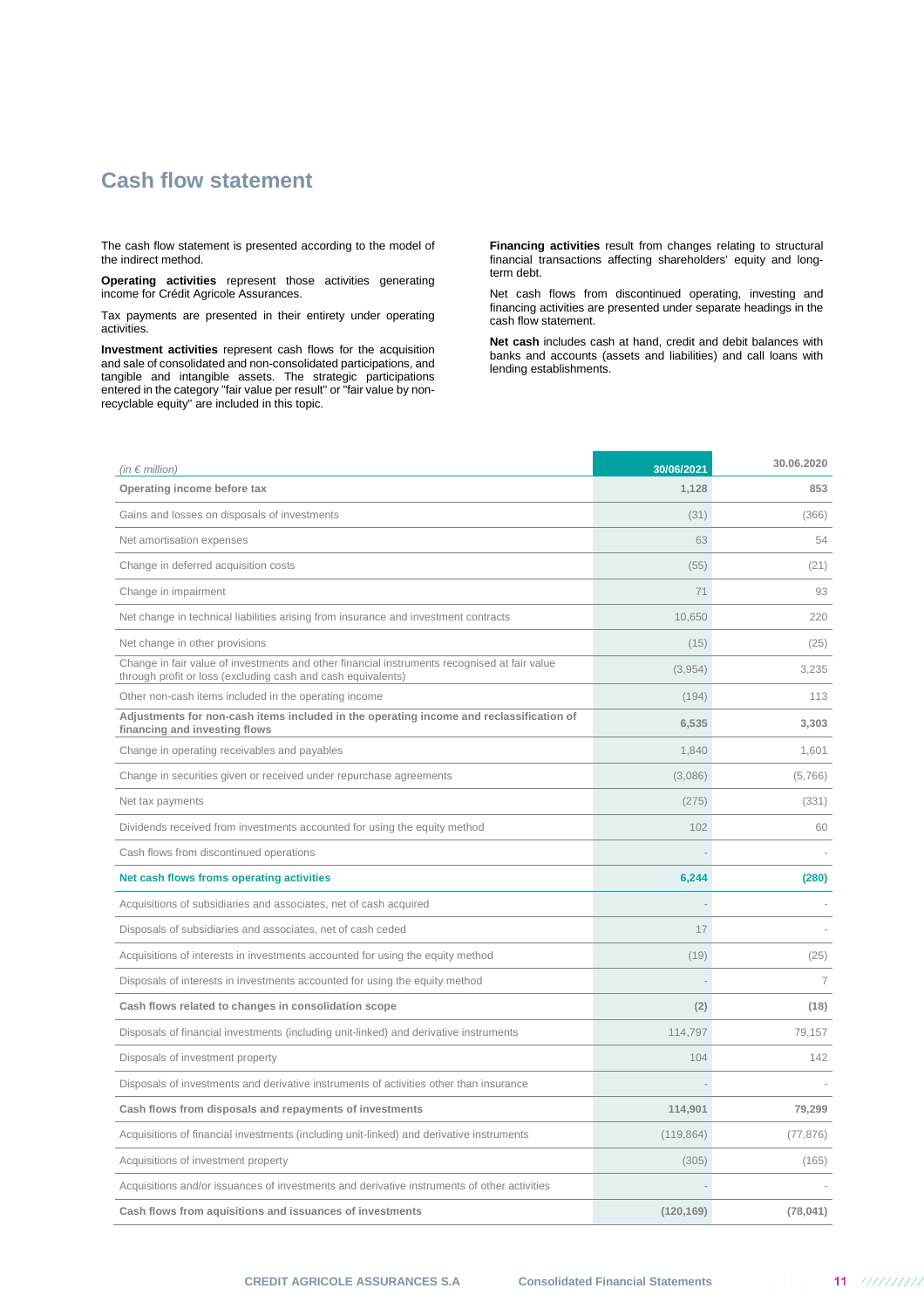# Cash flow statement

The cash flow statement is presented according to the model of the indirect method.

**Operating activities** represent those activities generating income for Crédit Agricole Assurances.

Tax payments are presented in their entirety under operating activities.

**Investment activities** represent cash flows for the acquisition and sale of consolidated and non-consolidated participations, and tangible and intangible assets. The strategic participations entered in the category "fair value per result" or "fair value by non-recyclable equity" are included in this topic.

**Financing activities** result from changes relating to structural financial transactions affecting shareholders' equity and long-term debt.

Net cash flows from discontinued operating, investing and financing activities are presented under separate headings in the cash flow statement.

**Net cash** includes cash at hand, credit and debit balances with banks and accounts (assets and liabilities) and call loans with lending establishments.

| *(in € million)* | 30/06/2021 | 30.06.2020 |
|---|---|---|
| **Operating income before tax** | **1,128** | **853** |
| Gains and losses on disposals of investments | (31) | (366) |
| Net amortisation expenses | 63 | 54 |
| Change in deferred acquisition costs | (55) | (21) |
| Change in impairment | 71 | 93 |
| Net change in technical liabilities arising from insurance and investment contracts | 10,650 | 220 |
| Net change in other provisions | (15) | (25) |
| Change in fair value of investments and other financial instruments recognised at fair value through profit or loss (excluding cash and cash equivalents) | (3,954) | 3,235 |
| Other non-cash items included in the operating income | (194) | 113 |
| **Adjustments for non-cash items included in the operating income and reclassification of financing and investing flows** | **6,535** | **3,303** |
| Change in operating receivables and payables | 1,840 | 1,601 |
| Change in securities given or received under repurchase agreements | (3,086) | (5,766) |
| Net tax payments | (275) | (331) |
| Dividends received from investments accounted for using the equity method | 102 | 60 |
| Cash flows from discontinued operations | - | - |
| **Net cash flows froms operating activities** | **6,244** | **(280)** |
| Acquisitions of subsidiaries and associates, net of cash acquired | - | - |
| Disposals of subsidiaries and associates, net of cash ceded | 17 | - |
| Acquisitions of interests in investments accounted for using the equity method | (19) | (25) |
| Disposals of interests in investments accounted for using the equity method | - | 7 |
| **Cash flows related to changes in consolidation scope** | **(2)** | **(18)** |
| Disposals of financial investments (including unit-linked) and derivative instruments | 114,797 | 79,157 |
| Disposals of investment property | 104 | 142 |
| Disposals of investments and derivative instruments of activities other than insurance | - | - |
| **Cash flows from disposals and repayments of investments** | **114,901** | **79,299** |
| Acquisitions of financial investments (including unit-linked) and derivative instruments | (119,864) | (77,876) |
| Acquisitions of investment property | (305) | (165) |
| Acquisitions and/or issuances of investments and derivative instruments of other activities | - | - |
| **Cash flows from aquisitions and issuances of investments** | **(120,169)** | **(78,041)** |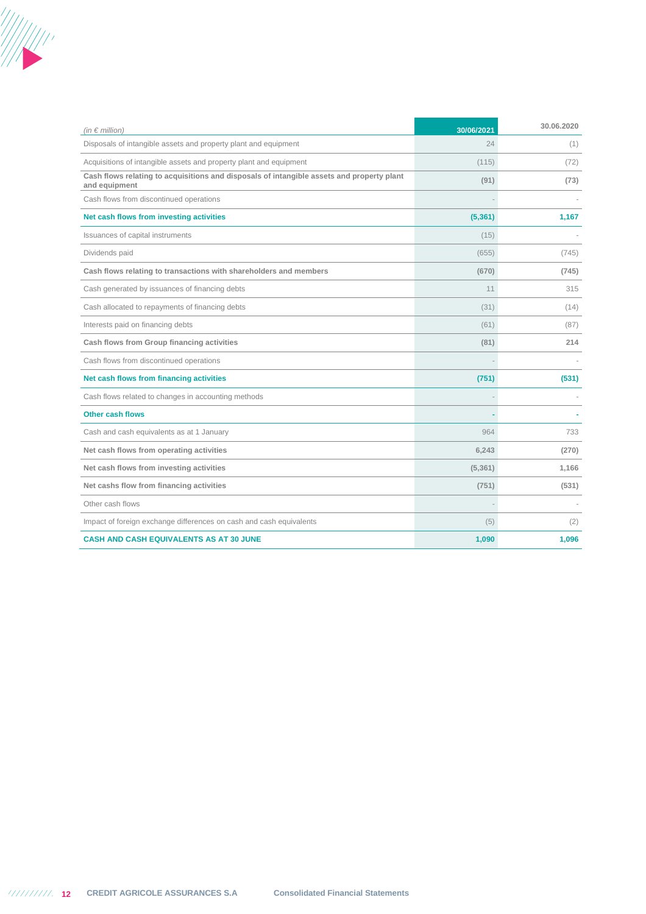| (in € million) | 30/06/2021 | 30.06.2020 |
|---|---|---|
| Disposals of intangible assets and property plant and equipment | 24 | (1) |
| Acquisitions of intangible assets and property plant and equipment | (115) | (72) |
| **Cash flows relating to acquisitions and disposals of intangible assets and property plant and equipment** | **(91)** | **(73)** |
| Cash flows from discontinued operations | - | - |
| **Net cash flows from investing activities** | **(5,361)** | **1,167** |
| Issuances of capital instruments | (15) | - |
| Dividends paid | (655) | (745) |
| **Cash flows relating to transactions with shareholders and members** | **(670)** | **(745)** |
| Cash generated by issuances of financing debts | 11 | 315 |
| Cash allocated to repayments of financing debts | (31) | (14) |
| Interests paid on financing debts | (61) | (87) |
| **Cash flows from Group financing activities** | **(81)** | **214** |
| Cash flows from discontinued operations | - | - |
| **Net cash flows from financing activities** | **(751)** | **(531)** |
| Cash flows related to changes in accounting methods | - | - |
| **Other cash flows** | **-** | **-** |
| Cash and cash equivalents as at 1 January | 964 | 733 |
| **Net cash flows from operating activities** | **6,243** | **(270)** |
| **Net cash flows from investing activities** | **(5,361)** | **1,166** |
| **Net cashs flow from financing activities** | **(751)** | **(531)** |
| Other cash flows | - | - |
| Impact of foreign exchange differences on cash and cash equivalents | (5) | (2) |
| **CASH AND CASH EQUIVALENTS AS AT 30 JUNE** | **1,090** | **1,096** |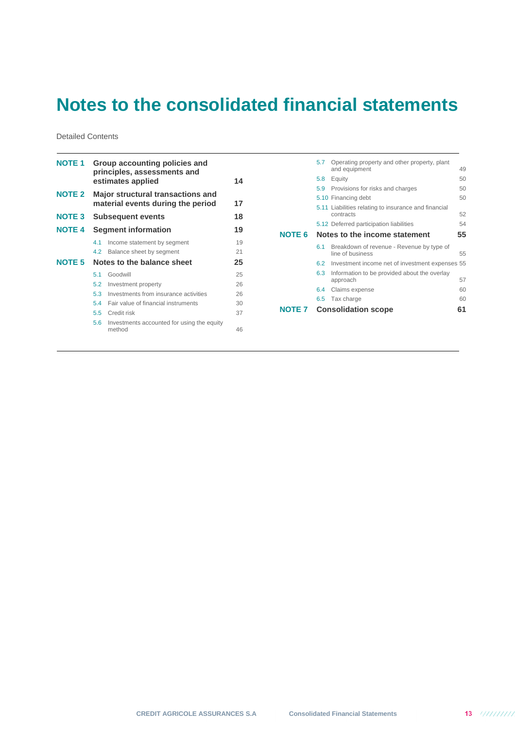# Notes to the consolidated financial statements

Detailed Contents

| | | |
|---|---|---|
| **NOTE 1** | **Group accounting policies and principles, assessments and estimates applied** | **14** |
| **NOTE 2** | **Major structural transactions and material events during the period** | **17** |
| **NOTE 3** | **Subsequent events** | **18** |
| **NOTE 4** | **Segment information** | **19** |
| 4.1 | Income statement by segment | 19 |
| 4.2 | Balance sheet by segment | 21 |
| **NOTE 5** | **Notes to the balance sheet** | **25** |
| 5.1 | Goodwill | 25 |
| 5.2 | Investment property | 26 |
| 5.3 | Investments from insurance activities | 26 |
| 5.4 | Fair value of financial instruments | 30 |
| 5.5 | Credit risk | 37 |
| 5.6 | Investments accounted for using the equity method | 46 |
| 5.7 | Operating property and other property, plant and equipment | 49 |
| 5.8 | Equity | 50 |
| 5.9 | Provisions for risks and charges | 50 |
| 5.10 | Financing debt | 50 |
| 5.11 | Liabilities relating to insurance and financial contracts | 52 |
| 5.12 | Deferred participation liabilities | 54 |
| **NOTE 6** | **Notes to the income statement** | **55** |
| 6.1 | Breakdown of revenue - Revenue by type of line of business | 55 |
| 6.2 | Investment income net of investment expenses | 55 |
| 6.3 | Information to be provided about the overlay approach | 57 |
| 6.4 | Claims expense | 60 |
| 6.5 | Tax charge | 60 |
| **NOTE 7** | **Consolidation scope** | **61** |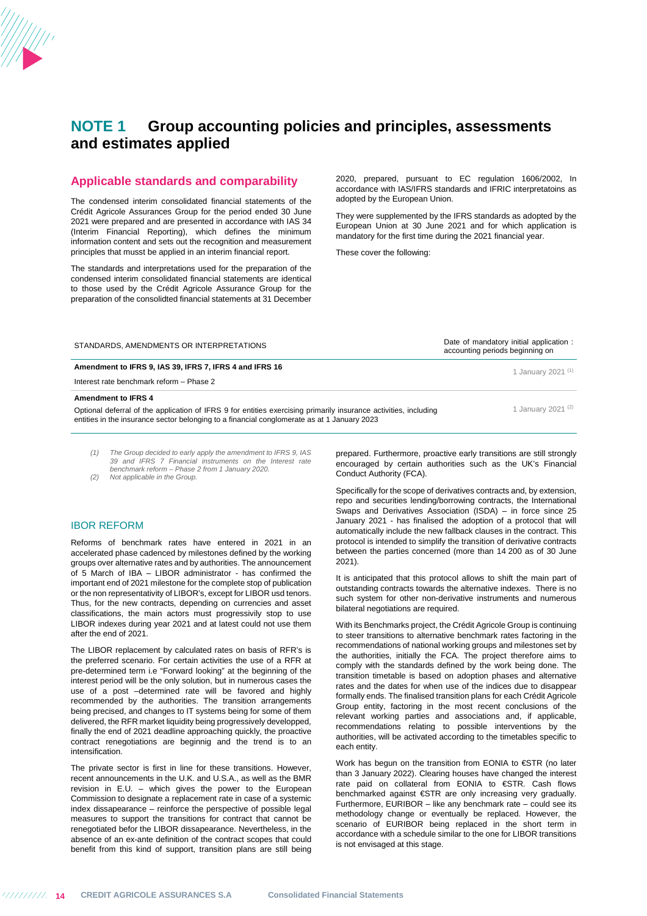# NOTE 1 Group accounting policies and principles, assessments and estimates applied

## Applicable standards and comparability

The condensed interim consolidated financial statements of the Crédit Agricole Assurances Group for the period ended 30 June 2021 were prepared and are presented in accordance with IAS 34 (Interim Financial Reporting), which defines the minimum information content and sets out the recognition and measurement principles that musst be applied in an interim financial report.

The standards and interpretations used for the preparation of the condensed interim consolidated financial statements are identical to those used by the Crédit Agricole Assurance Group for the preparation of the consolidted financial statements at 31 December 2020, prepared, pursuant to EC regulation 1606/2002, In accordance with IAS/IFRS standards and IFRIC interpretatoins as adopted by the European Union.

They were supplemented by the IFRS standards as adopted by the European Union at 30 June 2021 and for which application is mandatory for the first time during the 2021 financial year.

These cover the following:

| STANDARDS, AMENDMENTS OR INTERPRETATIONS | Date of mandatory initial application : accounting periods beginning on |
|---|---|
| **Amendment to IFRS 9, IAS 39, IFRS 7, IFRS 4 and IFRS 16**<br>Interest rate benchmark reform – Phase 2 | 1 January 2021 (1) |
| **Amendment to IFRS 4**<br>Optional deferral of the application of IFRS 9 for entities exercising primarily insurance activities, including entities in the insurance sector belonging to a financial conglomerate as at 1 January 2023 | 1 January 2021 (2) |

*(1) The Group decided to early apply the amendment to IFRS 9, IAS 39 and IFRS 7 Financial instruments on the Interest rate benchmark reform – Phase 2 from 1 January 2020.*
*(2) Not applicable in the Group.*

### IBOR REFORM

Reforms of benchmark rates have entered in 2021 in an accelerated phase cadenced by milestones defined by the working groups over alternative rates and by authorities. The announcement of 5 March of IBA – LIBOR administrator - has confirmed the important end of 2021 milestone for the complete stop of publication or the non representativity of LIBOR's, except for LIBOR usd tenors. Thus, for the new contracts, depending on currencies and asset classifications, the main actors must progressivily stop to use LIBOR indexes during year 2021 and at latest could not use them after the end of 2021.

The LIBOR replacement by calculated rates on basis of RFR's is the preferred scenario. For certain activities the use of a RFR at pre-determined term i.e "Forward looking" at the beginning of the interest period will be the only solution, but in numerous cases the use of a post –determined rate will be favored and highly recommended by the authorities. The transition arrangements being precised, and changes to IT systems being for some of them delivered, the RFR market liquidity being progressively developped, finally the end of 2021 deadline approaching quickly, the proactive contract renegotiations are beginnig and the trend is to an intensification.

The private sector is first in line for these transitions. However, recent announcements in the U.K. and U.S.A., as well as the BMR revision in E.U. – which gives the power to the European Commission to designate a replacement rate in case of a systemic index dissapearance – reinforce the perspective of possible legal measures to support the transitions for contract that cannot be renegotiated befor the LIBOR dissapearance. Nevertheless, in the absence of an ex-ante definition of the contract scopes that could benefit from this kind of support, transition plans are still being prepared. Furthermore, proactive early transitions are still strongly encouraged by certain authorities such as the UK's Financial Conduct Authority (FCA).

Specifically for the scope of derivatives contracts and, by extension, repo and securities lending/borrowing contracts, the International Swaps and Derivatives Association (ISDA) – in force since 25 January 2021 - has finalised the adoption of a protocol that will automatically include the new fallback clauses in the contract. This protocol is intended to simplify the transition of derivative contracts between the parties concerned (more than 14 200 as of 30 June 2021).

It is anticipated that this protocol allows to shift the main part of outstanding contracts towards the alternative indexes. There is no such system for other non-derivative instruments and numerous bilateral negotiations are required.

With its Benchmarks project, the Crédit Agricole Group is continuing to steer transitions to alternative benchmark rates factoring in the recommendations of national working groups and milestones set by the authorities, initially the FCA. The project therefore aims to comply with the standards defined by the work being done. The transition timetable is based on adoption phases and alternative rates and the dates for when use of the indices due to disappear formally ends. The finalised transition plans for each Crédit Agricole Group entity, factoring in the most recent conclusions of the relevant working parties and associations and, if applicable, recommendations relating to possible interventions by the authorities, will be activated according to the timetables specific to each entity.

Work has begun on the transition from EONIA to €STR (no later than 3 January 2022). Clearing houses have changed the interest rate paid on collateral from EONIA to €STR. Cash flows benchmarked against €STR are only increasing very gradually. Furthermore, EURIBOR – like any benchmark rate – could see its methodology change or eventually be replaced. However, the scenario of EURIBOR being replaced in the short term in accordance with a schedule similar to the one for LIBOR transitions is not envisaged at this stage.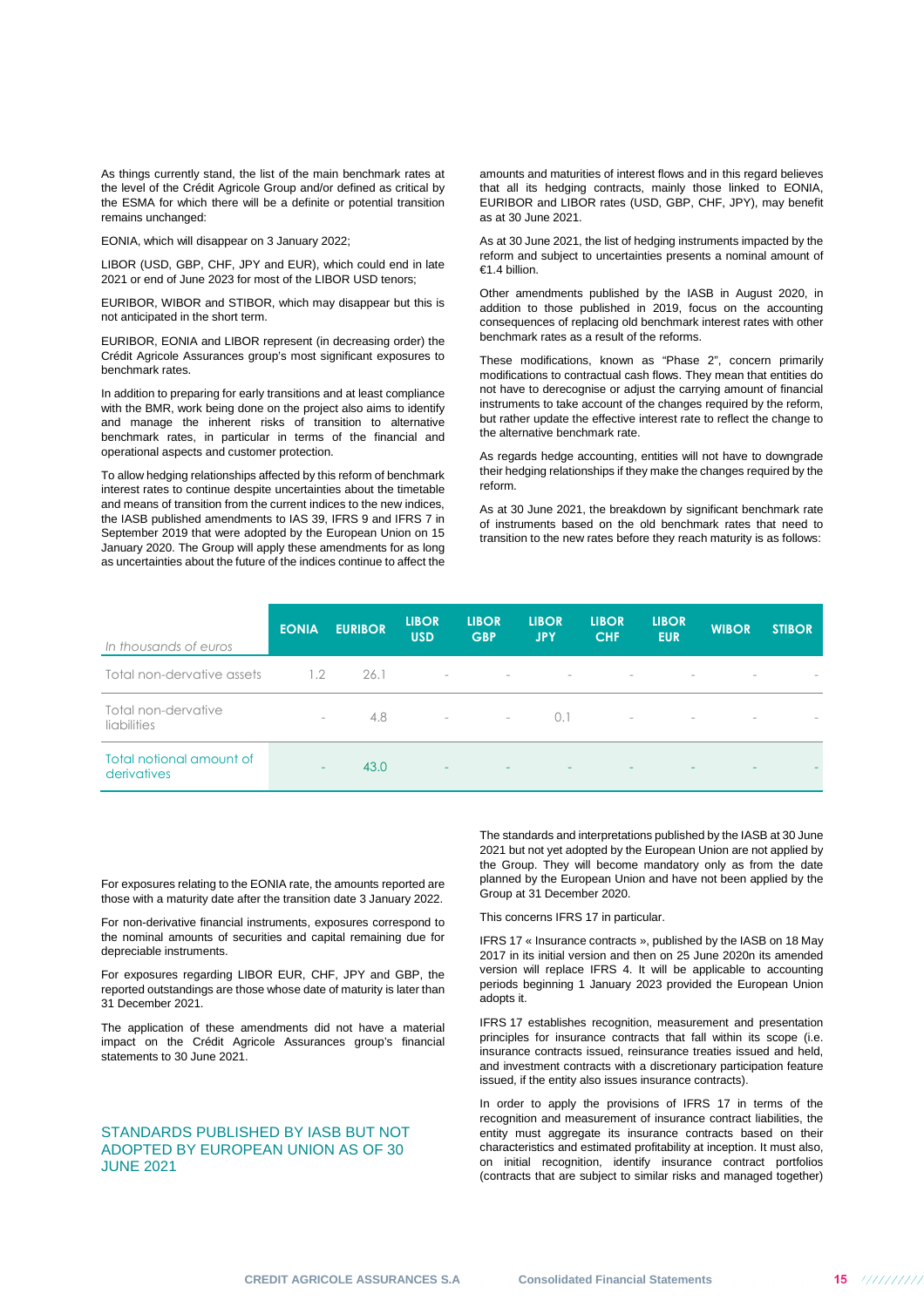As things currently stand, the list of the main benchmark rates at the level of the Crédit Agricole Group and/or defined as critical by the ESMA for which there will be a definite or potential transition remains unchanged:

EONIA, which will disappear on 3 January 2022;

LIBOR (USD, GBP, CHF, JPY and EUR), which could end in late 2021 or end of June 2023 for most of the LIBOR USD tenors;

EURIBOR, WIBOR and STIBOR, which may disappear but this is not anticipated in the short term.

EURIBOR, EONIA and LIBOR represent (in decreasing order) the Crédit Agricole Assurances group's most significant exposures to benchmark rates.

In addition to preparing for early transitions and at least compliance with the BMR, work being done on the project also aims to identify and manage the inherent risks of transition to alternative benchmark rates, in particular in terms of the financial and operational aspects and customer protection.

To allow hedging relationships affected by this reform of benchmark interest rates to continue despite uncertainties about the timetable and means of transition from the current indices to the new indices, the IASB published amendments to IAS 39, IFRS 9 and IFRS 7 in September 2019 that were adopted by the European Union on 15 January 2020. The Group will apply these amendments for as long as uncertainties about the future of the indices continue to affect the amounts and maturities of interest flows and in this regard believes that all its hedging contracts, mainly those linked to EONIA, EURIBOR and LIBOR rates (USD, GBP, CHF, JPY), may benefit as at 30 June 2021.

As at 30 June 2021, the list of hedging instruments impacted by the reform and subject to uncertainties presents a nominal amount of €1.4 billion.

Other amendments published by the IASB in August 2020, in addition to those published in 2019, focus on the accounting consequences of replacing old benchmark interest rates with other benchmark rates as a result of the reforms.

These modifications, known as "Phase 2", concern primarily modifications to contractual cash flows. They mean that entities do not have to derecognise or adjust the carrying amount of financial instruments to take account of the changes required by the reform, but rather update the effective interest rate to reflect the change to the alternative benchmark rate.

As regards hedge accounting, entities will not have to downgrade their hedging relationships if they make the changes required by the reform.

As at 30 June 2021, the breakdown by significant benchmark rate of instruments based on the old benchmark rates that need to transition to the new rates before they reach maturity is as follows:

| *In thousands of euros* | EONIA | EURIBOR | LIBOR USD | LIBOR GBP | LIBOR JPY | LIBOR CHF | LIBOR EUR | WIBOR | STIBOR |
|---|---|---|---|---|---|---|---|---|---|
| Total non-dervative assets | 1.2 | 26.1 | - | - | - | - | - | - | - |
| Total non-dervative liabilities | - | 4.8 | - | - | 0.1 | - | - | - | - |
| Total notional amount of derivatives | - | 43.0 | - | - | - | - | - | - | - |

For exposures relating to the EONIA rate, the amounts reported are those with a maturity date after the transition date 3 January 2022.

For non-derivative financial instruments, exposures correspond to the nominal amounts of securities and capital remaining due for depreciable instruments.

For exposures regarding LIBOR EUR, CHF, JPY and GBP, the reported outstandings are those whose date of maturity is later than 31 December 2021.

The application of these amendments did not have a material impact on the Crédit Agricole Assurances group's financial statements to 30 June 2021.

## STANDARDS PUBLISHED BY IASB BUT NOT ADOPTED BY EUROPEAN UNION AS OF 30 JUNE 2021

The standards and interpretations published by the IASB at 30 June 2021 but not yet adopted by the European Union are not applied by the Group. They will become mandatory only as from the date planned by the European Union and have not been applied by the Group at 31 December 2020.

This concerns IFRS 17 in particular.

IFRS 17 « Insurance contracts », published by the IASB on 18 May 2017 in its initial version and then on 25 June 2020n its amended version will replace IFRS 4. It will be applicable to accounting periods beginning 1 January 2023 provided the European Union adopts it.

IFRS 17 establishes recognition, measurement and presentation principles for insurance contracts that fall within its scope (i.e. insurance contracts issued, reinsurance treaties issued and held, and investment contracts with a discretionary participation feature issued, if the entity also issues insurance contracts).

In order to apply the provisions of IFRS 17 in terms of the recognition and measurement of insurance contract liabilities, the entity must aggregate its insurance contracts based on their characteristics and estimated profitability at inception. It must also, on initial recognition, identify insurance contract portfolios (contracts that are subject to similar risks and managed together)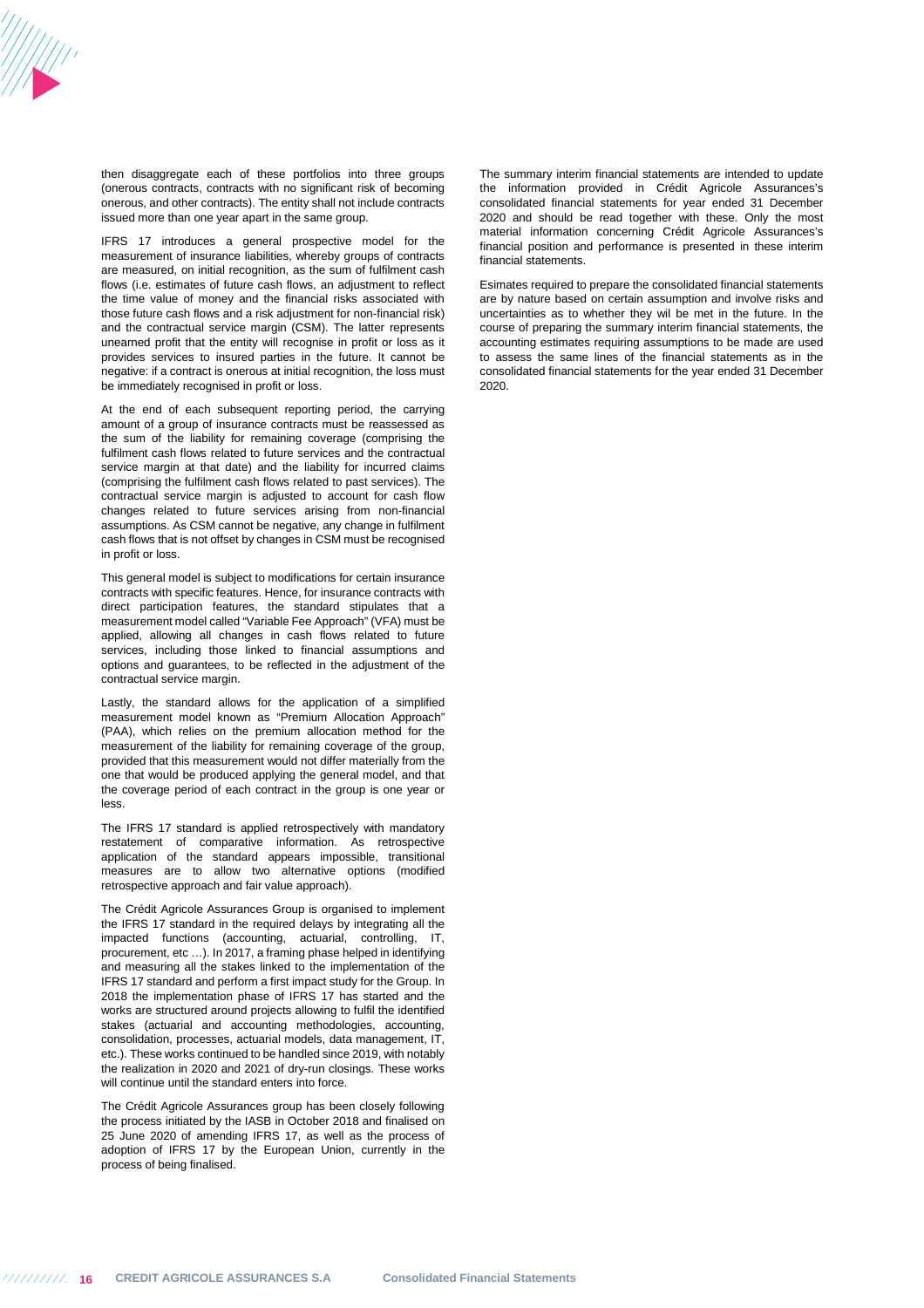then disaggregate each of these portfolios into three groups (onerous contracts, contracts with no significant risk of becoming onerous, and other contracts). The entity shall not include contracts issued more than one year apart in the same group.

IFRS 17 introduces a general prospective model for the measurement of insurance liabilities, whereby groups of contracts are measured, on initial recognition, as the sum of fulfilment cash flows (i.e. estimates of future cash flows, an adjustment to reflect the time value of money and the financial risks associated with those future cash flows and a risk adjustment for non-financial risk) and the contractual service margin (CSM). The latter represents unearned profit that the entity will recognise in profit or loss as it provides services to insured parties in the future. It cannot be negative: if a contract is onerous at initial recognition, the loss must be immediately recognised in profit or loss.

At the end of each subsequent reporting period, the carrying amount of a group of insurance contracts must be reassessed as the sum of the liability for remaining coverage (comprising the fulfilment cash flows related to future services and the contractual service margin at that date) and the liability for incurred claims (comprising the fulfilment cash flows related to past services). The contractual service margin is adjusted to account for cash flow changes related to future services arising from non-financial assumptions. As CSM cannot be negative, any change in fulfilment cash flows that is not offset by changes in CSM must be recognised in profit or loss.

This general model is subject to modifications for certain insurance contracts with specific features. Hence, for insurance contracts with direct participation features, the standard stipulates that a measurement model called "Variable Fee Approach" (VFA) must be applied, allowing all changes in cash flows related to future services, including those linked to financial assumptions and options and guarantees, to be reflected in the adjustment of the contractual service margin.

Lastly, the standard allows for the application of a simplified measurement model known as "Premium Allocation Approach" (PAA), which relies on the premium allocation method for the measurement of the liability for remaining coverage of the group, provided that this measurement would not differ materially from the one that would be produced applying the general model, and that the coverage period of each contract in the group is one year or less.

The IFRS 17 standard is applied retrospectively with mandatory restatement of comparative information. As retrospective application of the standard appears impossible, transitional measures are to allow two alternative options (modified retrospective approach and fair value approach).

The Crédit Agricole Assurances Group is organised to implement the IFRS 17 standard in the required delays by integrating all the impacted functions (accounting, actuarial, controlling, IT, procurement, etc …). In 2017, a framing phase helped in identifying and measuring all the stakes linked to the implementation of the IFRS 17 standard and perform a first impact study for the Group. In 2018 the implementation phase of IFRS 17 has started and the works are structured around projects allowing to fulfil the identified stakes (actuarial and accounting methodologies, accounting, consolidation, processes, actuarial models, data management, IT, etc.). These works continued to be handled since 2019, with notably the realization in 2020 and 2021 of dry-run closings. These works will continue until the standard enters into force.

The Crédit Agricole Assurances group has been closely following the process initiated by the IASB in October 2018 and finalised on 25 June 2020 of amending IFRS 17, as well as the process of adoption of IFRS 17 by the European Union, currently in the process of being finalised.

The summary interim financial statements are intended to update the information provided in Crédit Agricole Assurances's consolidated financial statements for year ended 31 December 2020 and should be read together with these. Only the most material information concerning Crédit Agricole Assurances's financial position and performance is presented in these interim financial statements.

Esimates required to prepare the consolidated financial statements are by nature based on certain assumption and involve risks and uncertainties as to whether they wil be met in the future. In the course of preparing the summary interim financial statements, the accounting estimates requiring assumptions to be made are used to assess the same lines of the financial statements as in the consolidated financial statements for the year ended 31 December 2020.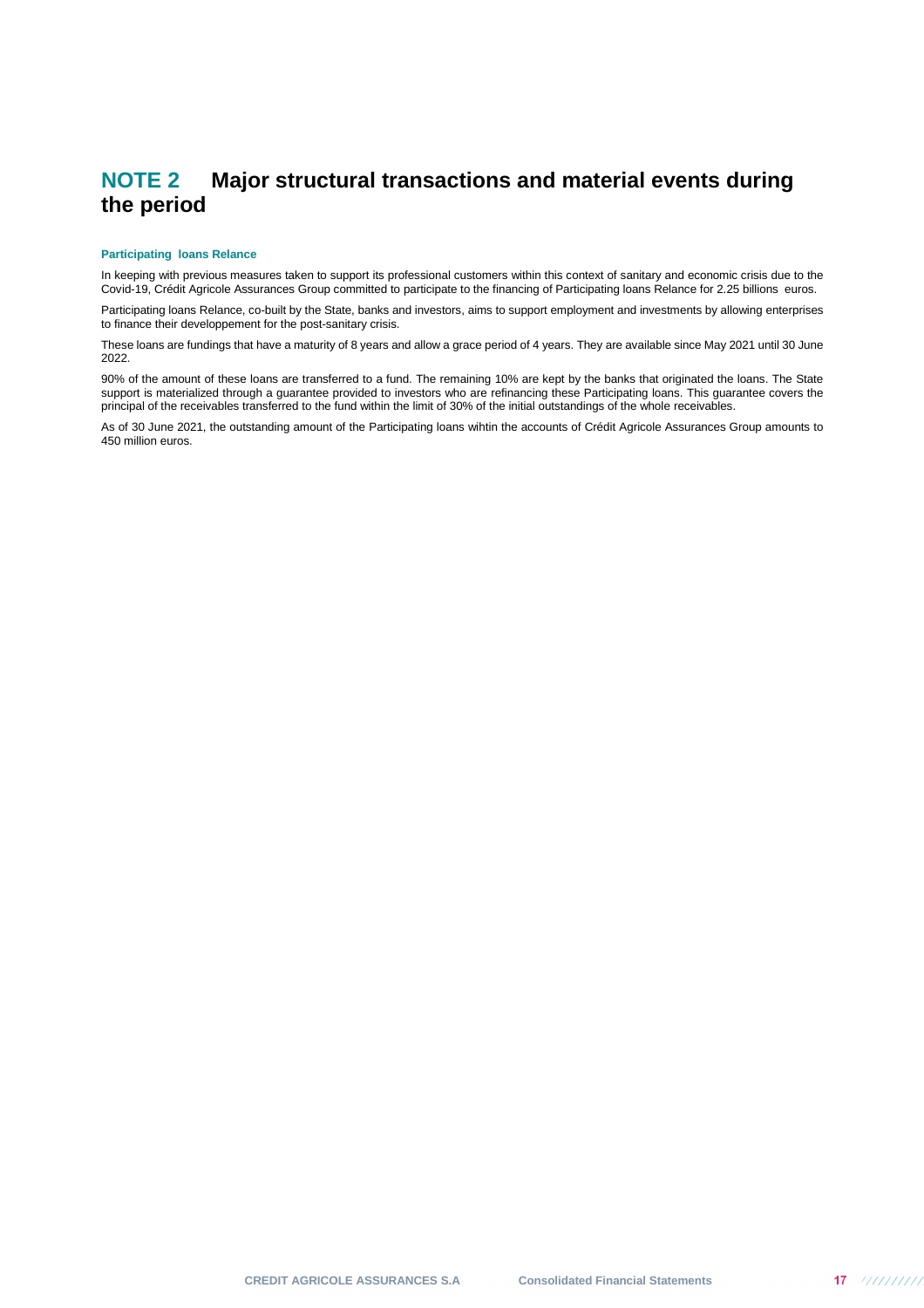# NOTE 2 Major structural transactions and material events during the period

### Participating loans Relance

In keeping with previous measures taken to support its professional customers within this context of sanitary and economic crisis due to the Covid-19, Crédit Agricole Assurances Group committed to participate to the financing of Participating loans Relance for 2.25 billions euros.

Participating loans Relance, co-built by the State, banks and investors, aims to support employment and investments by allowing enterprises to finance their developpement for the post-sanitary crisis.

These loans are fundings that have a maturity of 8 years and allow a grace period of 4 years. They are available since May 2021 until 30 June 2022.

90% of the amount of these loans are transferred to a fund. The remaining 10% are kept by the banks that originated the loans. The State support is materialized through a guarantee provided to investors who are refinancing these Participating loans. This guarantee covers the principal of the receivables transferred to the fund within the limit of 30% of the initial outstandings of the whole receivables.

As of 30 June 2021, the outstanding amount of the Participating loans wihtin the accounts of Crédit Agricole Assurances Group amounts to 450 million euros.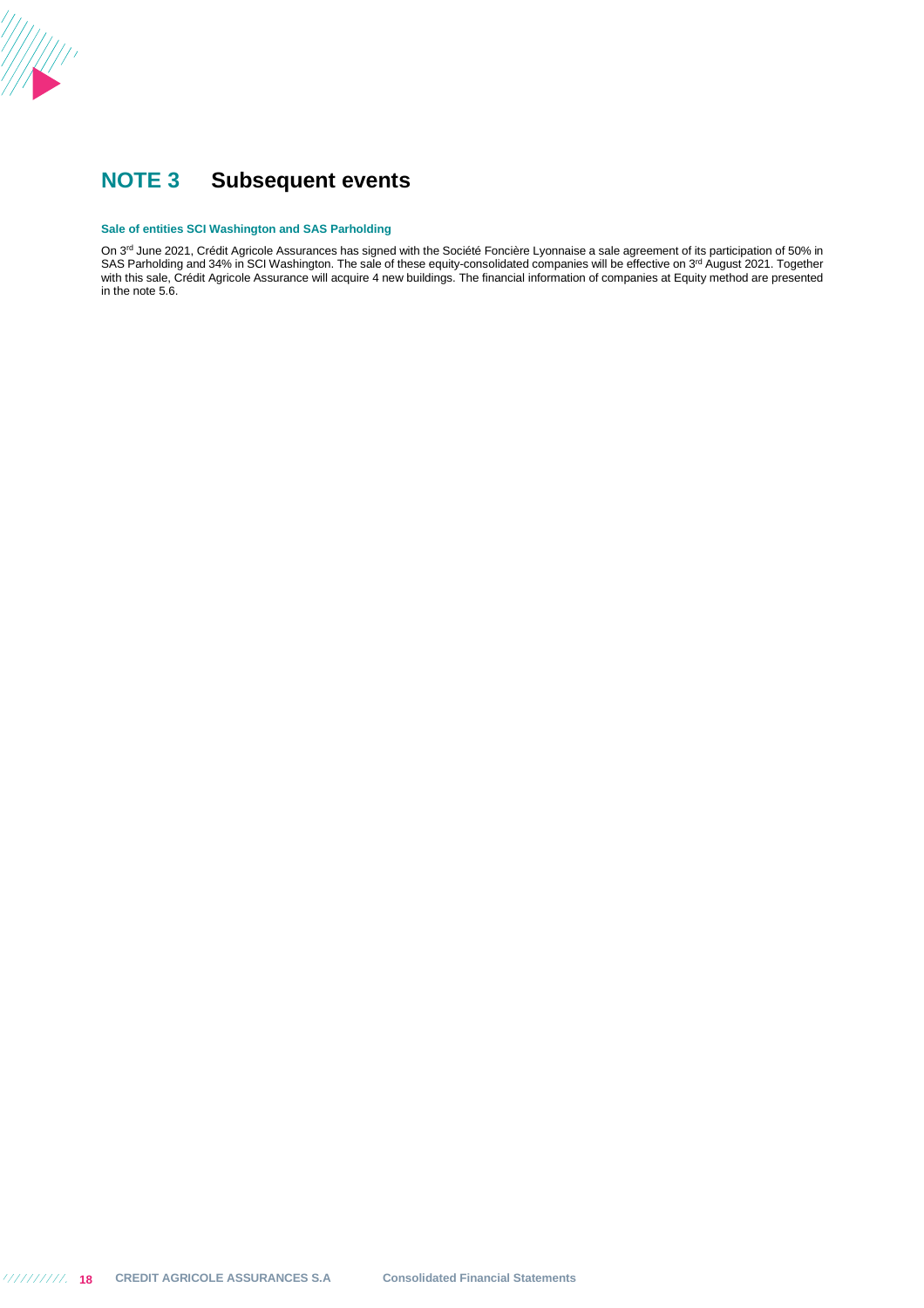# NOTE 3 Subsequent events

### Sale of entities SCI Washington and SAS Parholding

On 3rd June 2021, Crédit Agricole Assurances has signed with the Société Foncière Lyonnaise a sale agreement of its participation of 50% in SAS Parholding and 34% in SCI Washington. The sale of these equity-consolidated companies will be effective on 3rd August 2021. Together with this sale, Crédit Agricole Assurance will acquire 4 new buildings. The financial information of companies at Equity method are presented in the note 5.6.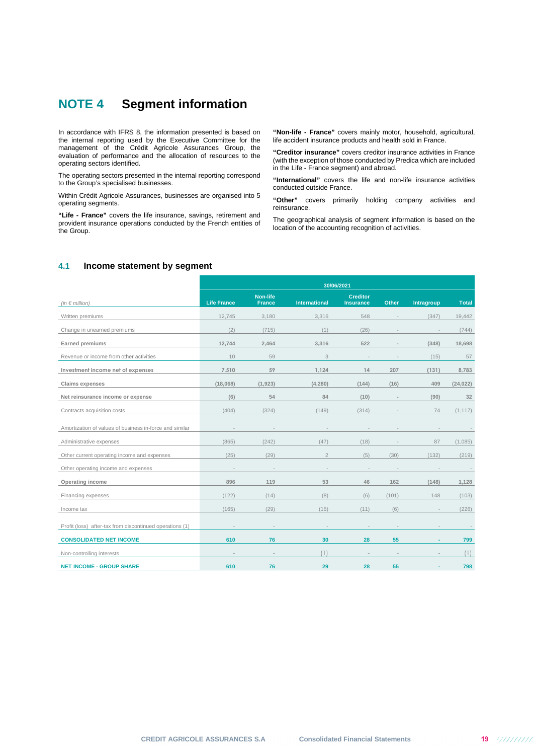# NOTE 4 Segment information

In accordance with IFRS 8, the information presented is based on the internal reporting used by the Executive Committee for the management of the Crédit Agricole Assurances Group, the evaluation of performance and the allocation of resources to the operating sectors identified.

The operating sectors presented in the internal reporting correspond to the Group's specialised businesses.

Within Crédit Agricole Assurances, businesses are organised into 5 operating segments.

**"Life - France"** covers the life insurance, savings, retirement and provident insurance operations conducted by the French entities of the Group.

**"Non-life - France"** covers mainly motor, household, agricultural, life accident insurance products and health sold in France.

**"Creditor insurance"** covers creditor insurance activities in France (with the exception of those conducted by Predica which are included in the Life - France segment) and abroad.

**"International"** covers the life and non-life insurance activities conducted outside France.

**"Other"** covers primarily holding company activities and reinsurance.

The geographical analysis of segment information is based on the location of the accounting recognition of activities.

## 4.1 Income statement by segment

| | 30/06/2021 | | | | | | |
|---|---|---|---|---|---|---|---|
| *(in € million)* | Life France | Non-life France | International | Creditor Insurance | Other | Intragroup | Total |
| Written premiums | 12,745 | 3,180 | 3,316 | 548 | - | (347) | 19,442 |
| Change in unearned premiums | (2) | (715) | (1) | (26) | - | - | (744) |
| **Earned premiums** | **12,744** | **2,464** | **3,316** | **522** | **-** | **(348)** | **18,698** |
| Revenue or income from other activities | 10 | 59 | 3 | - | - | (15) | 57 |
| **Investment income net of expenses** | **7,510** | **59** | **1,124** | **14** | **207** | **(131)** | **8,783** |
| **Claims expenses** | **(18,068)** | **(1,923)** | **(4,280)** | **(144)** | **(16)** | **409** | **(24,022)** |
| **Net reinsurance income or expense** | **(6)** | **54** | **84** | **(10)** | **-** | **(90)** | **32** |
| Contracts acquisition costs | (404) | (324) | (149) | (314) | - | 74 | (1,117) |
| Amortization of values of business in-force and similar | - | - | - | - | - | - | - |
| Administrative expenses | (865) | (242) | (47) | (18) | - | 87 | (1,085) |
| Other current operating income and expenses | (25) | (29) | 2 | (5) | (30) | (132) | (219) |
| Other operating income and expenses | - | - | - | - | - | - | - |
| **Operating income** | **896** | **119** | **53** | **46** | **162** | **(148)** | **1,128** |
| Financing expenses | (122) | (14) | (8) | (6) | (101) | 148 | (103) |
| Income tax | (165) | (29) | (15) | (11) | (6) | - | (226) |
| Profit (loss) after-tax from discontinued operations (1) | - | - | - | - | - | - | - |
| **CONSOLIDATED NET INCOME** | **610** | **76** | **30** | **28** | **55** | **-** | **799** |
| Non-controlling interests | - | - | (1) | - | - | - | (1) |
| **NET INCOME - GROUP SHARE** | **610** | **76** | **29** | **28** | **55** | **-** | **798** |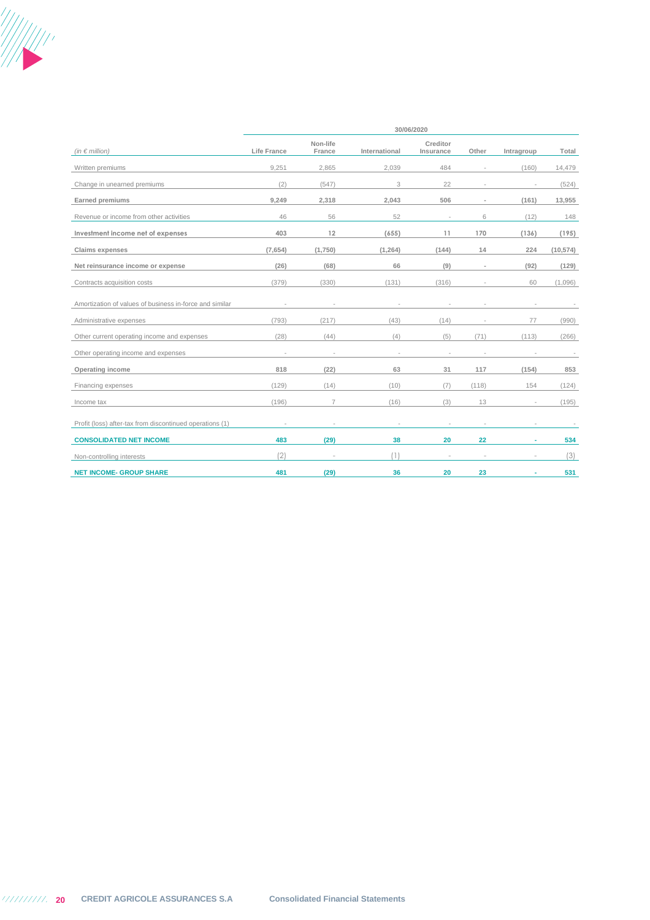| (in € million) | 30/06/2020 | | | | | | |
|---|---|---|---|---|---|---|---|
| | Life France | Non-life France | International | Creditor Insurance | Other | Intragroup | Total |
| Written premiums | 9,251 | 2,865 | 2,039 | 484 | - | (160) | 14,479 |
| Change in unearned premiums | (2) | (547) | 3 | 22 | - | - | (524) |
| **Earned premiums** | **9,249** | **2,318** | **2,043** | **506** | **-** | **(161)** | **13,955** |
| Revenue or income from other activities | 46 | 56 | 52 | - | 6 | (12) | 148 |
| **Investment income net of expenses** | **403** | **12** | **(655)** | **11** | **170** | **(136)** | **(195)** |
| **Claims expenses** | **(7,654)** | **(1,750)** | **(1,264)** | **(144)** | **14** | **224** | **(10,574)** |
| **Net reinsurance income or expense** | **(26)** | **(68)** | **66** | **(9)** | **-** | **(92)** | **(129)** |
| Contracts acquisition costs | (379) | (330) | (131) | (316) | - | 60 | (1,096) |
| Amortization of values of business in-force and similar | - | - | - | - | - | - | - |
| Administrative expenses | (793) | (217) | (43) | (14) | - | 77 | (990) |
| Other current operating income and expenses | (28) | (44) | (4) | (5) | (71) | (113) | (266) |
| Other operating income and expenses | - | - | - | - | - | - | - |
| **Operating income** | **818** | **(22)** | **63** | **31** | **117** | **(154)** | **853** |
| Financing expenses | (129) | (14) | (10) | (7) | (118) | 154 | (124) |
| Income tax | (196) | 7 | (16) | (3) | 13 | - | (195) |
| Profit (loss) after-tax from discontinued operations (1) | - | - | - | - | - | - | - |
| **CONSOLIDATED NET INCOME** | **483** | **(29)** | **38** | **20** | **22** | **-** | **534** |
| Non-controlling interests | (2) | - | (1) | - | - | - | (3) |
| **NET INCOME- GROUP SHARE** | **481** | **(29)** | **36** | **20** | **23** | **-** | **531** |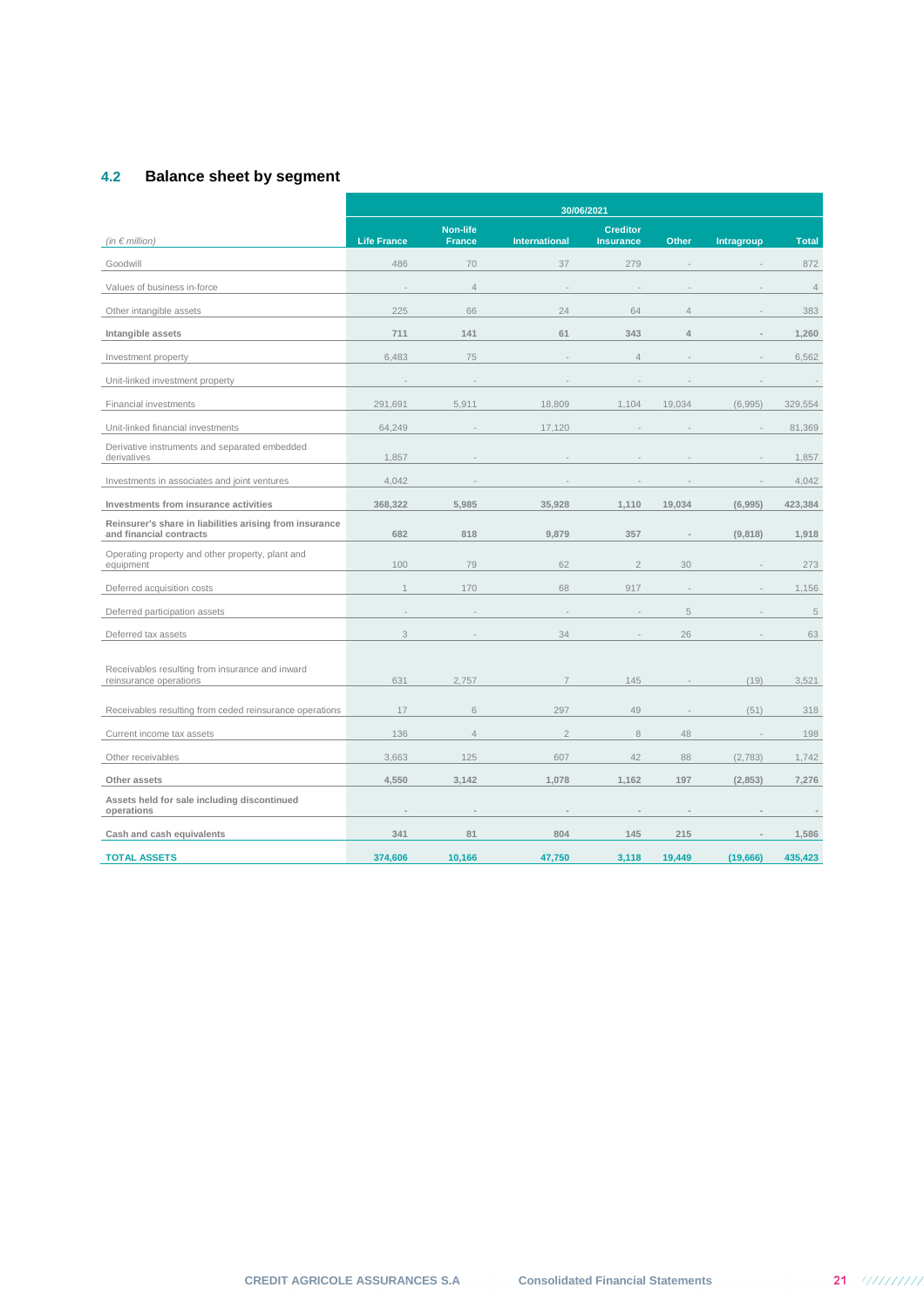## 4.2 Balance sheet by segment

| *(in € million)* | 30/06/2021 | | | | | | |
|---|---|---|---|---|---|---|---|
| | **Life France** | **Non-life France** | **International** | **Creditor Insurance** | **Other** | **Intragroup** | **Total** |
| Goodwill | 486 | 70 | 37 | 279 | - | - | 872 |
| Values of business in-force | - | 4 | - | - | - | - | 4 |
| Other intangible assets | 225 | 66 | 24 | 64 | 4 | - | 383 |
| **Intangible assets** | **711** | **141** | **61** | **343** | **4** | **-** | **1,260** |
| Investment property | 6,483 | 75 | - | 4 | - | - | 6,562 |
| Unit-linked investment property | - | - | - | - | - | - | - |
| Financial investments | 291,691 | 5,911 | 18,809 | 1,104 | 19,034 | (6,995) | 329,554 |
| Unit-linked financial investments | 64,249 | - | 17,120 | - | - | - | 81,369 |
| Derivative instruments and separated embedded derivatives | 1,857 | - | - | - | - | - | 1,857 |
| Investments in associates and joint ventures | 4,042 | - | - | - | - | - | 4,042 |
| **Investments from insurance activities** | **368,322** | **5,985** | **35,928** | **1,110** | **19,034** | **(6,995)** | **423,384** |
| **Reinsurer's share in liabilities arising from insurance and financial contracts** | **682** | **818** | **9,879** | **357** | **-** | **(9,818)** | **1,918** |
| Operating property and other property, plant and equipment | 100 | 79 | 62 | 2 | 30 | - | 273 |
| Deferred acquisition costs | 1 | 170 | 68 | 917 | - | - | 1,156 |
| Deferred participation assets | - | - | - | - | 5 | - | 5 |
| Deferred tax assets | 3 | - | 34 | - | 26 | - | 63 |
| Receivables resulting from insurance and inward reinsurance operations | 631 | 2,757 | 7 | 145 | - | (19) | 3,521 |
| Receivables resulting from ceded reinsurance operations | 17 | 6 | 297 | 49 | - | (51) | 318 |
| Current income tax assets | 136 | 4 | 2 | 8 | 48 | - | 198 |
| Other receivables | 3,663 | 125 | 607 | 42 | 88 | (2,783) | 1,742 |
| **Other assets** | **4,550** | **3,142** | **1,078** | **1,162** | **197** | **(2,853)** | **7,276** |
| **Assets held for sale including discontinued operations** | **-** | **-** | **-** | **-** | **-** | **-** | **-** |
| **Cash and cash equivalents** | **341** | **81** | **804** | **145** | **215** | **-** | **1,586** |
| **TOTAL ASSETS** | **374,606** | **10,166** | **47,750** | **3,118** | **19,449** | **(19,666)** | **435,423** |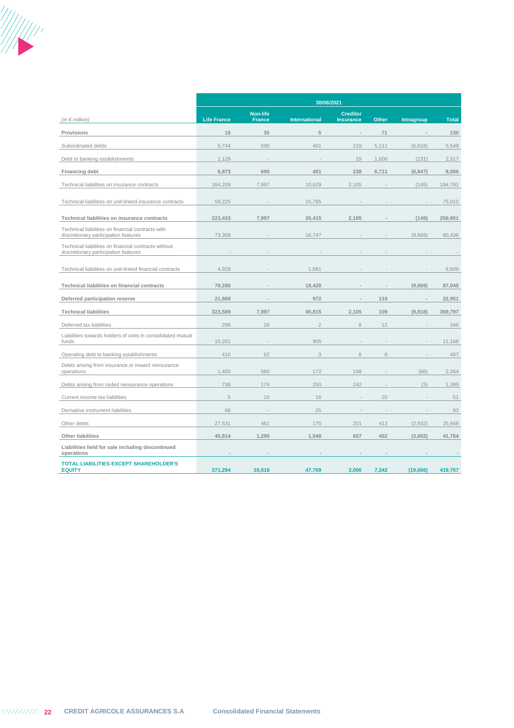| *(in € million)* | 30/06/2021 | | | | | | |
|---|---|---|---|---|---|---|---|
| | **Life France** | **Non-life France** | **International** | **Creditor Insurance** | **Other** | **Intragroup** | **Total** |
| **Provisions** | **19** | **35** | **5** | **-** | **71** | **-** | **130** |
| Subordinated debts | 5,744 | 690 | 401 | 219 | 5,111 | (6,616) | 5,549 |
| Debt to banking establishments | 1,129 | - | - | 19 | 1,600 | (231) | 2,517 |
| **Financing debt** | **6,873** | **690** | **401** | **238** | **6,711** | **(6,847)** | **8,066** |
| Technical liabilities on insurance contracts | 164,209 | 7,997 | 10,629 | 2,105 | - | (149) | 184,791 |
| Technical liabilities on unit-linked insurance contracts | 59,225 | - | 15,785 | - | - | - | 75,010 |
| **Technical liabilities on insurance contracts** | **223,433** | **7,997** | **26,415** | **2,105** | **-** | **(149)** | **259,801** |
| Technical liabilities on financial contracts with discretionary participation features | 73,358 | - | 16,747 | - | - | (9,669) | 80,436 |
| Technical liabilities on financial contracts without discretionary participation features | - | - | - | - | - | - | - |
| Technical liabilities on unit-linked financial contracts | 4,928 | - | 1,681 | - | - | - | 6,609 |
| **Technical liabilities on financial contracts** | **78,286** | **-** | **18,428** | **-** | **-** | **(9,669)** | **87,045** |
| **Deferred participation reserve** | **21,869** | **-** | **972** | **-** | **110** | **-** | **22,951** |
| **Technical liabilities** | **323,589** | **7,997** | **45,815** | **2,105** | **109** | **(9,818)** | **369,797** |
| Deferred tax liabilities | 296 | 28 | 2 | 8 | 12 | - | 346 |
| Liabilities towards holders of units in consolidated mutual funds | 10,261 | - | 905 | - | - | - | 11,166 |
| Operating debt to banking establishments | 416 | 62 | 3 | 8 | 8 | - | 497 |
| Debts arising from insurance or inward reinsurance operations | 1,400 | 560 | 172 | 198 | - | (66) | 2,264 |
| Debts arising from ceded reinsurance operations | 736 | 174 | 250 | 242 | - | (3) | 1,399 |
| Current income tax liabilities | 5 | 10 | 16 | - | 20 | - | 51 |
| Derivative instrument liabilities | 68 | - | 25 | - | - | - | 93 |
| Other debts | 27,631 | 461 | 175 | 201 | 412 | (2,932) | 25,948 |
| **Other liabilities** | **40,814** | **1,295** | **1,548** | **657** | **452** | **(3,002)** | **41,764** |
| **Liabilities held for sale including discontinued operations** | **-** | **-** | **-** | **-** | **-** | **-** | **-** |
| **TOTAL LIABILITIES EXCEPT SHAREHOLDER'S EQUITY** | **371,294** | **10,018** | **47,769** | **3,000** | **7,342** | **(19,666)** | **419,757** |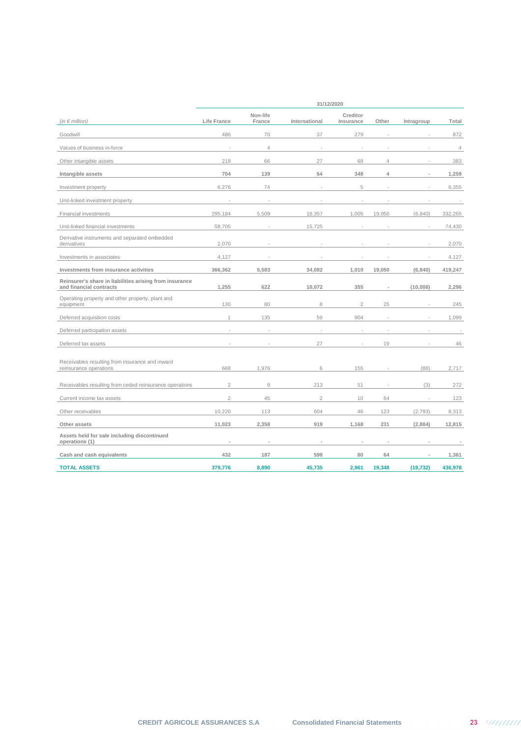| *(in € million)* | 31/12/2020 | | | | | | |
|---|---|---|---|---|---|---|---|
| | **Life France** | **Non-life France** | **International** | **Creditor Insurance** | **Other** | **Intragroup** | **Total** |
| Goodwill | 486 | 70 | 37 | 279 | - | - | 872 |
| Values of business in-force | - | 4 | - | - | - | - | 4 |
| Other intangible assets | 218 | 66 | 27 | 68 | 4 | - | 383 |
| **Intangible assets** | **704** | **139** | **64** | **348** | **4** | **-** | **1,259** |
| Investment property | 6,276 | 74 | - | 5 | - | - | 6,355 |
| Unit-linked investment property | - | - | - | - | - | - | - |
| Financial investments | 295,184 | 5,509 | 18,357 | 1,005 | 19,050 | (6,840) | 332,265 |
| Unit-linked financial investments | 58,705 | - | 15,725 | - | - | - | 74,430 |
| Derivative instruments and separated embedded derivatives | 2,070 | - | - | - | - | - | 2,070 |
| Investments in associates | 4,127 | - | - | - | - | - | 4,127 |
| **Investments from insurance activities** | **366,362** | **5,583** | **34,082** | **1,010** | **19,050** | **(6,840)** | **419,247** |
| **Reinsurer's share in liabilities arising from insurance and financial contracts** | **1,255** | **622** | **10,072** | **355** | **-** | **(10,008)** | **2,296** |
| Operating property and other property, plant and equipment | 130 | 80 | 8 | 2 | 25 | - | 245 |
| Deferred acquisition costs | 1 | 135 | 59 | 904 | - | - | 1,099 |
| Deferred participation assets | - | - | - | - | - | - | - |
| Deferred tax assets | - | - | 27 | - | 19 | - | 46 |
| Receivables resulting from insurance and inward reinsurance operations | 668 | 1,976 | 6 | 155 | - | (88) | 2,717 |
| Receivables resulting from ceded reinsurance operations | 2 | 9 | 213 | 51 | - | (3) | 272 |
| Current income tax assets | 2 | 45 | 2 | 10 | 64 | - | 123 |
| Other receivables | 10,220 | 113 | 604 | 46 | 123 | (2,793) | 8,313 |
| **Other assets** | **11,023** | **2,358** | **919** | **1,168** | **231** | **(2,884)** | **12,815** |
| **Assets held for sale including discontinued operations (1)** | **-** | **-** | **-** | **-** | **-** | **-** | **-** |
| **Cash and cash equivalents** | **432** | **187** | **598** | **80** | **64** | **-** | **1,361** |
| **TOTAL ASSETS** | **379,776** | **8,890** | **45,735** | **2,961** | **19,348** | **(19,732)** | **436,978** |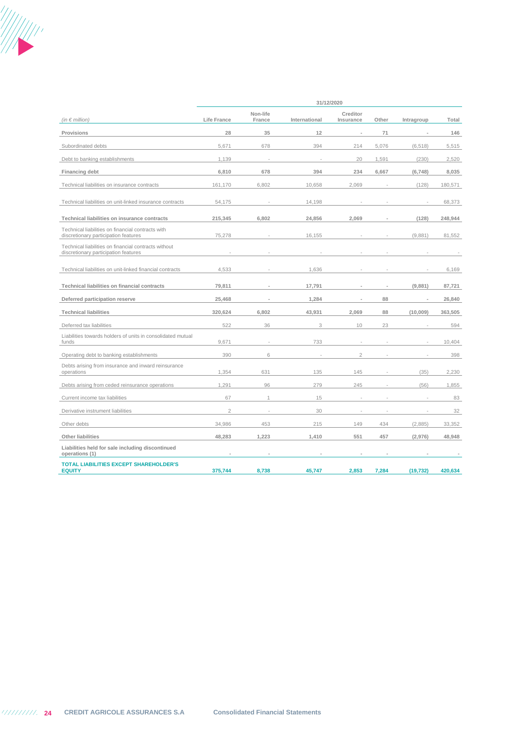| (in € million) | 31/12/2020 | | | | | | |
|---|---|---|---|---|---|---|---|
| | Life France | Non-life France | International | Creditor Insurance | Other | Intragroup | Total |
| **Provisions** | **28** | **35** | **12** | **-** | **71** | **-** | **146** |
| Subordinated debts | 5,671 | 678 | 394 | 214 | 5,076 | (6,518) | 5,515 |
| Debt to banking establishments | 1,139 | - | - | 20 | 1,591 | (230) | 2,520 |
| **Financing debt** | **6,810** | **678** | **394** | **234** | **6,667** | **(6,748)** | **8,035** |
| Technical liabilities on insurance contracts | 161,170 | 6,802 | 10,658 | 2,069 | - | (128) | 180,571 |
| Technical liabilities on unit-linked insurance contracts | 54,175 | - | 14,198 | - | - | - | 68,373 |
| **Technical liabilities on insurance contracts** | **215,345** | **6,802** | **24,856** | **2,069** | **-** | **(128)** | **248,944** |
| Technical liabilities on financial contracts with discretionary participation features | 75,278 | - | 16,155 | - | - | (9,881) | 81,552 |
| Technical liabilities on financial contracts without discretionary participation features | - | - | - | - | - | - | - |
| Technical liabilities on unit-linked financial contracts | 4,533 | - | 1,636 | - | - | - | 6,169 |
| **Technical liabilities on financial contracts** | **79,811** | **-** | **17,791** | **-** | **-** | **(9,881)** | **87,721** |
| **Deferred participation reserve** | **25,468** | **-** | **1,284** | **-** | **88** | **-** | **26,840** |
| **Technical liabilities** | **320,624** | **6,802** | **43,931** | **2,069** | **88** | **(10,009)** | **363,505** |
| Deferred tax liabilities | 522 | 36 | 3 | 10 | 23 | - | 594 |
| Liabilities towards holders of units in consolidated mutual funds | 9,671 | - | 733 | - | - | - | 10,404 |
| Operating debt to banking establishments | 390 | 6 | - | 2 | - | - | 398 |
| Debts arising from insurance and inward reinsurance operations | 1,354 | 631 | 135 | 145 | - | (35) | 2,230 |
| Debts arising from ceded reinsurance operations | 1,291 | 96 | 279 | 245 | - | (56) | 1,855 |
| Current income tax liabilities | 67 | 1 | 15 | - | - | - | 83 |
| Derivative instrument liabilities | 2 | - | 30 | - | - | - | 32 |
| Other debts | 34,986 | 453 | 215 | 149 | 434 | (2,885) | 33,352 |
| **Other liabilities** | **48,283** | **1,223** | **1,410** | **551** | **457** | **(2,976)** | **48,948** |
| **Liabilities held for sale including discontinued operations (1)** | **-** | **-** | **-** | **-** | **-** | **-** | **-** |
| **TOTAL LIABILITIES EXCEPT SHAREHOLDER'S EQUITY** | **375,744** | **8,738** | **45,747** | **2,853** | **7,284** | **(19,732)** | **420,634** |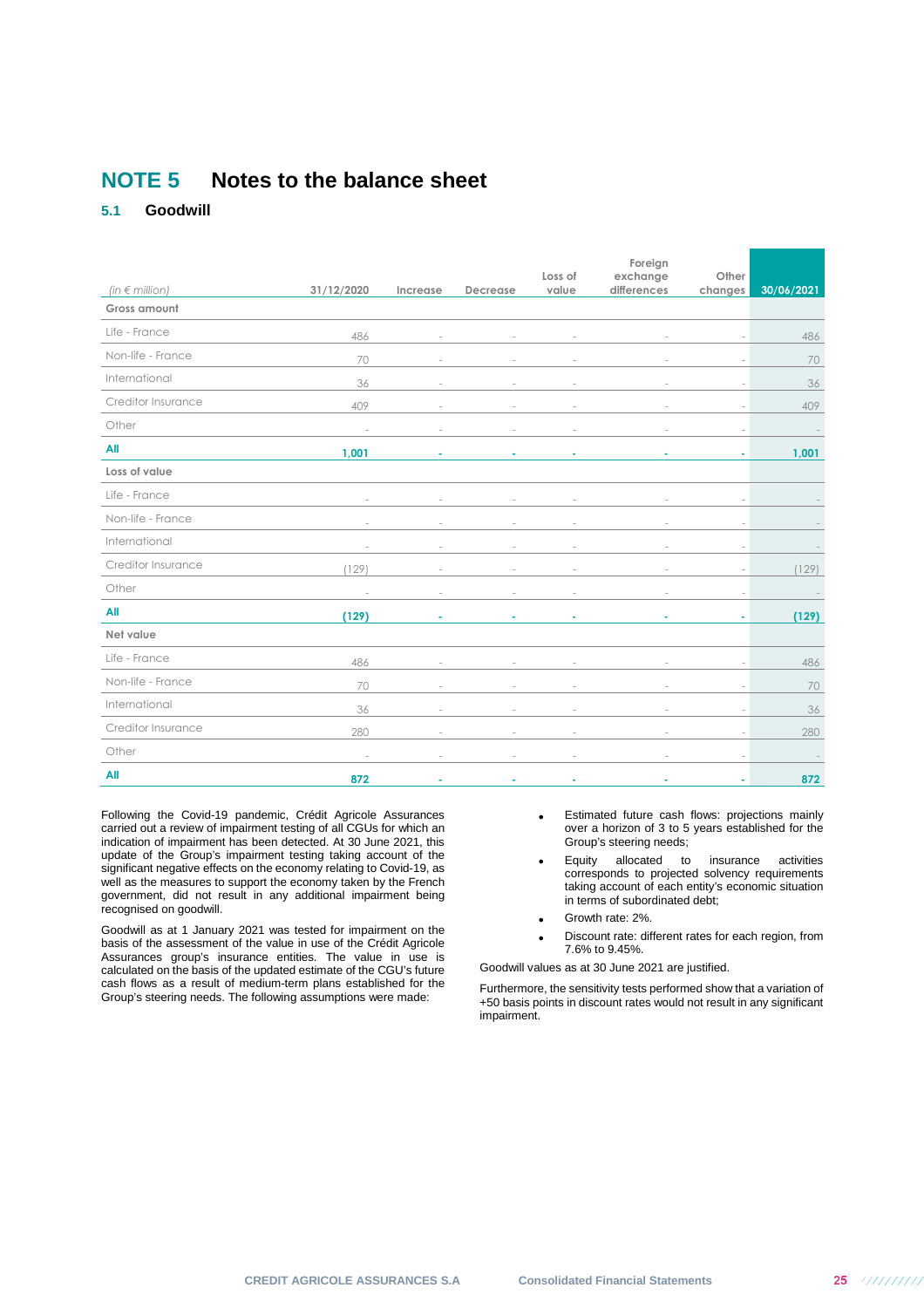# NOTE 5 Notes to the balance sheet

## 5.1 Goodwill

| *(in € million)* | 31/12/2020 | Increase | Decrease | Loss of value | Foreign exchange differences | Other changes | 30/06/2021 |
|---|---|---|---|---|---|---|---|
| **Gross amount** | | | | | | | |
| Life - France | 486 | - | - | - | - | - | 486 |
| Non-life - France | 70 | - | - | - | - | - | 70 |
| International | 36 | - | - | - | - | - | 36 |
| Creditor Insurance | 409 | - | - | - | - | - | 409 |
| Other | - | - | - | - | - | - | - |
| **All** | **1,001** | **-** | **-** | **-** | **-** | **-** | **1,001** |
| **Loss of value** | | | | | | | |
| Life - France | - | - | - | - | - | - | - |
| Non-life - France | - | - | - | - | - | - | - |
| International | - | - | - | - | - | - | - |
| Creditor Insurance | (129) | - | - | - | - | - | (129) |
| Other | - | - | - | - | - | - | - |
| **All** | **(129)** | **-** | **-** | **-** | **-** | **-** | **(129)** |
| **Net value** | | | | | | | |
| Life - France | 486 | - | - | - | - | - | 486 |
| Non-life - France | 70 | - | - | - | - | - | 70 |
| International | 36 | - | - | - | - | - | 36 |
| Creditor Insurance | 280 | - | - | - | - | - | 280 |
| Other | - | - | - | - | - | - | - |
| **All** | **872** | **-** | **-** | **-** | **-** | **-** | **872** |

Following the Covid-19 pandemic, Crédit Agricole Assurances carried out a review of impairment testing of all CGUs for which an indication of impairment has been detected. At 30 June 2021, this update of the Group's impairment testing taking account of the significant negative effects on the economy relating to Covid-19, as well as the measures to support the economy taken by the French government, did not result in any additional impairment being recognised on goodwill.

Goodwill as at 1 January 2021 was tested for impairment on the basis of the assessment of the value in use of the Crédit Agricole Assurances group's insurance entities. The value in use is calculated on the basis of the updated estimate of the CGU's future cash flows as a result of medium-term plans established for the Group's steering needs. The following assumptions were made:

- Estimated future cash flows: projections mainly over a horizon of 3 to 5 years established for the Group's steering needs;
- Equity allocated to insurance activities corresponds to projected solvency requirements taking account of each entity's economic situation in terms of subordinated debt;
- Growth rate: 2%.
- Discount rate: different rates for each region, from 7.6% to 9.45%.

Goodwill values as at 30 June 2021 are justified.

Furthermore, the sensitivity tests performed show that a variation of +50 basis points in discount rates would not result in any significant impairment.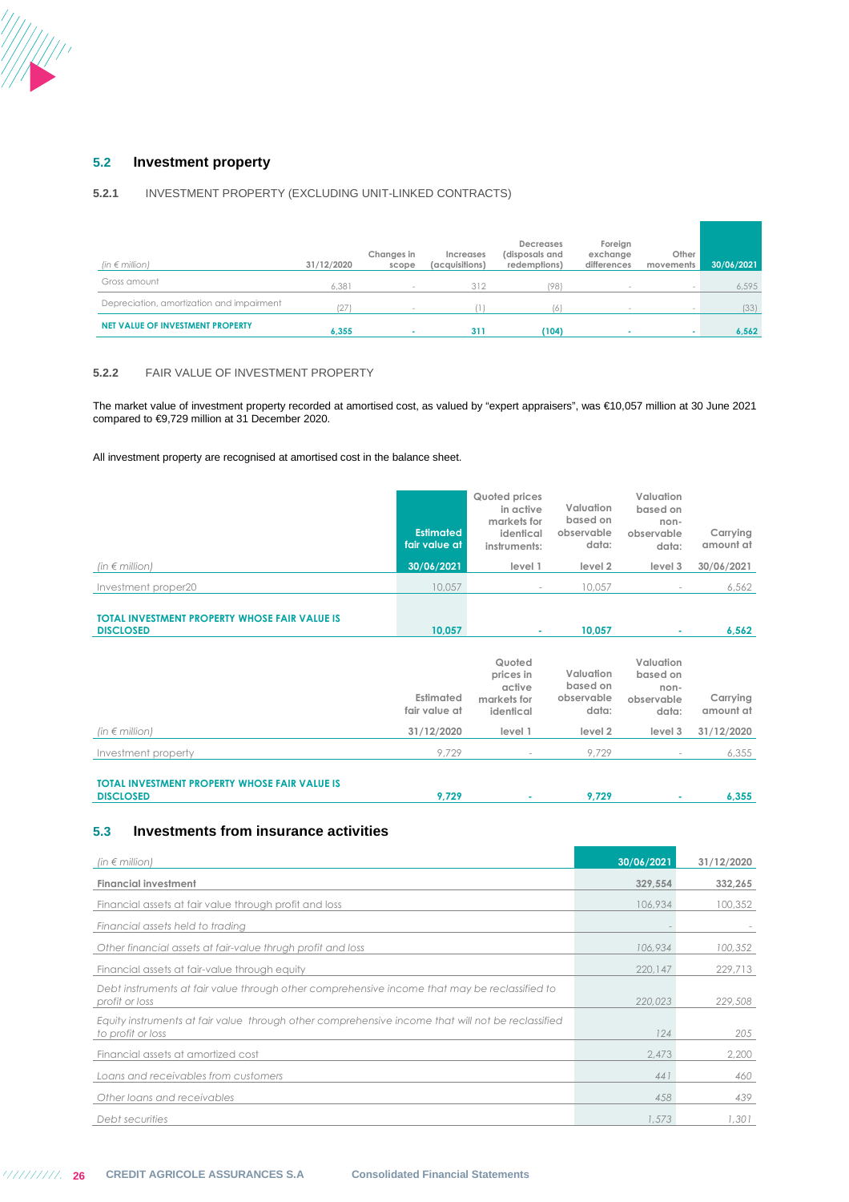## 5.2 Investment property

### 5.2.1 INVESTMENT PROPERTY (EXCLUDING UNIT-LINKED CONTRACTS)

| *(in € million)* | 31/12/2020 | Changes in scope | Increases (acquisitions) | Decreases (disposals and redemptions) | Foreign exchange differences | Other movements | 30/06/2021 |
|---|---|---|---|---|---|---|---|
| Gross amount | 6,381 | - | 312 | (98) | - | - | 6,595 |
| Depreciation, amortization and impairment | (27) | - | (1) | (6) | - | - | (33) |
| **NET VALUE OF INVESTMENT PROPERTY** | **6,355** | **-** | **311** | **(104)** | **-** | **-** | **6,562** |

### 5.2.2 FAIR VALUE OF INVESTMENT PROPERTY

The market value of investment property recorded at amortised cost, as valued by "expert appraisers", was €10,057 million at 30 June 2021 compared to €9,729 million at 31 December 2020.

All investment property are recognised at amortised cost in the balance sheet.

| *(in € million)* | Estimated fair value at 30/06/2021 | Quoted prices in active markets for identical instruments: level 1 | Valuation based on observable data: level 2 | Valuation based on non-observable data: level 3 | Carrying amount at 30/06/2021 |
|---|---|---|---|---|---|
| Investment proper20 | 10,057 | - | 10,057 | - | 6,562 |
| **TOTAL INVESTMENT PROPERTY WHOSE FAIR VALUE IS DISCLOSED** | **10,057** | **-** | **10,057** | **-** | **6,562** |

| *(in € million)* | Estimated fair value at 31/12/2020 | Quoted prices in active markets for identical level 1 | Valuation based on observable data: level 2 | Valuation based on non-observable data: level 3 | Carrying amount at 31/12/2020 |
|---|---|---|---|---|---|
| Investment property | 9,729 | - | 9,729 | - | 6,355 |
| **TOTAL INVESTMENT PROPERTY WHOSE FAIR VALUE IS DISCLOSED** | **9,729** | **-** | **9,729** | **-** | **6,355** |

## 5.3 Investments from insurance activities

| *(in € million)* | 30/06/2021 | 31/12/2020 |
|---|---|---|
| **Financial investment** | **329,554** | **332,265** |
| Financial assets at fair value through profit and loss | 106,934 | 100,352 |
| *Financial assets held to trading* | - | - |
| *Other financial assets at fair-value thrugh profit and loss* | 106,934 | 100,352 |
| Financial assets at fair-value through equity | 220,147 | 229,713 |
| *Debt instruments at fair value through other comprehensive income that may be reclassified to profit or loss* | 220,023 | 229,508 |
| *Equity instruments at fair value through other comprehensive income that will not be reclassified to profit or loss* | 124 | 205 |
| Financial assets at amortized cost | 2,473 | 2,200 |
| *Loans and receivables from customers* | 441 | 460 |
| *Other loans and receivables* | 458 | 439 |
| *Debt securities* | 1,573 | 1,301 |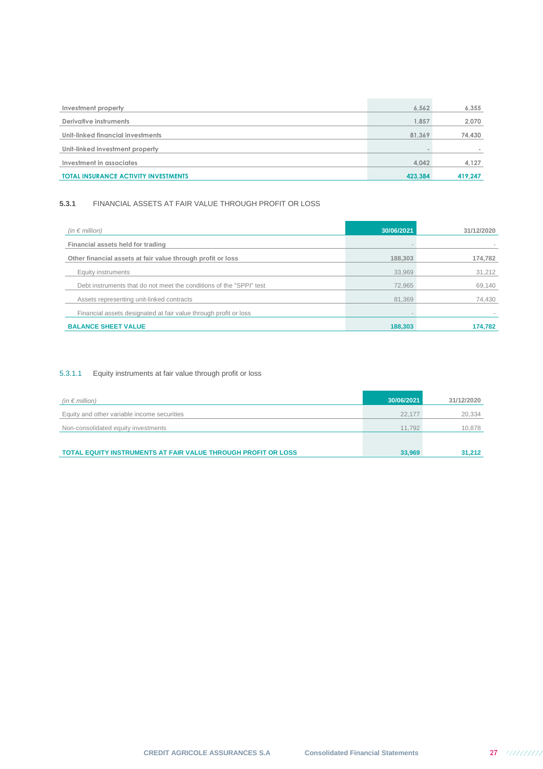| | | |
|---|---|---|
| Investment property | 6,562 | 6,355 |
| Derivative instruments | 1,857 | 2,070 |
| Unit-linked financial investments | 81,369 | 74,430 |
| Unit-linked investment property | - | - |
| Investment in associates | 4,042 | 4,127 |
| **TOTAL INSURANCE ACTIVITY INVESTMENTS** | **423,384** | **419,247** |

### 5.3.1 FINANCIAL ASSETS AT FAIR VALUE THROUGH PROFIT OR LOSS

| *(in € million)* | 30/06/2021 | 31/12/2020 |
|---|---|---|
| **Financial assets held for trading** | - | - |
| **Other financial assets at fair value through profit or loss** | **188,303** | **174,782** |
| Equity instruments | 33,969 | 31,212 |
| Debt instruments that do not meet the conditions of the "SPPI" test | 72,965 | 69,140 |
| Assets representing unit-linked contracts | 81,369 | 74,430 |
| Financial assets designated at fair value through profit or loss | - | - |
| **BALANCE SHEET VALUE** | **188,303** | **174,782** |

#### 5.3.1.1 Equity instruments at fair value through profit or loss

| *(in € million)* | 30/06/2021 | 31/12/2020 |
|---|---|---|
| Equity and other variable income securities | 22,177 | 20,334 |
| Non-consolidated equity investments | 11,792 | 10,878 |
| **TOTAL EQUITY INSTRUMENTS AT FAIR VALUE THROUGH PROFIT OR LOSS** | **33,969** | **31,212** |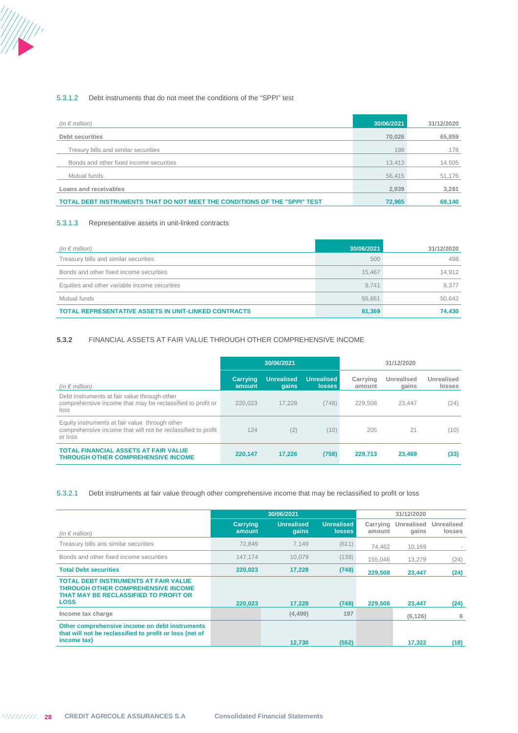#### 5.3.1.2 Debt instruments that do not meet the conditions of the “SPPI” test

| *(in € million)* | 30/06/2021 | 31/12/2020 |
|---|---|---|
| **Debt securities** | **70,026** | **65,859** |
| Tresury bills and similar securities | 198 | 178 |
| Bonds and other fixed income securities | 13,413 | 14,505 |
| Mutual funds | 56,415 | 51,176 |
| **Loans and receivables** | **2,939** | **3,281** |
| **TOTAL DEBT INSTRUMENTS THAT DO NOT MEET THE CONDITIONS OF THE "SPPI" TEST** | **72,965** | **69,140** |

#### 5.3.1.3 Representative assets in unit-linked contracts

| *(in € million)* | 30/06/2021 | 31/12/2020 |
|---|---|---|
| Treasury bills and similar securities | 500 | 498 |
| Bonds and other fixed income securities | 15,467 | 14,912 |
| Equities and other variable income securities | 9,741 | 8,377 |
| Mutual funds | 55,661 | 50,642 |
| **TOTAL REPRESENTATIVE ASSETS IN UNIT-LINKED CONTRACTS** | **81,369** | **74,430** |

### 5.3.2 FINANCIAL ASSETS AT FAIR VALUE THROUGH OTHER COMPREHENSIVE INCOME

| | 30/06/2021 | | | 31/12/2020 | | |
|---|---|---|---|---|---|---|
| *(in € million)* | Carrying amount | Unrealised gains | Unrealised losses | Carrying amount | Unrealised gains | Unrealised losses |
| Debt instruments at fair value through other comprehensive income that may be reclassified to profit or loss | 220,023 | 17,228 | (748) | 229,508 | 23,447 | (24) |
| Equity instruments at fair value through other comprehensive income that will not be reclassified to profit or loss | 124 | (2) | (10) | 205 | 21 | (10) |
| **TOTAL FINANCIAL ASSETS AT FAIR VALUE THROUGH OTHER COMPREHENSIVE INCOME** | **220,147** | **17,226** | **(758)** | **229,713** | **23,469** | **(33)** |

#### 5.3.2.1 Debt instruments at fair value through other comprehensive income that may be reclassified to profit or loss

| | 30/06/2021 | | | 31/12/2020 | | |
|---|---|---|---|---|---|---|
| *(in € million)* | Carrying amount | Unrealised gains | Unrealised losses | Carrying amount | Unrealised gains | Unrealised losses |
| Treasury bills ans similar securities | 72,849 | 7,149 | (611) | 74,462 | 10,169 | - |
| Bonds and other fixed income securities | 147,174 | 10,079 | (138) | 155,046 | 13,279 | (24) |
| **Total Debt securities** | **220,023** | **17,228** | **(748)** | **229,508** | **23,447** | **(24)** |
| **TOTAL DEBT INSTRUMENTS AT FAIR VALUE THROUGH OTHER COMPREHENSIVE INCOME THAT MAY BE RECLASSIFIED TO PROFIT OR LOSS** | **220,023** | **17,228** | **(748)** | **229,508** | **23,447** | **(24)** |
| Income tax charge | | (4,499) | 197 | | (6,126) | 6 |
| **Other comprehensive income on debt instruments that will not be reclassified to profit or loss (net of income tax)** | | **12,730** | **(552)** | | **17,322** | **(18)** |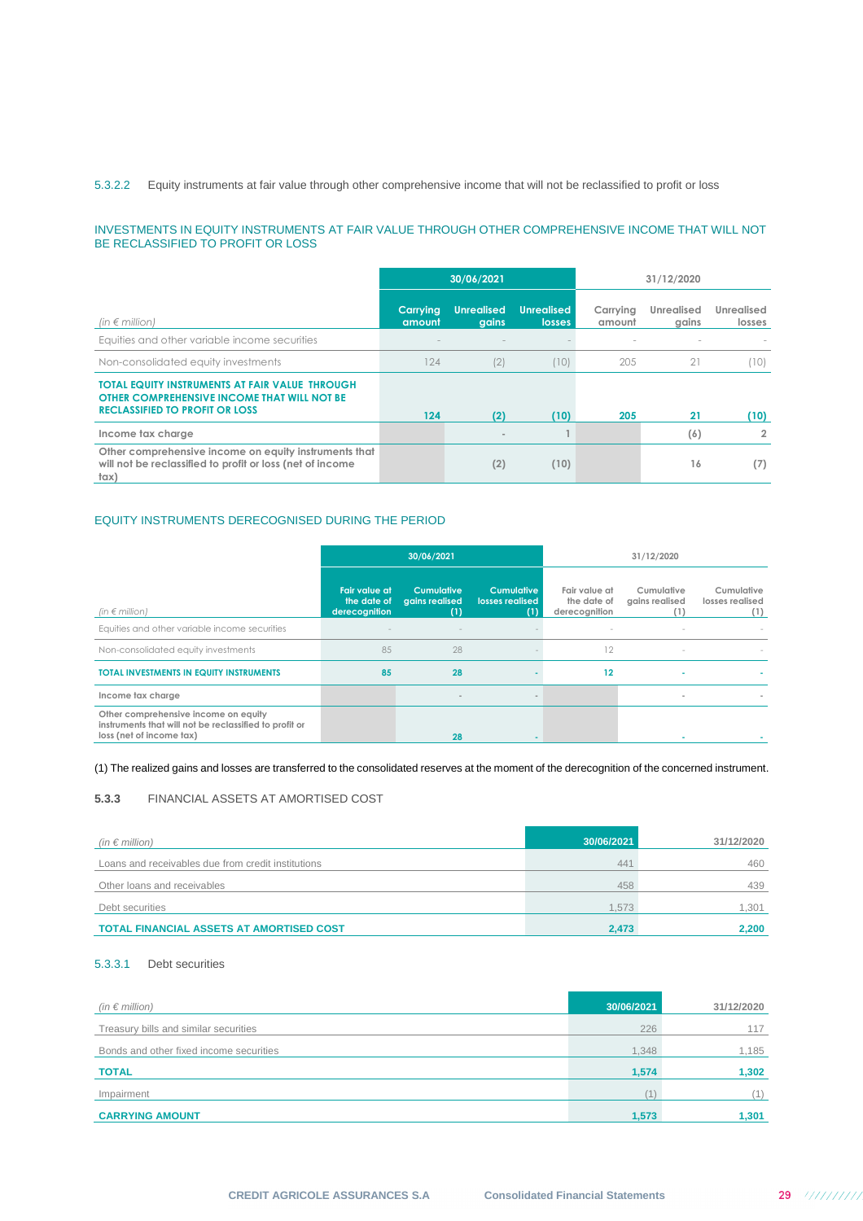#### 5.3.2.2 Equity instruments at fair value through other comprehensive income that will not be reclassified to profit or loss

INVESTMENTS IN EQUITY INSTRUMENTS AT FAIR VALUE THROUGH OTHER COMPREHENSIVE INCOME THAT WILL NOT BE RECLASSIFIED TO PROFIT OR LOSS

| *(in € million)* | 30/06/2021 | | | 31/12/2020 | | |
|---|---|---|---|---|---|---|
| | Carrying amount | Unrealised gains | Unrealised losses | Carrying amount | Unrealised gains | Unrealised losses |
| Equities and other variable income securities | - | - | - | - | - | - |
| Non-consolidated equity investments | 124 | (2) | (10) | 205 | 21 | (10) |
| **TOTAL EQUITY INSTRUMENTS AT FAIR VALUE THROUGH OTHER COMPREHENSIVE INCOME THAT WILL NOT BE RECLASSIFIED TO PROFIT OR LOSS** | **124** | **(2)** | **(10)** | **205** | **21** | **(10)** |
| **Income tax charge** | | **-** | **1** | | **(6)** | **2** |
| **Other comprehensive income on equity instruments that will not be reclassified to profit or loss (net of income tax)** | | **(2)** | **(10)** | | **16** | **(7)** |

EQUITY INSTRUMENTS DERECOGNISED DURING THE PERIOD

| *(in € million)* | 30/06/2021 | | | 31/12/2020 | | |
|---|---|---|---|---|---|---|
| | Fair value at the date of derecognition | Cumulative gains realised (1) | Cumulative losses realised (1) | Fair value at the date of derecognition | Cumulative gains realised (1) | Cumulative losses realised (1) |
| Equities and other variable income securities | - | - | - | - | - | - |
| Non-consolidated equity investments | 85 | 28 | - | 12 | - | - |
| **TOTAL INVESTMENTS IN EQUITY INSTRUMENTS** | **85** | **28** | **-** | **12** | **-** | **-** |
| **Income tax charge** | | **-** | **-** | | **-** | **-** |
| **Other comprehensive income on equity instruments that will not be reclassified to profit or loss (net of income tax)** | | **28** | **-** | | **-** | **-** |

(1) The realized gains and losses are transferred to the consolidated reserves at the moment of the derecognition of the concerned instrument.

### 5.3.3 FINANCIAL ASSETS AT AMORTISED COST

| *(in € million)* | 30/06/2021 | 31/12/2020 |
|---|---|---|
| Loans and receivables due from credit institutions | 441 | 460 |
| Other loans and receivables | 458 | 439 |
| Debt securities | 1,573 | 1,301 |
| **TOTAL FINANCIAL ASSETS AT AMORTISED COST** | **2,473** | **2,200** |

#### 5.3.3.1 Debt securities

| *(in € million)* | 30/06/2021 | 31/12/2020 |
|---|---|---|
| Treasury bills and similar securities | 226 | 117 |
| Bonds and other fixed income securities | 1,348 | 1,185 |
| **TOTAL** | **1,574** | **1,302** |
| Impairment | (1) | (1) |
| **CARRYING AMOUNT** | **1,573** | **1,301** |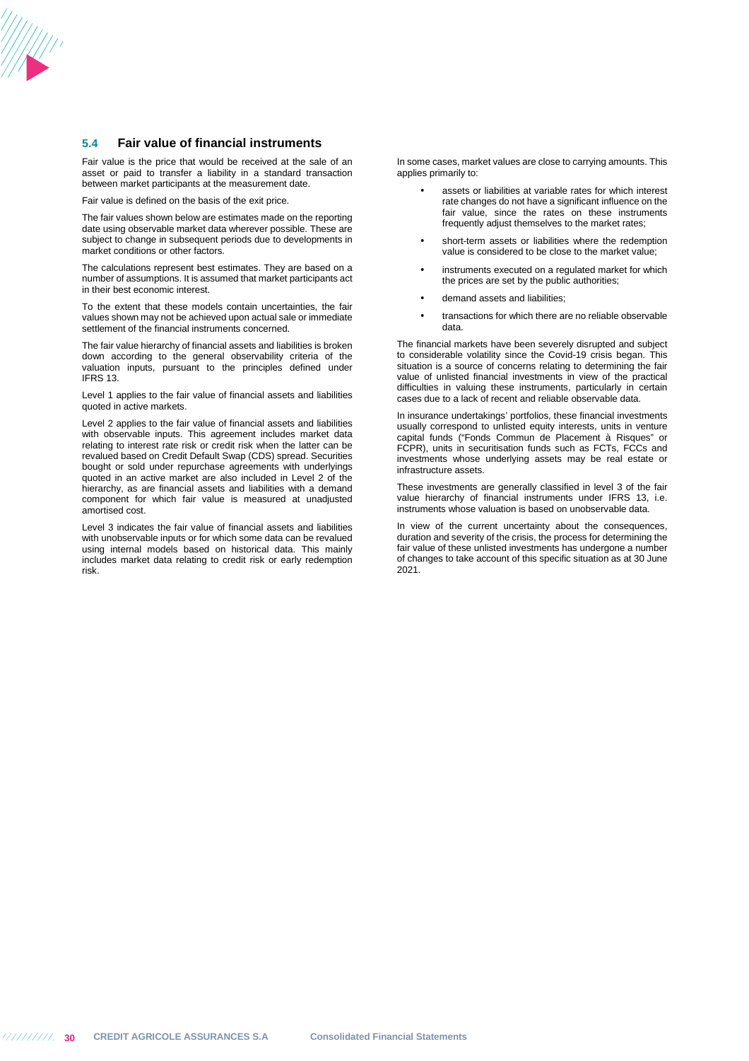## 5.4 Fair value of financial instruments

Fair value is the price that would be received at the sale of an asset or paid to transfer a liability in a standard transaction between market participants at the measurement date.

Fair value is defined on the basis of the exit price.

The fair values shown below are estimates made on the reporting date using observable market data wherever possible. These are subject to change in subsequent periods due to developments in market conditions or other factors.

The calculations represent best estimates. They are based on a number of assumptions. It is assumed that market participants act in their best economic interest.

To the extent that these models contain uncertainties, the fair values shown may not be achieved upon actual sale or immediate settlement of the financial instruments concerned.

The fair value hierarchy of financial assets and liabilities is broken down according to the general observability criteria of the valuation inputs, pursuant to the principles defined under IFRS 13.

Level 1 applies to the fair value of financial assets and liabilities quoted in active markets.

Level 2 applies to the fair value of financial assets and liabilities with observable inputs. This agreement includes market data relating to interest rate risk or credit risk when the latter can be revalued based on Credit Default Swap (CDS) spread. Securities bought or sold under repurchase agreements with underlyings quoted in an active market are also included in Level 2 of the hierarchy, as are financial assets and liabilities with a demand component for which fair value is measured at unadjusted amortised cost.

Level 3 indicates the fair value of financial assets and liabilities with unobservable inputs or for which some data can be revalued using internal models based on historical data. This mainly includes market data relating to credit risk or early redemption risk.

In some cases, market values are close to carrying amounts. This applies primarily to:

- assets or liabilities at variable rates for which interest rate changes do not have a significant influence on the fair value, since the rates on these instruments frequently adjust themselves to the market rates;
- short-term assets or liabilities where the redemption value is considered to be close to the market value;
- instruments executed on a regulated market for which the prices are set by the public authorities;
- demand assets and liabilities;
- transactions for which there are no reliable observable data.

The financial markets have been severely disrupted and subject to considerable volatility since the Covid-19 crisis began. This situation is a source of concerns relating to determining the fair value of unlisted financial investments in view of the practical difficulties in valuing these instruments, particularly in certain cases due to a lack of recent and reliable observable data.

In insurance undertakings' portfolios, these financial investments usually correspond to unlisted equity interests, units in venture capital funds ("Fonds Commun de Placement à Risques" or FCPR), units in securitisation funds such as FCTs, FCCs and investments whose underlying assets may be real estate or infrastructure assets.

These investments are generally classified in level 3 of the fair value hierarchy of financial instruments under IFRS 13, i.e. instruments whose valuation is based on unobservable data.

In view of the current uncertainty about the consequences, duration and severity of the crisis, the process for determining the fair value of these unlisted investments has undergone a number of changes to take account of this specific situation as at 30 June 2021.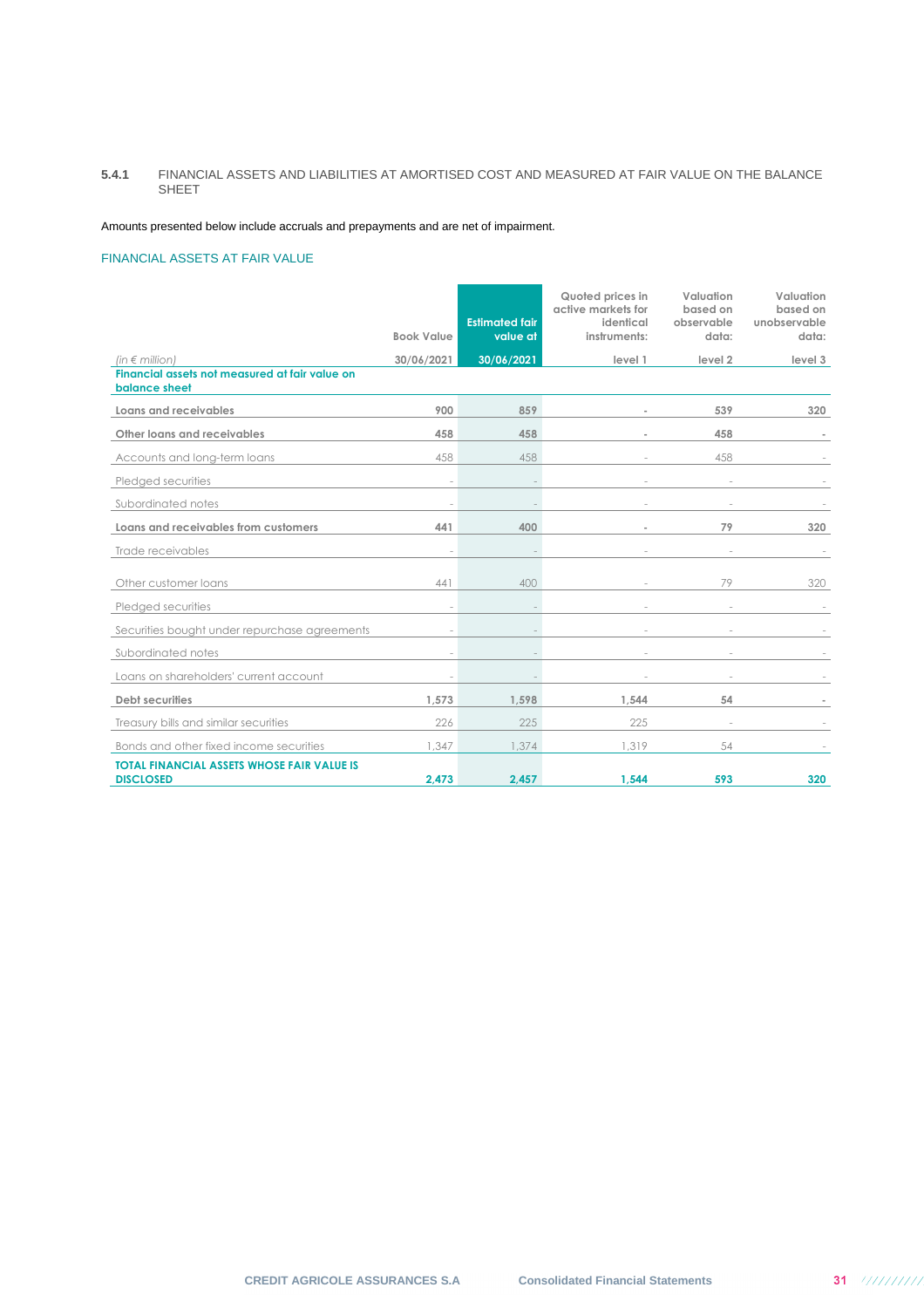### 5.4.1 FINANCIAL ASSETS AND LIABILITIES AT AMORTISED COST AND MEASURED AT FAIR VALUE ON THE BALANCE SHEET

Amounts presented below include accruals and prepayments and are net of impairment.

FINANCIAL ASSETS AT FAIR VALUE

| *(in € million)* | Book Value 30/06/2021 | Estimated fair value at 30/06/2021 | Quoted prices in active markets for identical instruments: level 1 | Valuation based on observable data: level 2 | Valuation based on unobservable data: level 3 |
|---|---|---|---|---|---|
| **Financial assets not measured at fair value on balance sheet** | | | | | |
| **Loans and receivables** | **900** | **859** | **-** | **539** | **320** |
| **Other loans and receivables** | **458** | **458** | **-** | **458** | **-** |
| Accounts and long-term loans | 458 | 458 | - | 458 | - |
| Pledged securities | - | - | - | - | - |
| Subordinated notes | - | - | - | - | - |
| **Loans and receivables from customers** | **441** | **400** | **-** | **79** | **320** |
| Trade receivables | - | - | - | - | - |
| Other customer loans | 441 | 400 | - | 79 | 320 |
| Pledged securities | - | - | - | - | - |
| Securities bought under repurchase agreements | - | - | - | - | - |
| Subordinated notes | - | - | - | - | - |
| Loans on shareholders' current account | - | - | - | - | - |
| **Debt securities** | **1,573** | **1,598** | **1,544** | **54** | **-** |
| Treasury bills and similar securities | 226 | 225 | 225 | - | - |
| Bonds and other fixed income securities | 1,347 | 1,374 | 1,319 | 54 | - |
| **TOTAL FINANCIAL ASSETS WHOSE FAIR VALUE IS DISCLOSED** | **2,473** | **2,457** | **1,544** | **593** | **320** |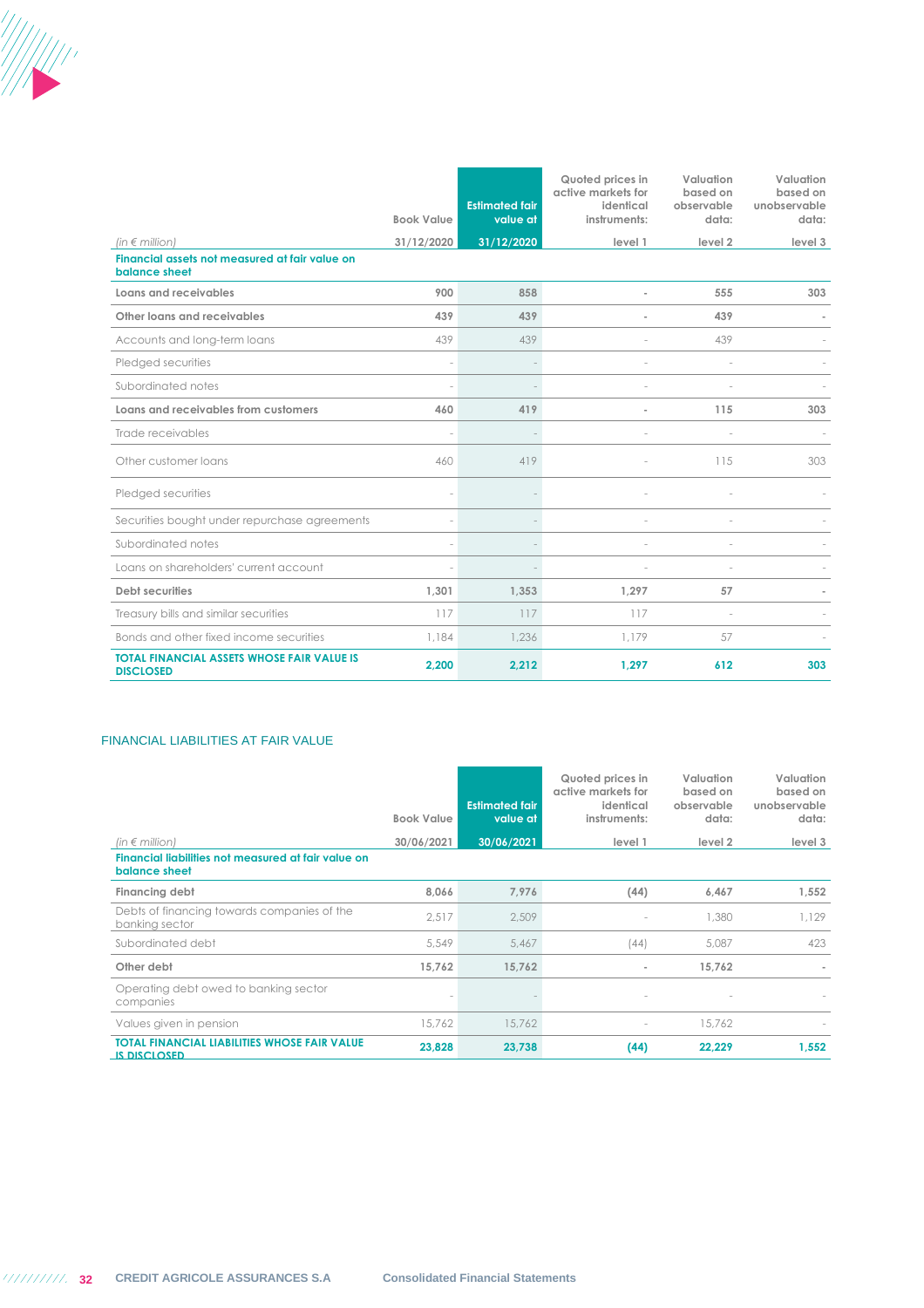| *(in € million)* | Book Value<br>31/12/2020 | Estimated fair value at<br>31/12/2020 | Quoted prices in active markets for identical instruments:<br>level 1 | Valuation based on observable data:<br>level 2 | Valuation based on unobservable data:<br>level 3 |
|---|---|---|---|---|---|
| **Financial assets not measured at fair value on balance sheet** | | | | | |
| **Loans and receivables** | **900** | **858** | **-** | **555** | **303** |
| **Other loans and receivables** | **439** | **439** | **-** | **439** | **-** |
| Accounts and long-term loans | 439 | 439 | - | 439 | - |
| Pledged securities | - | - | - | - | - |
| Subordinated notes | - | - | - | - | - |
| **Loans and receivables from customers** | **460** | **419** | **-** | **115** | **303** |
| Trade receivables | - | - | - | - | - |
| Other customer loans | 460 | 419 | - | 115 | 303 |
| Pledged securities | - | - | - | - | - |
| Securities bought under repurchase agreements | - | - | - | - | - |
| Subordinated notes | - | - | - | - | - |
| Loans on shareholders' current account | - | - | - | - | - |
| **Debt securities** | **1,301** | **1,353** | **1,297** | **57** | **-** |
| Treasury bills and similar securities | 117 | 117 | 117 | - | - |
| Bonds and other fixed income securities | 1,184 | 1,236 | 1,179 | 57 | - |
| **TOTAL FINANCIAL ASSETS WHOSE FAIR VALUE IS DISCLOSED** | **2,200** | **2,212** | **1,297** | **612** | **303** |

## FINANCIAL LIABILITIES AT FAIR VALUE

| *(in € million)* | Book Value<br>30/06/2021 | Estimated fair value at<br>30/06/2021 | Quoted prices in active markets for identical instruments:<br>level 1 | Valuation based on observable data:<br>level 2 | Valuation based on unobservable data:<br>level 3 |
|---|---|---|---|---|---|
| **Financial liabilities not measured at fair value on balance sheet** | | | | | |
| **Financing debt** | **8,066** | **7,976** | **(44)** | **6,467** | **1,552** |
| Debts of financing towards companies of the banking sector | 2,517 | 2,509 | - | 1,380 | 1,129 |
| Subordinated debt | 5,549 | 5,467 | (44) | 5,087 | 423 |
| **Other debt** | **15,762** | **15,762** | **-** | **15,762** | **-** |
| Operating debt owed to banking sector companies | - | - | - | - | - |
| Values given in pension | 15,762 | 15,762 | - | 15,762 | - |
| **TOTAL FINANCIAL LIABILITIES WHOSE FAIR VALUE IS DISCLOSED** | **23,828** | **23,738** | **(44)** | **22,229** | **1,552** |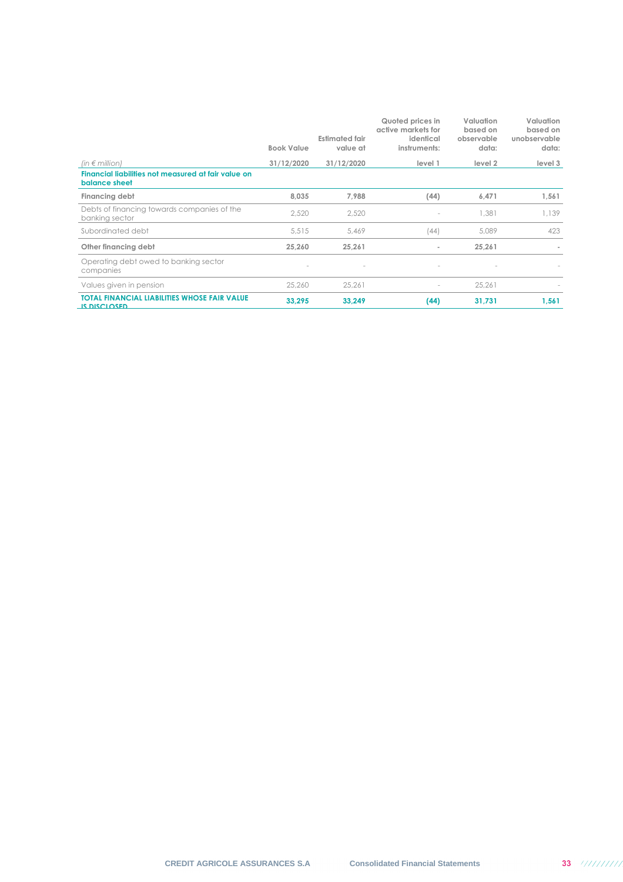| (in € million) | Book Value 31/12/2020 | Estimated fair value at 31/12/2020 | Quoted prices in active markets for identical instruments: level 1 | Valuation based on observable data: level 2 | Valuation based on unobservable data: level 3 |
|---|---|---|---|---|---|
| **Financial liabilities not measured at fair value on balance sheet** | | | | | |
| **Financing debt** | **8,035** | **7,988** | **(44)** | **6,471** | **1,561** |
| Debts of financing towards companies of the banking sector | 2,520 | 2,520 | - | 1,381 | 1,139 |
| Subordinated debt | 5,515 | 5,469 | (44) | 5,089 | 423 |
| **Other financing debt** | **25,260** | **25,261** | **-** | **25,261** | **-** |
| Operating debt owed to banking sector companies | - | - | - | - | - |
| Values given in pension | 25,260 | 25,261 | - | 25,261 | - |
| **TOTAL FINANCIAL LIABILITIES WHOSE FAIR VALUE IS DISCLOSED** | **33,295** | **33,249** | **(44)** | **31,731** | **1,561** |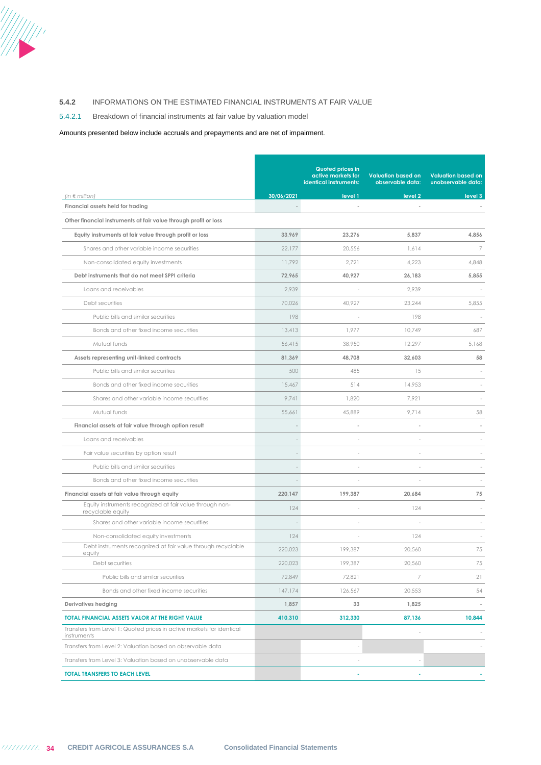### 5.4.2 INFORMATIONS ON THE ESTIMATED FINANCIAL INSTRUMENTS AT FAIR VALUE

#### 5.4.2.1 Breakdown of financial instruments at fair value by valuation model

Amounts presented below include accruals and prepayments and are net of impairment.

| *(in € million)* | 30/06/2021 | Quoted prices in active markets for identical instruments: level 1 | Valuation based on observable data: level 2 | Valuation based on unobservable data: level 3 |
|---|---|---|---|---|
| **Financial assets held for trading** | - | - | - | - |
| **Other financial instruments at fair value through profit or loss** | | | | |
| **Equity instruments at fair value through profit or loss** | **33,969** | **23,276** | **5,837** | **4,856** |
| Shares and other variable income securities | 22,177 | 20,556 | 1,614 | 7 |
| Non-consolidated equity investments | 11,792 | 2,721 | 4,223 | 4,848 |
| **Debt instruments that do not meet SPPI criteria** | **72,965** | **40,927** | **26,183** | **5,855** |
| Loans and receivables | 2,939 | - | 2,939 | - |
| Debt securities | 70,026 | 40,927 | 23,244 | 5,855 |
| Public bills and similar securities | 198 | - | 198 | - |
| Bonds and other fixed income securities | 13,413 | 1,977 | 10,749 | 687 |
| Mutual funds | 56,415 | 38,950 | 12,297 | 5,168 |
| **Assets representing unit-linked contracts** | **81,369** | **48,708** | **32,603** | **58** |
| Public bills and similar securities | 500 | 485 | 15 | - |
| Bonds and other fixed income securities | 15,467 | 514 | 14,953 | - |
| Shares and other variable income securities | 9,741 | 1,820 | 7,921 | - |
| Mutual funds | 55,661 | 45,889 | 9,714 | 58 |
| **Financial assets at fair value through option result** | - | - | - | - |
| Loans and receivables | - | - | - | - |
| Fair value securities by option result | - | - | - | - |
| Public bills and similar securities | - | - | - | - |
| Bonds and other fixed income securities | - | - | - | - |
| **Financial assets at fair value through equity** | **220,147** | **199,387** | **20,684** | **75** |
| Equity instruments recognized at fair value through non-recyclable equity | 124 | - | 124 | - |
| Shares and other variable income securities | - | - | - | - |
| Non-consolidated equity investments | 124 | - | 124 | - |
| Debt instruments recognized at fair value through recyclable equity | 220,023 | 199,387 | 20,560 | 75 |
| Debt securities | 220,023 | 199,387 | 20,560 | 75 |
| Public bills and similar securities | 72,849 | 72,821 | 7 | 21 |
| Bonds and other fixed income securities | 147,174 | 126,567 | 20,553 | 54 |
| **Derivatives hedging** | **1,857** | **33** | **1,825** | **-** |
| **TOTAL FINANCIAL ASSETS VALOR AT THE RIGHT VALUE** | **410,310** | **312,330** | **87,136** | **10,844** |
| Transfers from Level 1: Quoted prices in active markets for identical instruments | | | - | - |
| Transfers from Level 2: Valuation based on observable data | | - | | - |
| Transfers from Level 3: Valuation based on unobservable data | | - | - | |
| **TOTAL TRANSFERS TO EACH LEVEL** | | **-** | **-** | **-** |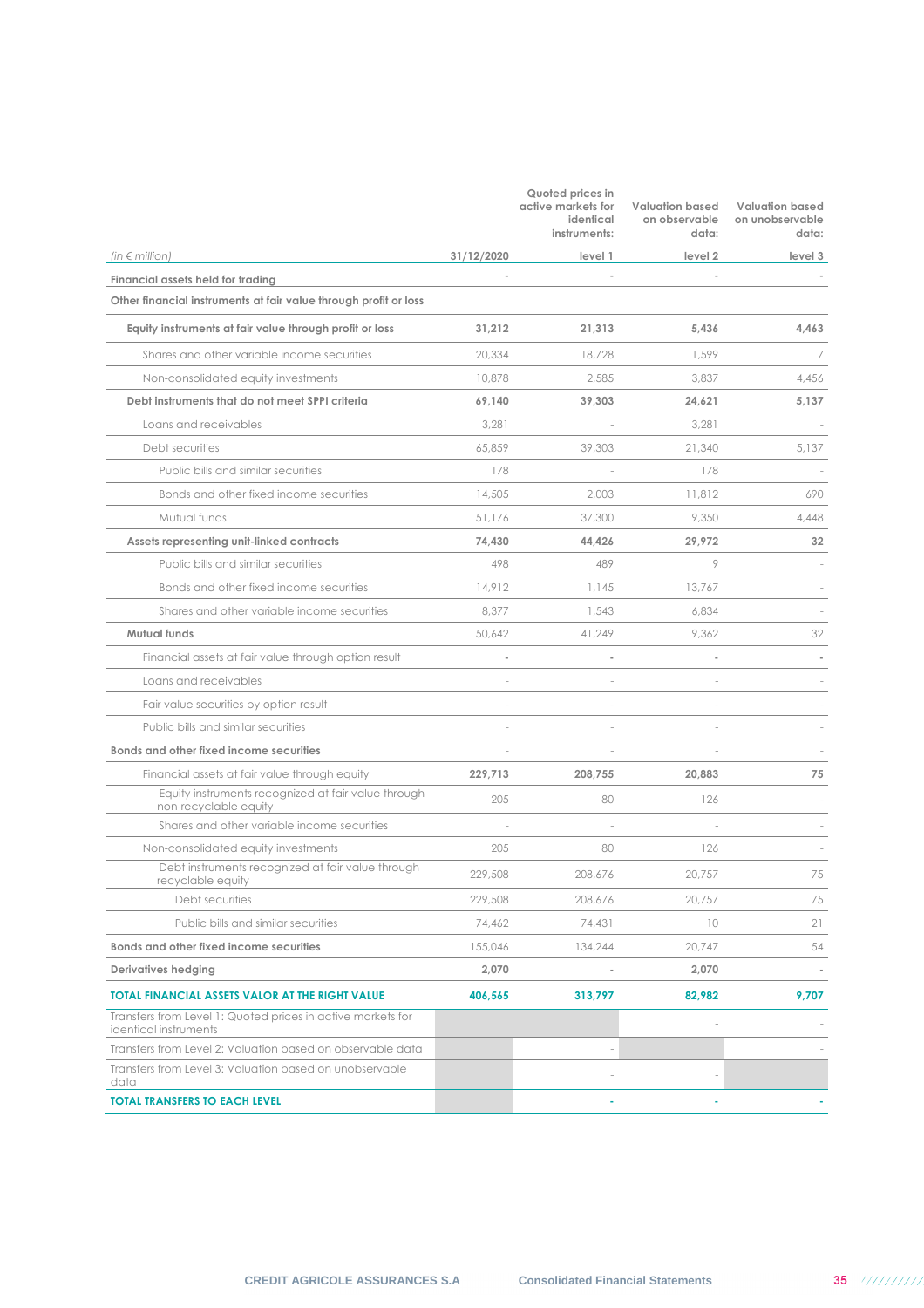| *(in € million)* | 31/12/2020 | Quoted prices in active markets for identical instruments: level 1 | Valuation based on observable data: level 2 | Valuation based on unobservable data: level 3 |
|---|---|---|---|---|
| **Financial assets held for trading** | - | - | - | - |
| **Other financial instruments at fair value through profit or loss** | | | | |
| **Equity instruments at fair value through profit or loss** | **31,212** | **21,313** | **5,436** | **4,463** |
| Shares and other variable income securities | 20,334 | 18,728 | 1,599 | 7 |
| Non-consolidated equity investments | 10,878 | 2,585 | 3,837 | 4,456 |
| **Debt instruments that do not meet SPPI criteria** | **69,140** | **39,303** | **24,621** | **5,137** |
| Loans and receivables | 3,281 | - | 3,281 | - |
| Debt securities | 65,859 | 39,303 | 21,340 | 5,137 |
| Public bills and similar securities | 178 | - | 178 | - |
| Bonds and other fixed income securities | 14,505 | 2,003 | 11,812 | 690 |
| Mutual funds | 51,176 | 37,300 | 9,350 | 4,448 |
| **Assets representing unit-linked contracts** | **74,430** | **44,426** | **29,972** | **32** |
| Public bills and similar securities | 498 | 489 | 9 | - |
| Bonds and other fixed income securities | 14,912 | 1,145 | 13,767 | - |
| Shares and other variable income securities | 8,377 | 1,543 | 6,834 | - |
| **Mutual funds** | 50,642 | 41,249 | 9,362 | 32 |
| Financial assets at fair value through option result | - | - | - | - |
| Loans and receivables | - | - | - | - |
| Fair value securities by option result | - | - | - | - |
| Public bills and similar securities | - | - | - | - |
| **Bonds and other fixed income securities** | - | - | - | - |
| Financial assets at fair value through equity | **229,713** | **208,755** | **20,883** | **75** |
| Equity instruments recognized at fair value through non-recyclable equity | 205 | 80 | 126 | - |
| Shares and other variable income securities | - | - | - | - |
| Non-consolidated equity investments | 205 | 80 | 126 | - |
| Debt instruments recognized at fair value through recyclable equity | 229,508 | 208,676 | 20,757 | 75 |
| Debt securities | 229,508 | 208,676 | 20,757 | 75 |
| Public bills and similar securities | 74,462 | 74,431 | 10 | 21 |
| **Bonds and other fixed income securities** | 155,046 | 134,244 | 20,747 | 54 |
| **Derivatives hedging** | **2,070** | - | **2,070** | - |
| **TOTAL FINANCIAL ASSETS VALOR AT THE RIGHT VALUE** | **406,565** | **313,797** | **82,982** | **9,707** |
| Transfers from Level 1: Quoted prices in active markets for identical instruments | | | - | - |
| Transfers from Level 2: Valuation based on observable data | | - | | - |
| Transfers from Level 3: Valuation based on unobservable data | | - | - | |
| **TOTAL TRANSFERS TO EACH LEVEL** | | - | - | - |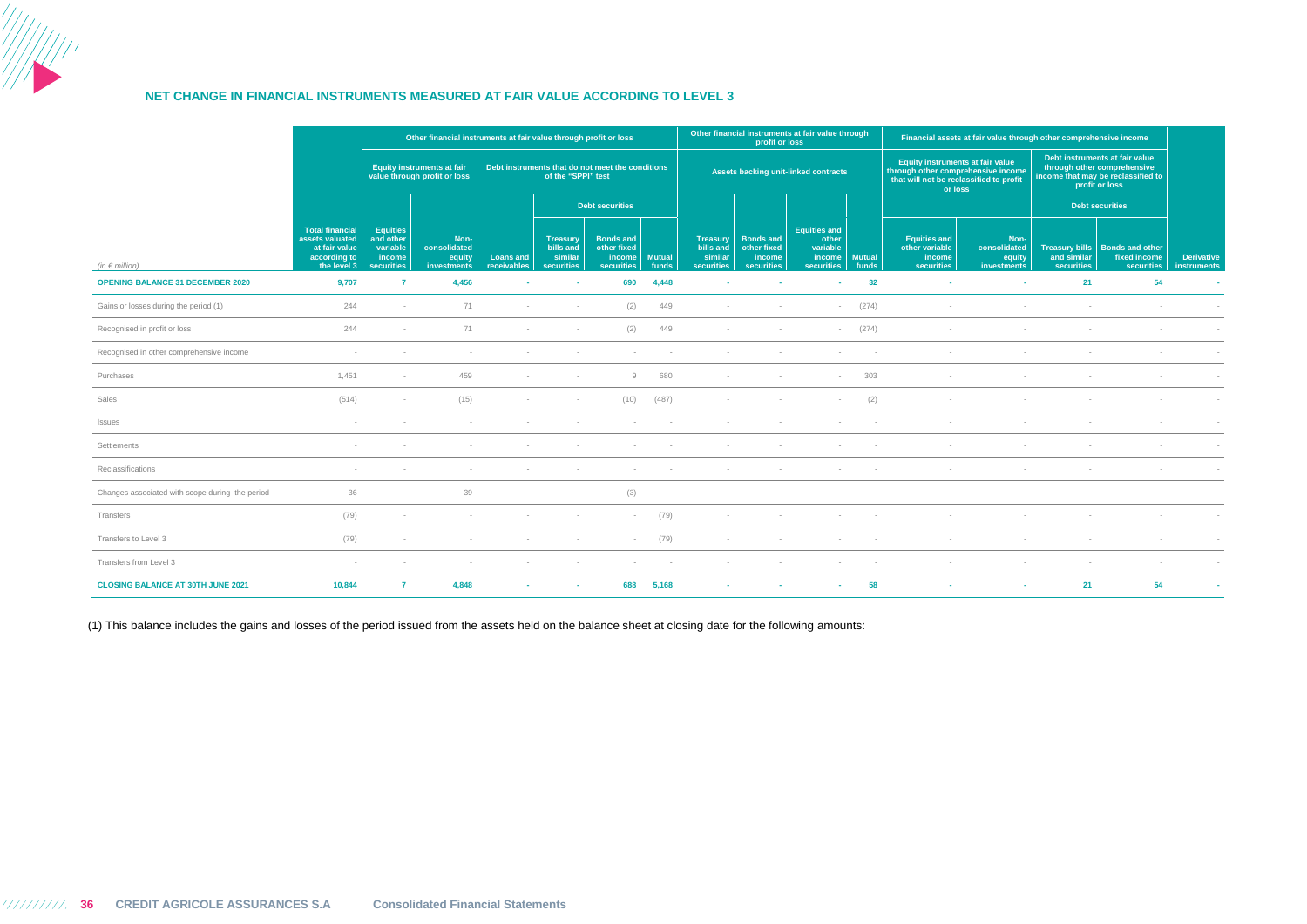## NET CHANGE IN FINANCIAL INSTRUMENTS MEASURED AT FAIR VALUE ACCORDING TO LEVEL 3

| | | Other financial instruments at fair value through profit or loss | | | | | | Other financial instruments at fair value through profit or loss | | | | Financial assets at fair value through other comprehensive income | | | | |
|---|---|---|---|---|---|---|---|---|---|---|---|---|---|---|---|---|
| | | Equity instruments at fair value through profit or loss | | Debt instruments that do not meet the conditions of the "SPPI" test | | | | Assets backing unit-linked contracts | | | | Equity instruments at fair value through other comprehensive income that will not be reclassified to profit or loss | | Debt instruments at fair value through other comprehensive income that may be reclassified to profit or loss | | |
| | | | | | Debt securities | | | | | | | | | Debt securities | | |
| *(in € million)* | Total financial assets valuated at fair value according to the level 3 | Equities and other variable income securities | Non-consolidated equity investments | Loans and receivables | Treasury bills and similar securities | Bonds and other fixed income securities | Mutual funds | Treasury bills and similar securities | Bonds and other fixed income securities | Equities and other variable income securities | Mutual funds | Equities and other variable income securities | Non-consolidated equity investments | Treasury bills and similar securities | Bonds and other fixed income securities | Derivative instruments |
| **OPENING BALANCE 31 DECEMBER 2020** | **9,707** | **7** | **4,456** | **-** | **-** | **690** | **4,448** | **-** | **-** | **-** | **32** | **-** | **-** | **21** | **54** | **-** |
| Gains or losses during the period (1) | 244 | - | 71 | - | - | (2) | 449 | - | - | - | (274) | - | - | - | - | - |
| Recognised in profit or loss | 244 | - | 71 | - | - | (2) | 449 | - | - | - | (274) | - | - | - | - | - |
| Recognised in other comprehensive income | - | - | - | - | - | - | - | - | - | - | - | - | - | - | - | - |
| Purchases | 1,451 | - | 459 | - | - | 9 | 680 | - | - | - | 303 | - | - | - | - | - |
| Sales | (514) | - | (15) | - | - | (10) | (487) | - | - | - | (2) | - | - | - | - | - |
| Issues | - | - | - | - | - | - | - | - | - | - | - | - | - | - | - | - |
| Settlements | - | - | - | - | - | - | - | - | - | - | - | - | - | - | - | - |
| Reclassifications | - | - | - | - | - | - | - | - | - | - | - | - | - | - | - | - |
| Changes associated with scope during the period | 36 | - | 39 | - | - | (3) | - | - | - | - | - | - | - | - | - | - |
| Transfers | (79) | - | - | - | - | - | (79) | - | - | - | - | - | - | - | - | - |
| Transfers to Level 3 | (79) | - | - | - | - | - | (79) | - | - | - | - | - | - | - | - | - |
| Transfers from Level 3 | - | - | - | - | - | - | - | - | - | - | - | - | - | - | - | - |
| **CLOSING BALANCE AT 30TH JUNE 2021** | **10,844** | **7** | **4,848** | **-** | **-** | **688** | **5,168** | **-** | **-** | **-** | **58** | **-** | **-** | **21** | **54** | **-** |

(1) This balance includes the gains and losses of the period issued from the assets held on the balance sheet at closing date for the following amounts: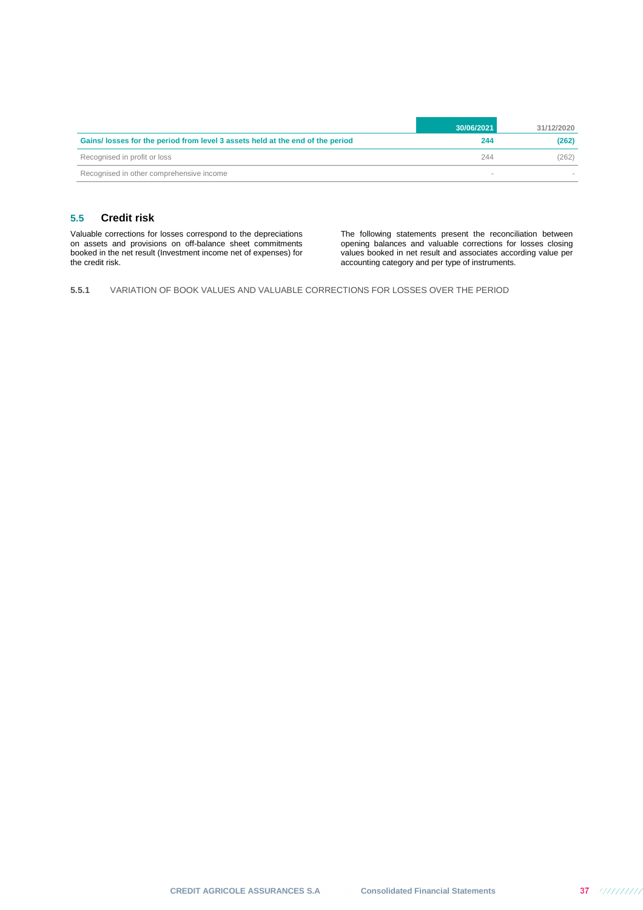| | 30/06/2021 | 31/12/2020 |
|---|---|---|
| **Gains/ losses for the period from level 3 assets held at the end of the period** | **244** | **(262)** |
| Recognised in profit or loss | 244 | (262) |
| Recognised in other comprehensive income | - | - |

## 5.5 Credit risk

Valuable corrections for losses correspond to the depreciations on assets and provisions on off-balance sheet commitments booked in the net result (Investment income net of expenses) for the credit risk.

The following statements present the reconciliation between opening balances and valuable corrections for losses closing values booked in net result and associates according value per accounting category and per type of instruments.

### 5.5.1 VARIATION OF BOOK VALUES AND VALUABLE CORRECTIONS FOR LOSSES OVER THE PERIOD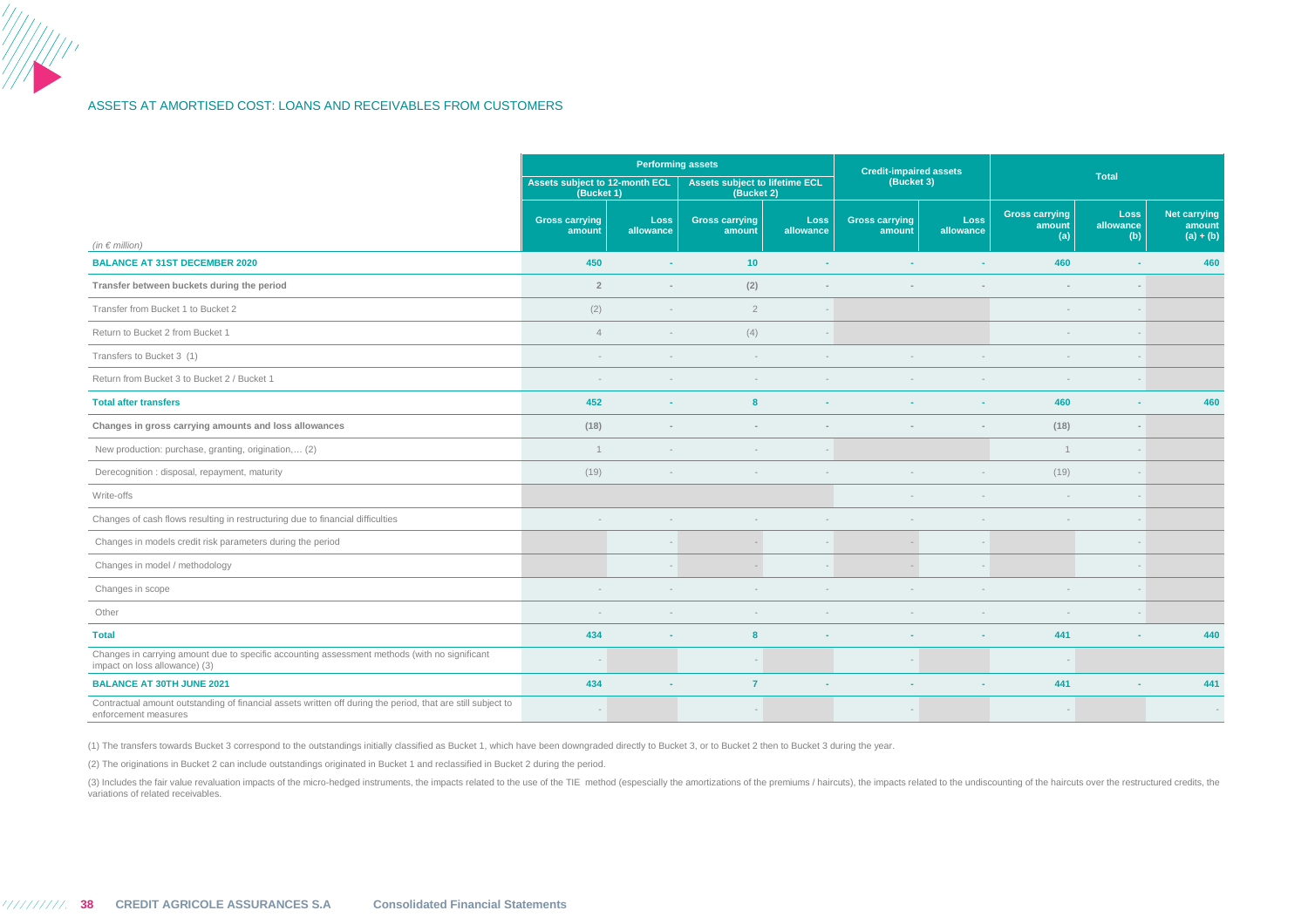## ASSETS AT AMORTISED COST: LOANS AND RECEIVABLES FROM CUSTOMERS

| *(in € million)* | Performing assets | | | | Credit-impaired assets (Bucket 3) | | Total | | |
|---|---|---|---|---|---|---|---|---|---|
| | Assets subject to 12-month ECL (Bucket 1) | | Assets subject to lifetime ECL (Bucket 2) | | | | | | |
| | Gross carrying amount | Loss allowance | Gross carrying amount | Loss allowance | Gross carrying amount | Loss allowance | Gross carrying amount (a) | Loss allowance (b) | Net carrying amount (a) + (b) |
| **BALANCE AT 31ST DECEMBER 2020** | **450** | **-** | **10** | **-** | **-** | **-** | **460** | **-** | **460** |
| **Transfer between buckets during the period** | **2** | **-** | **(2)** | **-** | **-** | **-** | **-** | **-** | |
| Transfer from Bucket 1 to Bucket 2 | (2) | - | 2 | - | | | - | - | |
| Return to Bucket 2 from Bucket 1 | 4 | - | (4) | - | | | - | - | |
| Transfers to Bucket 3 (1) | - | - | - | - | - | - | - | - | |
| Return from Bucket 3 to Bucket 2 / Bucket 1 | - | - | - | - | - | - | - | - | |
| **Total after transfers** | **452** | **-** | **8** | **-** | **-** | **-** | **460** | **-** | **460** |
| **Changes in gross carrying amounts and loss allowances** | **(18)** | **-** | **-** | **-** | **-** | **-** | **(18)** | **-** | |
| New production: purchase, granting, origination,… (2) | 1 | - | - | - | | | 1 | - | |
| Derecognition : disposal, repayment, maturity | (19) | - | - | - | - | - | (19) | - | |
| Write-offs | | | | | - | - | - | - | |
| Changes of cash flows resulting in restructuring due to financial difficulties | - | - | - | - | - | - | - | - | |
| Changes in models credit risk parameters during the period | | - | - | - | - | - | | - | |
| Changes in model / methodology | | - | - | - | - | - | | - | |
| Changes in scope | - | - | - | - | - | - | - | - | |
| Other | - | - | - | - | - | - | - | - | |
| **Total** | **434** | **-** | **8** | **-** | **-** | **-** | **441** | **-** | **440** |
| Changes in carrying amount due to specific accounting assessment methods (with no significant impact on loss allowance) (3) | - | | - | | - | | - | | |
| **BALANCE AT 30TH JUNE 2021** | **434** | **-** | **7** | **-** | **-** | **-** | **441** | **-** | **441** |
| Contractual amount outstanding of financial assets written off during the period, that are still subject to enforcement measures | - | | - | | - | | - | | - |

(1) The transfers towards Bucket 3 correspond to the outstandings initially classified as Bucket 1, which have been downgraded directly to Bucket 3, or to Bucket 2 then to Bucket 3 during the year.

(2) The originations in Bucket 2 can include outstandings originated in Bucket 1 and reclassified in Bucket 2 during the period.

(3) Includes the fair value revaluation impacts of the micro-hedged instruments, the impacts related to the use of the TIE method (espescially the amortizations of the premiums / haircuts), the impacts related to the undiscounting of the haircuts over the restructured credits, the variations of related receivables.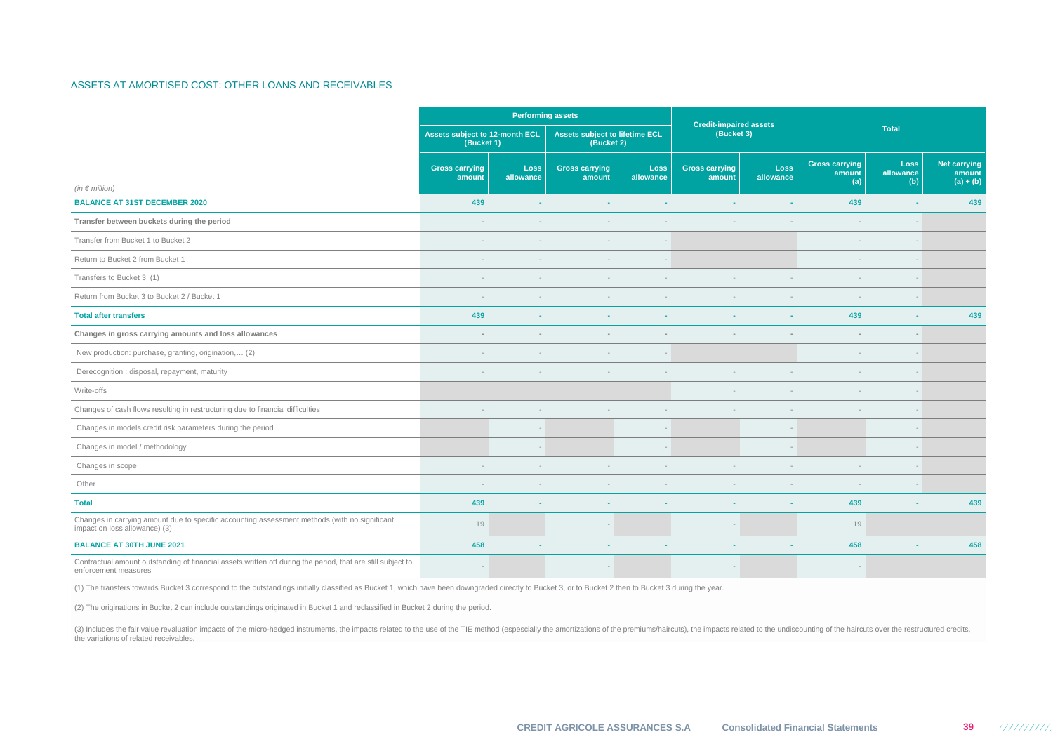## ASSETS AT AMORTISED COST: OTHER LOANS AND RECEIVABLES

| (in € million) | Performing assets | | | | Credit-impaired assets (Bucket 3) | | Total | | |
|---|---|---|---|---|---|---|---|---|---|
| | Assets subject to 12-month ECL (Bucket 1) | | Assets subject to lifetime ECL (Bucket 2) | | | | | | |
| | Gross carrying amount | Loss allowance | Gross carrying amount | Loss allowance | Gross carrying amount | Loss allowance | Gross carrying amount (a) | Loss allowance (b) | Net carrying amount (a) + (b) |
| **BALANCE AT 31ST DECEMBER 2020** | **439** | **-** | **-** | **-** | **-** | **-** | **439** | **-** | **439** |
| **Transfer between buckets during the period** | - | - | - | - | - | - | - | - | |
| Transfer from Bucket 1 to Bucket 2 | - | - | - | - | | | - | - | |
| Return to Bucket 2 from Bucket 1 | - | - | - | - | | | - | - | |
| Transfers to Bucket 3 (1) | - | - | - | - | - | - | - | - | |
| Return from Bucket 3 to Bucket 2 / Bucket 1 | - | - | - | - | - | - | - | - | |
| **Total after transfers** | **439** | **-** | **-** | **-** | **-** | **-** | **439** | **-** | **439** |
| **Changes in gross carrying amounts and loss allowances** | - | - | - | - | - | - | - | - | |
| New production: purchase, granting, origination,… (2) | - | - | - | - | | | - | - | |
| Derecognition : disposal, repayment, maturity | - | - | - | - | - | - | - | - | |
| Write-offs | | | | | - | - | - | - | |
| Changes of cash flows resulting in restructuring due to financial difficulties | - | - | - | - | - | - | - | - | |
| Changes in models credit risk parameters during the period | | - | | - | | - | | - | |
| Changes in model / methodology | | - | | - | | - | | - | |
| Changes in scope | - | - | - | - | - | - | - | - | |
| Other | - | - | - | - | - | - | - | - | |
| **Total** | **439** | **-** | **-** | **-** | **-** | **-** | **439** | **-** | **439** |
| Changes in carrying amount due to specific accounting assessment methods (with no significant impact on loss allowance) (3) | 19 | | - | | - | | 19 | | |
| **BALANCE AT 30TH JUNE 2021** | **458** | **-** | **-** | **-** | **-** | **-** | **458** | **-** | **458** |
| Contractual amount outstanding of financial assets written off during the period, that are still subject to enforcement measures | - | | - | | - | | - | | |

(1) The transfers towards Bucket 3 correspond to the outstandings initially classified as Bucket 1, which have been downgraded directly to Bucket 3, or to Bucket 2 then to Bucket 3 during the year.

(2) The originations in Bucket 2 can include outstandings originated in Bucket 1 and reclassified in Bucket 2 during the period.

(3) Includes the fair value revaluation impacts of the micro-hedged instruments, the impacts related to the use of the TIE method (especially the amortizations of the premiums/haircuts), the impacts related to the undiscounting of the haircuts over the restructured credits, the variations of related receivables.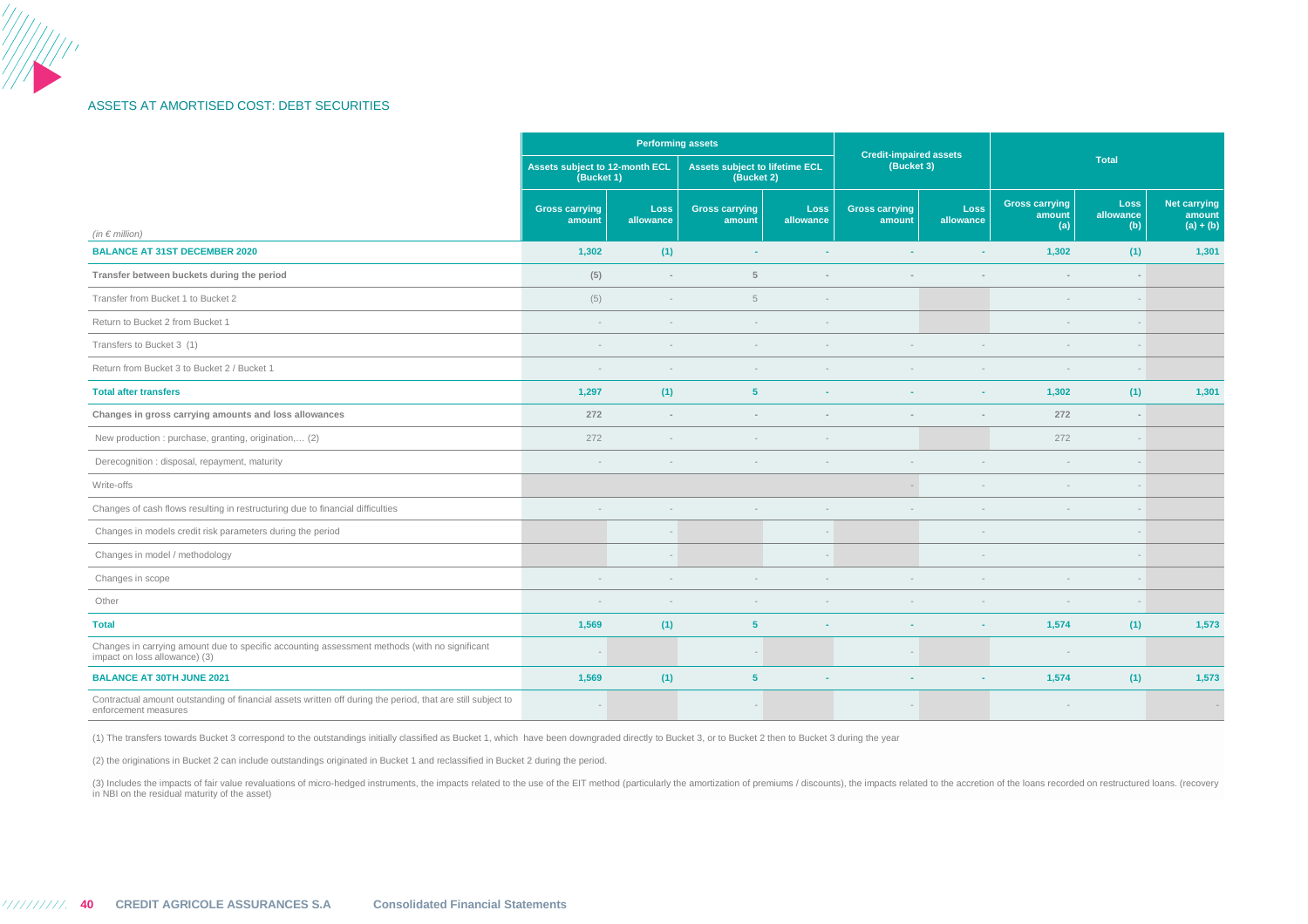## ASSETS AT AMORTISED COST: DEBT SECURITIES

| *(in € million)* | Performing assets | | | | Credit-impaired assets (Bucket 3) | | Total | | |
|---|---|---|---|---|---|---|---|---|---|
| | Assets subject to 12-month ECL (Bucket 1) | | Assets subject to lifetime ECL (Bucket 2) | | | | | | |
| | Gross carrying amount | Loss allowance | Gross carrying amount | Loss allowance | Gross carrying amount | Loss allowance | Gross carrying amount (a) | Loss allowance (b) | Net carrying amount (a) + (b) |
| **BALANCE AT 31ST DECEMBER 2020** | **1,302** | **(1)** | **-** | **-** | **-** | **-** | **1,302** | **(1)** | **1,301** |
| **Transfer between buckets during the period** | **(5)** | **-** | **5** | **-** | **-** | **-** | **-** | **-** | |
| Transfer from Bucket 1 to Bucket 2 | (5) | - | 5 | - | | | - | - | |
| Return to Bucket 2 from Bucket 1 | - | - | - | - | | | - | - | |
| Transfers to Bucket 3 (1) | - | - | - | - | - | - | - | - | |
| Return from Bucket 3 to Bucket 2 / Bucket 1 | - | - | - | - | - | - | - | - | |
| **Total after transfers** | **1,297** | **(1)** | **5** | **-** | **-** | **-** | **1,302** | **(1)** | **1,301** |
| **Changes in gross carrying amounts and loss allowances** | **272** | **-** | **-** | **-** | **-** | **-** | **272** | **-** | |
| New production : purchase, granting, origination,… (2) | 272 | - | - | - | | | 272 | - | |
| Derecognition : disposal, repayment, maturity | - | - | - | - | - | - | - | - | |
| Write-offs | | | | | - | - | - | - | |
| Changes of cash flows resulting in restructuring due to financial difficulties | - | - | - | - | - | - | - | - | |
| Changes in models credit risk parameters during the period | | - | | - | | - | | - | |
| Changes in model / methodology | | - | | - | | - | | - | |
| Changes in scope | - | - | - | - | - | - | - | - | |
| Other | - | - | - | - | - | - | - | - | |
| **Total** | **1,569** | **(1)** | **5** | **-** | **-** | **-** | **1,574** | **(1)** | **1,573** |
| Changes in carrying amount due to specific accounting assessment methods (with no significant impact on loss allowance) (3) | - | | - | | - | | - | | |
| **BALANCE AT 30TH JUNE 2021** | **1,569** | **(1)** | **5** | **-** | **-** | **-** | **1,574** | **(1)** | **1,573** |
| Contractual amount outstanding of financial assets written off during the period, that are still subject to enforcement measures | - | | - | | - | | - | | - |

(1) The transfers towards Bucket 3 correspond to the outstandings initially classified as Bucket 1, which have been downgraded directly to Bucket 3, or to Bucket 2 then to Bucket 3 during the year

(2) the originations in Bucket 2 can include outstandings originated in Bucket 1 and reclassified in Bucket 2 during the period.

(3) Includes the impacts of fair value revaluations of micro-hedged instruments, the impacts related to the use of the EIT method (particularly the amortization of premiums / discounts), the impacts related to the accretion of the loans recorded on restructured loans. (recovery in NBI on the residual maturity of the asset)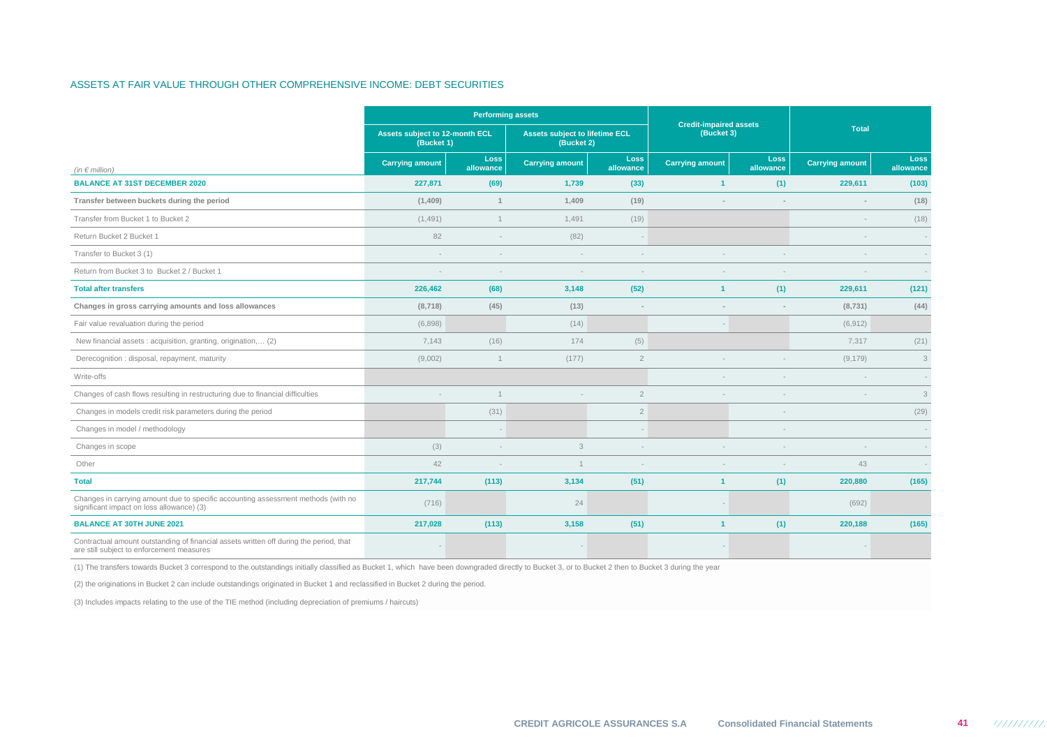## ASSETS AT FAIR VALUE THROUGH OTHER COMPREHENSIVE INCOME: DEBT SECURITIES

| *(in € million)* | Performing assets | | | | Credit-impaired assets (Bucket 3) | | Total | |
|---|---|---|---|---|---|---|---|---|
| | Assets subject to 12-month ECL (Bucket 1) | | Assets subject to lifetime ECL (Bucket 2) | | | | | |
| | Carrying amount | Loss allowance | Carrying amount | Loss allowance | Carrying amount | Loss allowance | Carrying amount | Loss allowance |
| **BALANCE AT 31ST DECEMBER 2020** | **227,871** | **(69)** | **1,739** | **(33)** | **1** | **(1)** | **229,611** | **(103)** |
| **Transfer between buckets during the period** | **(1,409)** | **1** | **1,409** | **(19)** | **-** | **-** | **-** | **(18)** |
| Transfer from Bucket 1 to Bucket 2 | (1,491) | 1 | 1,491 | (19) | | | - | (18) |
| Return Bucket 2 Bucket 1 | 82 | - | (82) | - | | | - | - |
| Transfer to Bucket 3 (1) | - | - | - | - | - | - | - | - |
| Return from Bucket 3 to Bucket 2 / Bucket 1 | - | - | - | - | - | - | - | - |
| **Total after transfers** | **226,462** | **(68)** | **3,148** | **(52)** | **1** | **(1)** | **229,611** | **(121)** |
| **Changes in gross carrying amounts and loss allowances** | **(8,718)** | **(45)** | **(13)** | **-** | **-** | **-** | **(8,731)** | **(44)** |
| Fair value revaluation during the period | (6,898) | | (14) | | - | | (6,912) | |
| New financial assets : acquisition, granting, origination,… (2) | 7,143 | (16) | 174 | (5) | | | 7,317 | (21) |
| Derecognition : disposal, repayment, maturity | (9,002) | 1 | (177) | 2 | - | - | (9,179) | 3 |
| Write-offs | | | | | - | - | - | - |
| Changes of cash flows resulting in restructuring due to financial difficulties | - | 1 | - | 2 | - | - | - | 3 |
| Changes in models credit risk parameters during the period | | (31) | | 2 | | - | | (29) |
| Changes in model / methodology | | - | | - | | - | | - |
| Changes in scope | (3) | - | 3 | - | - | - | - | - |
| Other | 42 | - | 1 | - | - | - | 43 | - |
| **Total** | **217,744** | **(113)** | **3,134** | **(51)** | **1** | **(1)** | **220,880** | **(165)** |
| Changes in carrying amount due to specific accounting assessment methods (with no significant impact on loss allowance) (3) | (716) | | 24 | | - | | (692) | |
| **BALANCE AT 30TH JUNE 2021** | **217,028** | **(113)** | **3,158** | **(51)** | **1** | **(1)** | **220,188** | **(165)** |
| Contractual amount outstanding of financial assets written off during the period, that are still subject to enforcement measures | - | | - | | - | | - | |

(1) The transfers towards Bucket 3 correspond to the outstandings initially classified as Bucket 1, which have been downgraded directly to Bucket 3, or to Bucket 2 then to Bucket 3 during the year

(2) the originations in Bucket 2 can include outstandings originated in Bucket 1 and reclassified in Bucket 2 during the period.

(3) Includes impacts relating to the use of the TIE method (including depreciation of premiums / haircuts)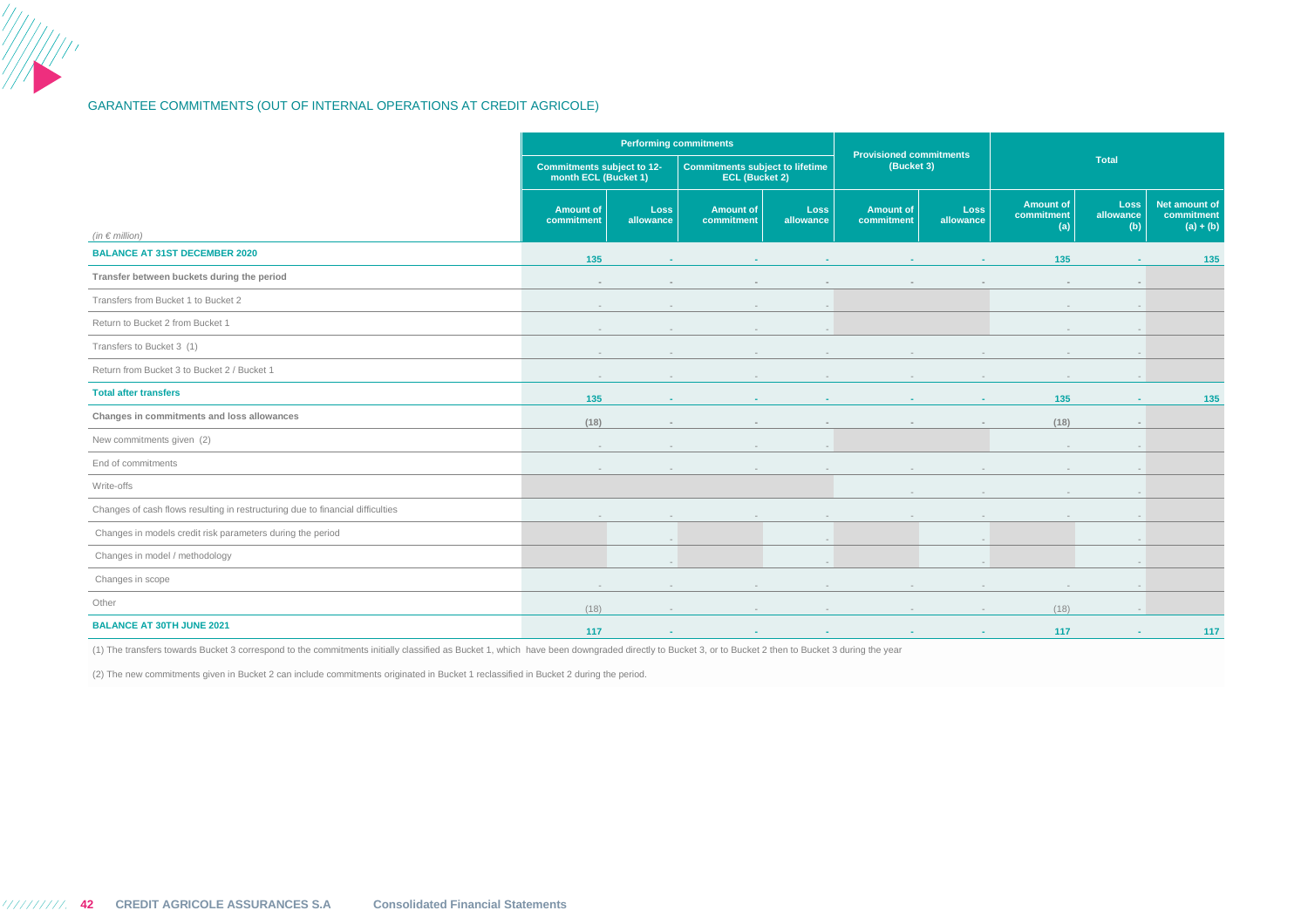## GARANTEE COMMITMENTS (OUT OF INTERNAL OPERATIONS AT CREDIT AGRICOLE)

| (in € million) | Performing commitments | | | | Provisioned commitments (Bucket 3) | | Total | | |
|---|---|---|---|---|---|---|---|---|---|
| | Commitments subject to 12-month ECL (Bucket 1) | | Commitments subject to lifetime ECL (Bucket 2) | | | | | | |
| | Amount of commitment | Loss allowance | Amount of commitment | Loss allowance | Amount of commitment | Loss allowance | Amount of commitment (a) | Loss allowance (b) | Net amount of commitment (a) + (b) |
| **BALANCE AT 31ST DECEMBER 2020** | 135 | - | - | - | - | - | 135 | - | 135 |
| **Transfer between buckets during the period** | - | - | - | - | - | - | - | - | |
| Transfers from Bucket 1 to Bucket 2 | - | - | - | - | | | - | - | |
| Return to Bucket 2 from Bucket 1 | - | - | - | - | | | - | - | |
| Transfers to Bucket 3 (1) | - | - | - | - | - | - | - | - | |
| Return from Bucket 3 to Bucket 2 / Bucket 1 | - | - | - | - | - | - | - | - | |
| **Total after transfers** | 135 | - | - | - | - | - | 135 | - | 135 |
| **Changes in commitments and loss allowances** | (18) | - | - | - | - | - | (18) | - | |
| New commitments given (2) | - | - | - | - | | | - | - | |
| End of commitments | - | - | - | - | - | - | - | - | |
| Write-offs | | | | | - | - | - | - | |
| Changes of cash flows resulting in restructuring due to financial difficulties | - | - | - | - | - | - | - | - | |
| Changes in models credit risk parameters during the period | | - | | - | | - | | - | |
| Changes in model / methodology | | - | | - | | - | | - | |
| Changes in scope | - | - | - | - | - | - | - | - | |
| Other | (18) | - | - | - | - | - | (18) | - | |
| **BALANCE AT 30TH JUNE 2021** | 117 | - | - | - | - | - | 117 | - | 117 |

(1) The transfers towards Bucket 3 correspond to the commitments initially classified as Bucket 1, which have been downgraded directly to Bucket 3, or to Bucket 2 then to Bucket 3 during the year

(2) The new commitments given in Bucket 2 can include commitments originated in Bucket 1 reclassified in Bucket 2 during the period.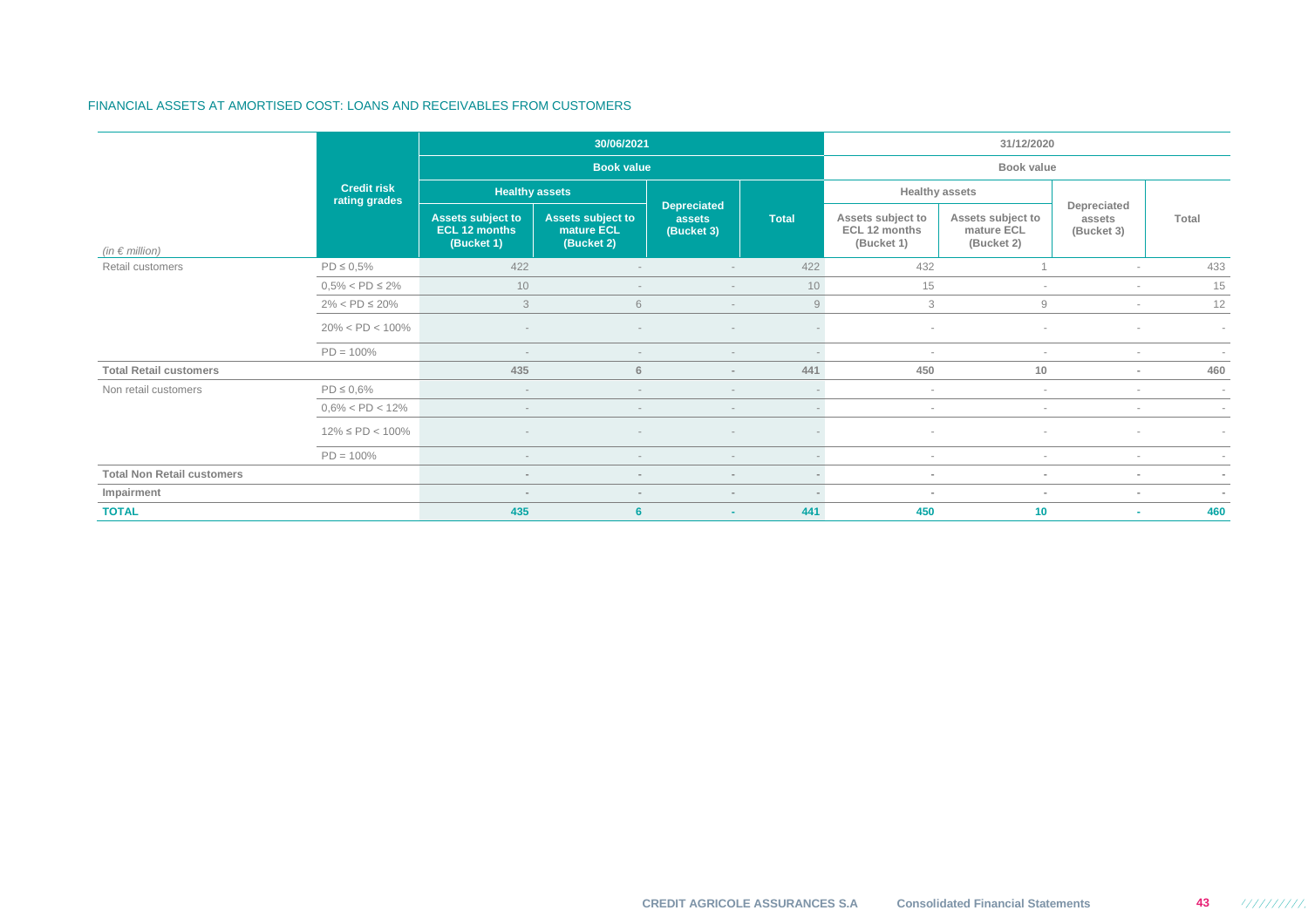FINANCIAL ASSETS AT AMORTISED COST: LOANS AND RECEIVABLES FROM CUSTOMERS

| | Credit risk rating grades | 30/06/2021 | | | | 31/12/2020 | | | |
|---|---|---|---|---|---|---|---|---|---|
| | | Book value | | | | Book value | | | |
| | | Healthy assets | | Depreciated assets (Bucket 3) | Total | Healthy assets | | Depreciated assets (Bucket 3) | Total |
| *(in € million)* | | Assets subject to ECL 12 months (Bucket 1) | Assets subject to mature ECL (Bucket 2) | | | Assets subject to ECL 12 months (Bucket 1) | Assets subject to mature ECL (Bucket 2) | | |
| Retail customers | PD ≤ 0,5% | 422 | - | - | 422 | 432 | 1 | - | 433 |
| | 0,5% < PD ≤ 2% | 10 | - | - | 10 | 15 | - | - | 15 |
| | 2% < PD ≤ 20% | 3 | 6 | - | 9 | 3 | 9 | - | 12 |
| | 20% < PD < 100% | - | - | - | - | - | - | - | - |
| | PD = 100% | - | - | - | - | - | - | - | - |
| **Total Retail customers** | | **435** | **6** | **-** | **441** | **450** | **10** | **-** | **460** |
| Non retail customers | PD ≤ 0,6% | - | - | - | - | - | - | - | - |
| | 0,6% < PD < 12% | - | - | - | - | - | - | - | - |
| | 12% ≤ PD < 100% | - | - | - | - | - | - | - | - |
| | PD = 100% | - | - | - | - | - | - | - | - |
| **Total Non Retail customers** | | **-** | **-** | **-** | **-** | **-** | **-** | **-** | **-** |
| **Impairment** | | **-** | **-** | **-** | **-** | **-** | **-** | **-** | **-** |
| **TOTAL** | | **435** | **6** | **-** | **441** | **450** | **10** | **-** | **460** |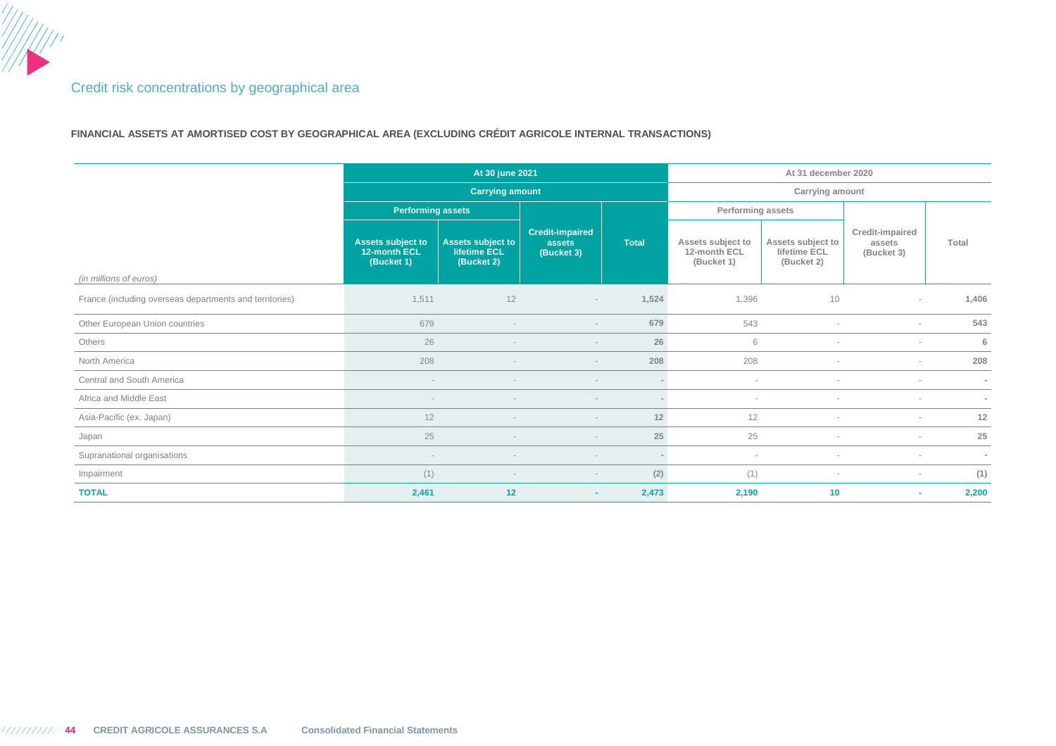## Credit risk concentrations by geographical area

**FINANCIAL ASSETS AT AMORTISED COST BY GEOGRAPHICAL AREA (EXCLUDING CRÉDIT AGRICOLE INTERNAL TRANSACTIONS)**

| | At 30 june 2021 | | | | At 31 december 2020 | | | |
|---|---|---|---|---|---|---|---|---|
| | Carrying amount | | | | Carrying amount | | | |
| | Performing assets | | Credit-impaired assets (Bucket 3) | Total | Performing assets | | Credit-impaired assets (Bucket 3) | Total |
| *(in millions of euros)* | Assets subject to 12-month ECL (Bucket 1) | Assets subject to lifetime ECL (Bucket 2) | | | Assets subject to 12-month ECL (Bucket 1) | Assets subject to lifetime ECL (Bucket 2) | | |
| France (including overseas departments and territories) | 1,511 | 12 | - | **1,524** | 1,396 | 10 | - | **1,406** |
| Other European Union countries | 679 | - | - | **679** | 543 | - | - | **543** |
| Others | 26 | - | - | **26** | 6 | - | - | **6** |
| North America | 208 | - | - | **208** | 208 | - | - | **208** |
| Central and South America | - | - | - | **-** | - | - | - | **-** |
| Africa and Middle East | - | - | - | **-** | - | - | - | **-** |
| Asia-Pacific (ex. Japan) | 12 | - | - | **12** | 12 | - | - | **12** |
| Japan | 25 | - | - | **25** | 25 | - | - | **25** |
| Supranational organisations | - | - | - | **-** | - | - | - | **-** |
| Impairment | (1) | - | - | **(2)** | (1) | - | - | **(1)** |
| **TOTAL** | **2,461** | **12** | **-** | **2,473** | **2,190** | **10** | **-** | **2,200** |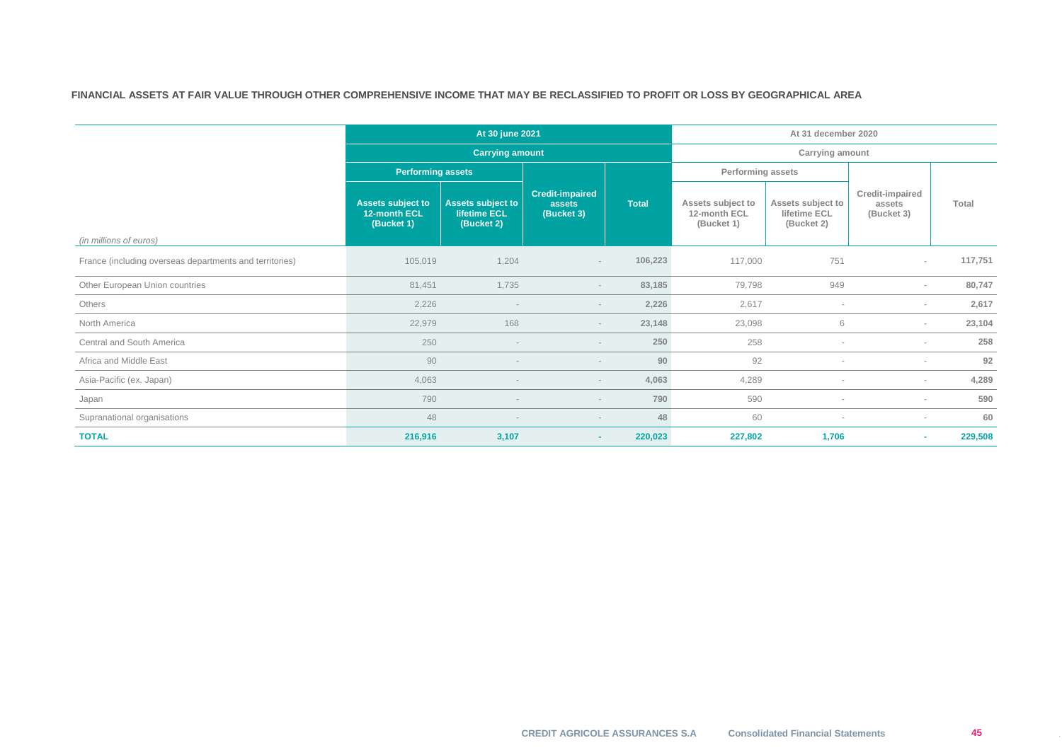**FINANCIAL ASSETS AT FAIR VALUE THROUGH OTHER COMPREHENSIVE INCOME THAT MAY BE RECLASSIFIED TO PROFIT OR LOSS BY GEOGRAPHICAL AREA**

| | At 30 june 2021 | | | | At 31 december 2020 | | | |
|---|---|---|---|---|---|---|---|---|
| | Carrying amount | | | | Carrying amount | | | |
| | Performing assets | | Credit-impaired assets (Bucket 3) | Total | Performing assets | | Credit-impaired assets (Bucket 3) | Total |
| *(in millions of euros)* | Assets subject to 12-month ECL (Bucket 1) | Assets subject to lifetime ECL (Bucket 2) | | | Assets subject to 12-month ECL (Bucket 1) | Assets subject to lifetime ECL (Bucket 2) | | |
| France (including overseas departments and territories) | 105,019 | 1,204 | - | **106,223** | 117,000 | 751 | - | **117,751** |
| Other European Union countries | 81,451 | 1,735 | - | **83,185** | 79,798 | 949 | - | **80,747** |
| Others | 2,226 | - | - | **2,226** | 2,617 | - | - | **2,617** |
| North America | 22,979 | 168 | - | **23,148** | 23,098 | 6 | - | **23,104** |
| Central and South America | 250 | - | - | **250** | 258 | - | - | **258** |
| Africa and Middle East | 90 | - | - | **90** | 92 | - | - | **92** |
| Asia-Pacific (ex. Japan) | 4,063 | - | - | **4,063** | 4,289 | - | - | **4,289** |
| Japan | 790 | - | - | **790** | 590 | - | - | **590** |
| Supranational organisations | 48 | - | - | **48** | 60 | - | - | **60** |
| **TOTAL** | **216,916** | **3,107** | **-** | **220,023** | **227,802** | **1,706** | **-** | **229,508** |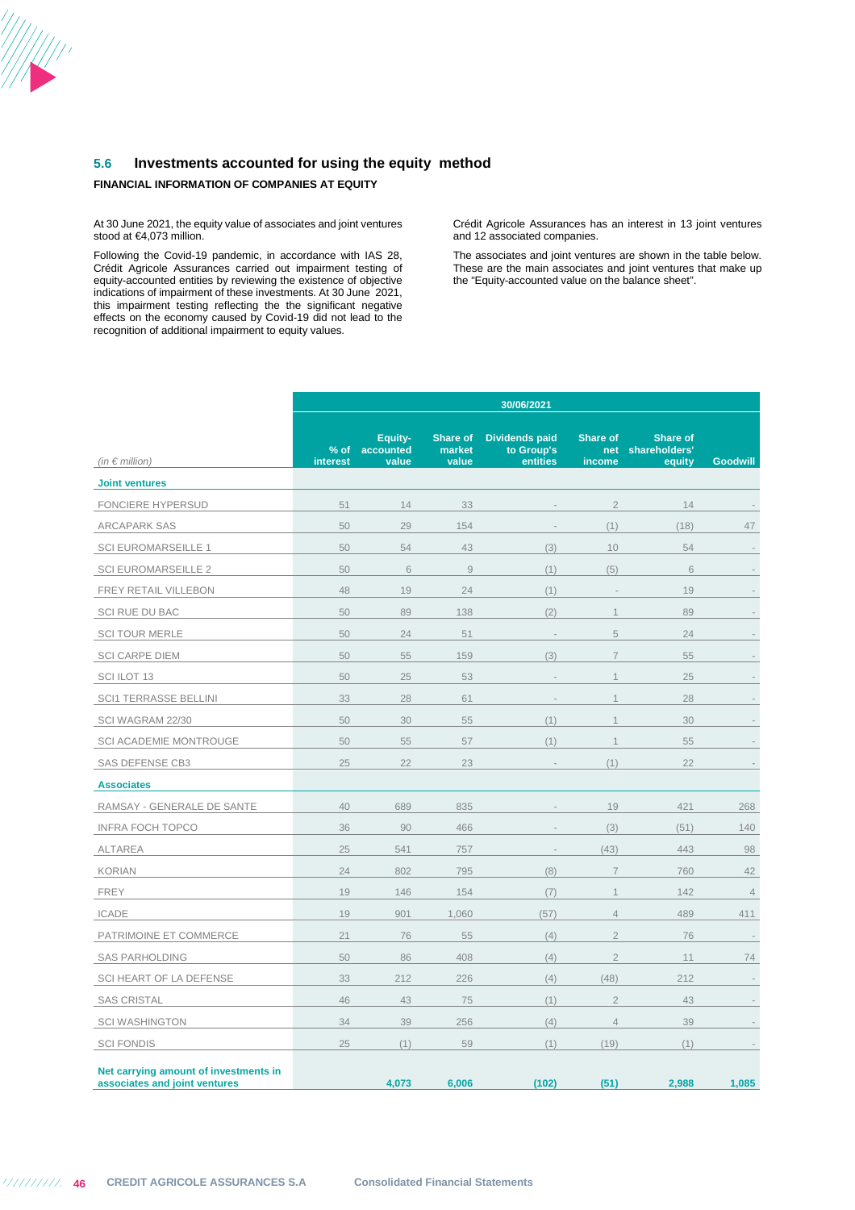## 5.6 Investments accounted for using the equity method

**FINANCIAL INFORMATION OF COMPANIES AT EQUITY**

At 30 June 2021, the equity value of associates and joint ventures stood at €4,073 million.

Following the Covid-19 pandemic, in accordance with IAS 28, Crédit Agricole Assurances carried out impairment testing of equity-accounted entities by reviewing the existence of objective indications of impairment of these investments. At 30 June 2021, this impairment testing reflecting the the significant negative effects on the economy caused by Covid-19 did not lead to the recognition of additional impairment to equity values.

Crédit Agricole Assurances has an interest in 13 joint ventures and 12 associated companies.

The associates and joint ventures are shown in the table below. These are the main associates and joint ventures that make up the "Equity-accounted value on the balance sheet".

| *(in € million)* | 30/06/2021 | | | | | | |
|---|---|---|---|---|---|---|---|
| | % of interest | Equity-accounted value | Share of market value | Dividends paid to Group's entities | Share of net income | Share of shareholders' equity | Goodwill |
| **Joint ventures** | | | | | | | |
| FONCIERE HYPERSUD | 51 | 14 | 33 | - | 2 | 14 | - |
| ARCAPARK SAS | 50 | 29 | 154 | - | (1) | (18) | 47 |
| SCI EUROMARSEILLE 1 | 50 | 54 | 43 | (3) | 10 | 54 | - |
| SCI EUROMARSEILLE 2 | 50 | 6 | 9 | (1) | (5) | 6 | - |
| FREY RETAIL VILLEBON | 48 | 19 | 24 | (1) | - | 19 | - |
| SCI RUE DU BAC | 50 | 89 | 138 | (2) | 1 | 89 | - |
| SCI TOUR MERLE | 50 | 24 | 51 | - | 5 | 24 | - |
| SCI CARPE DIEM | 50 | 55 | 159 | (3) | 7 | 55 | - |
| SCI ILOT 13 | 50 | 25 | 53 | - | 1 | 25 | - |
| SCI1 TERRASSE BELLINI | 33 | 28 | 61 | - | 1 | 28 | - |
| SCI WAGRAM 22/30 | 50 | 30 | 55 | (1) | 1 | 30 | - |
| SCI ACADEMIE MONTROUGE | 50 | 55 | 57 | (1) | 1 | 55 | - |
| SAS DEFENSE CB3 | 25 | 22 | 23 | - | (1) | 22 | - |
| **Associates** | | | | | | | |
| RAMSAY - GENERALE DE SANTE | 40 | 689 | 835 | - | 19 | 421 | 268 |
| INFRA FOCH TOPCO | 36 | 90 | 466 | - | (3) | (51) | 140 |
| ALTAREA | 25 | 541 | 757 | - | (43) | 443 | 98 |
| KORIAN | 24 | 802 | 795 | (8) | 7 | 760 | 42 |
| FREY | 19 | 146 | 154 | (7) | 1 | 142 | 4 |
| ICADE | 19 | 901 | 1,060 | (57) | 4 | 489 | 411 |
| PATRIMOINE ET COMMERCE | 21 | 76 | 55 | (4) | 2 | 76 | - |
| SAS PARHOLDING | 50 | 86 | 408 | (4) | 2 | 11 | 74 |
| SCI HEART OF LA DEFENSE | 33 | 212 | 226 | (4) | (48) | 212 | - |
| SAS CRISTAL | 46 | 43 | 75 | (1) | 2 | 43 | - |
| SCI WASHINGTON | 34 | 39 | 256 | (4) | 4 | 39 | - |
| SCI FONDIS | 25 | (1) | 59 | (1) | (19) | (1) | - |
| **Net carrying amount of investments in associates and joint ventures** | | **4,073** | **6,006** | **(102)** | **(51)** | **2,988** | **1,085** |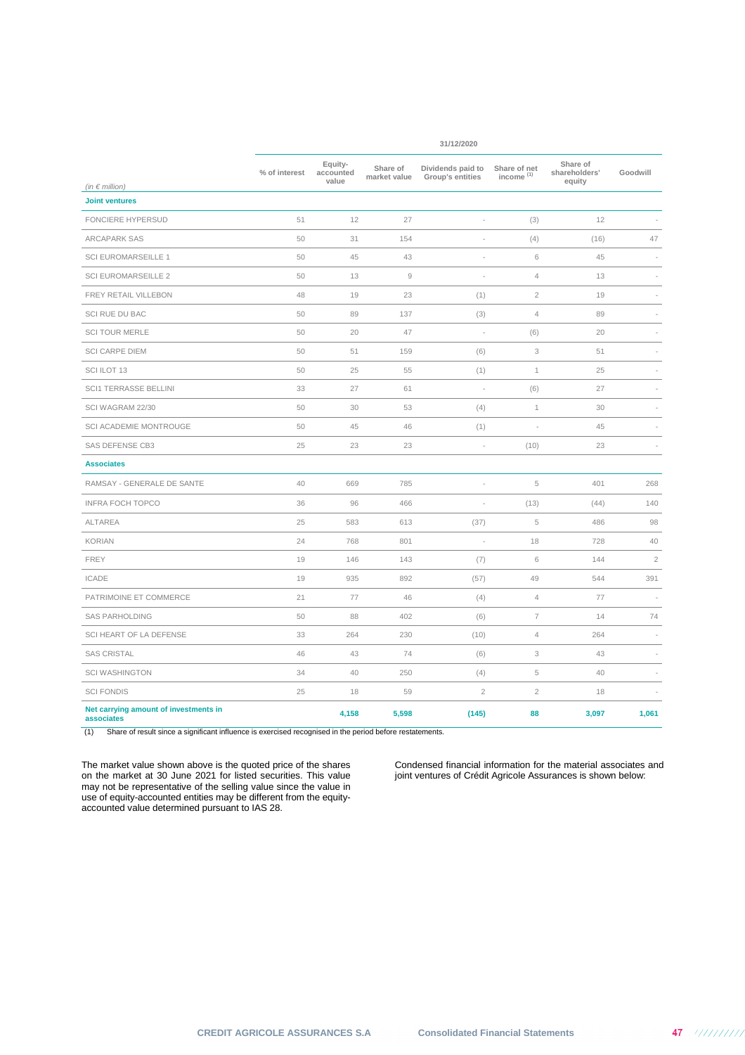| *(in € million)* | 31/12/2020 | | | | | | |
|---|---|---|---|---|---|---|---|
| | % of interest | Equity-accounted value | Share of market value | Dividends paid to Group's entities | Share of net income [1] | Share of shareholders' equity | Goodwill |
| **Joint ventures** | | | | | | | |
| FONCIERE HYPERSUD | 51 | 12 | 27 | - | (3) | 12 | - |
| ARCAPARK SAS | 50 | 31 | 154 | - | (4) | (16) | 47 |
| SCI EUROMARSEILLE 1 | 50 | 45 | 43 | - | 6 | 45 | - |
| SCI EUROMARSEILLE 2 | 50 | 13 | 9 | - | 4 | 13 | - |
| FREY RETAIL VILLEBON | 48 | 19 | 23 | (1) | 2 | 19 | - |
| SCI RUE DU BAC | 50 | 89 | 137 | (3) | 4 | 89 | - |
| SCI TOUR MERLE | 50 | 20 | 47 | - | (6) | 20 | - |
| SCI CARPE DIEM | 50 | 51 | 159 | (6) | 3 | 51 | - |
| SCI ILOT 13 | 50 | 25 | 55 | (1) | 1 | 25 | - |
| SCI1 TERRASSE BELLINI | 33 | 27 | 61 | - | (6) | 27 | - |
| SCI WAGRAM 22/30 | 50 | 30 | 53 | (4) | 1 | 30 | - |
| SCI ACADEMIE MONTROUGE | 50 | 45 | 46 | (1) | - | 45 | - |
| SAS DEFENSE CB3 | 25 | 23 | 23 | - | (10) | 23 | - |
| **Associates** | | | | | | | |
| RAMSAY - GENERALE DE SANTE | 40 | 669 | 785 | - | 5 | 401 | 268 |
| INFRA FOCH TOPCO | 36 | 96 | 466 | - | (13) | (44) | 140 |
| ALTAREA | 25 | 583 | 613 | (37) | 5 | 486 | 98 |
| KORIAN | 24 | 768 | 801 | - | 18 | 728 | 40 |
| FREY | 19 | 146 | 143 | (7) | 6 | 144 | 2 |
| ICADE | 19 | 935 | 892 | (57) | 49 | 544 | 391 |
| PATRIMOINE ET COMMERCE | 21 | 77 | 46 | (4) | 4 | 77 | - |
| SAS PARHOLDING | 50 | 88 | 402 | (6) | 7 | 14 | 74 |
| SCI HEART OF LA DEFENSE | 33 | 264 | 230 | (10) | 4 | 264 | - |
| SAS CRISTAL | 46 | 43 | 74 | (6) | 3 | 43 | - |
| SCI WASHINGTON | 34 | 40 | 250 | (4) | 5 | 40 | - |
| SCI FONDIS | 25 | 18 | 59 | 2 | 2 | 18 | - |
| **Net carrying amount of investments in associates** | | **4,158** | **5,598** | **(145)** | **88** | **3,097** | **1,061** |

(1) Share of result since a significant influence is exercised recognised in the period before restatements.

The market value shown above is the quoted price of the shares on the market at 30 June 2021 for listed securities. This value may not be representative of the selling value since the value in use of equity-accounted entities may be different from the equity-accounted value determined pursuant to IAS 28.

Condensed financial information for the material associates and joint ventures of Crédit Agricole Assurances is shown below: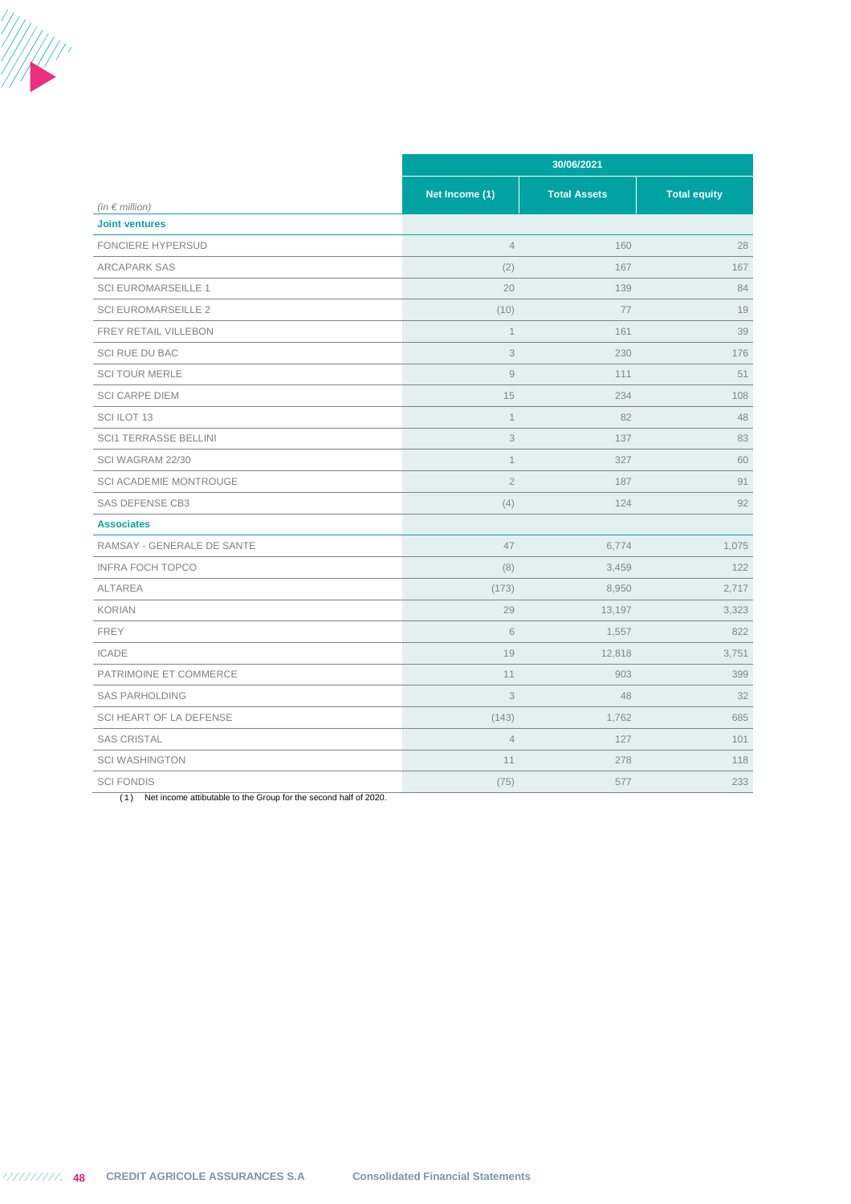| *(in € million)* | 30/06/2021 | | |
|---|---|---|---|
| | Net Income (1) | Total Assets | Total equity |
| **Joint ventures** | | | |
| FONCIERE HYPERSUD | 4 | 160 | 28 |
| ARCAPARK SAS | (2) | 167 | 167 |
| SCI EUROMARSEILLE 1 | 20 | 139 | 84 |
| SCI EUROMARSEILLE 2 | (10) | 77 | 19 |
| FREY RETAIL VILLEBON | 1 | 161 | 39 |
| SCI RUE DU BAC | 3 | 230 | 176 |
| SCI TOUR MERLE | 9 | 111 | 51 |
| SCI CARPE DIEM | 15 | 234 | 108 |
| SCI ILOT 13 | 1 | 82 | 48 |
| SCI1 TERRASSE BELLINI | 3 | 137 | 83 |
| SCI WAGRAM 22/30 | 1 | 327 | 60 |
| SCI ACADEMIE MONTROUGE | 2 | 187 | 91 |
| SAS DEFENSE CB3 | (4) | 124 | 92 |
| **Associates** | | | |
| RAMSAY - GENERALE DE SANTE | 47 | 6,774 | 1,075 |
| INFRA FOCH TOPCO | (8) | 3,459 | 122 |
| ALTAREA | (173) | 8,950 | 2,717 |
| KORIAN | 29 | 13,197 | 3,323 |
| FREY | 6 | 1,557 | 822 |
| ICADE | 19 | 12,818 | 3,751 |
| PATRIMOINE ET COMMERCE | 11 | 903 | 399 |
| SAS PARHOLDING | 3 | 48 | 32 |
| SCI HEART OF LA DEFENSE | (143) | 1,762 | 685 |
| SAS CRISTAL | 4 | 127 | 101 |
| SCI WASHINGTON | 11 | 278 | 118 |
| SCI FONDIS | (75) | 577 | 233 |

(1) Net income attibutable to the Group for the second half of 2020.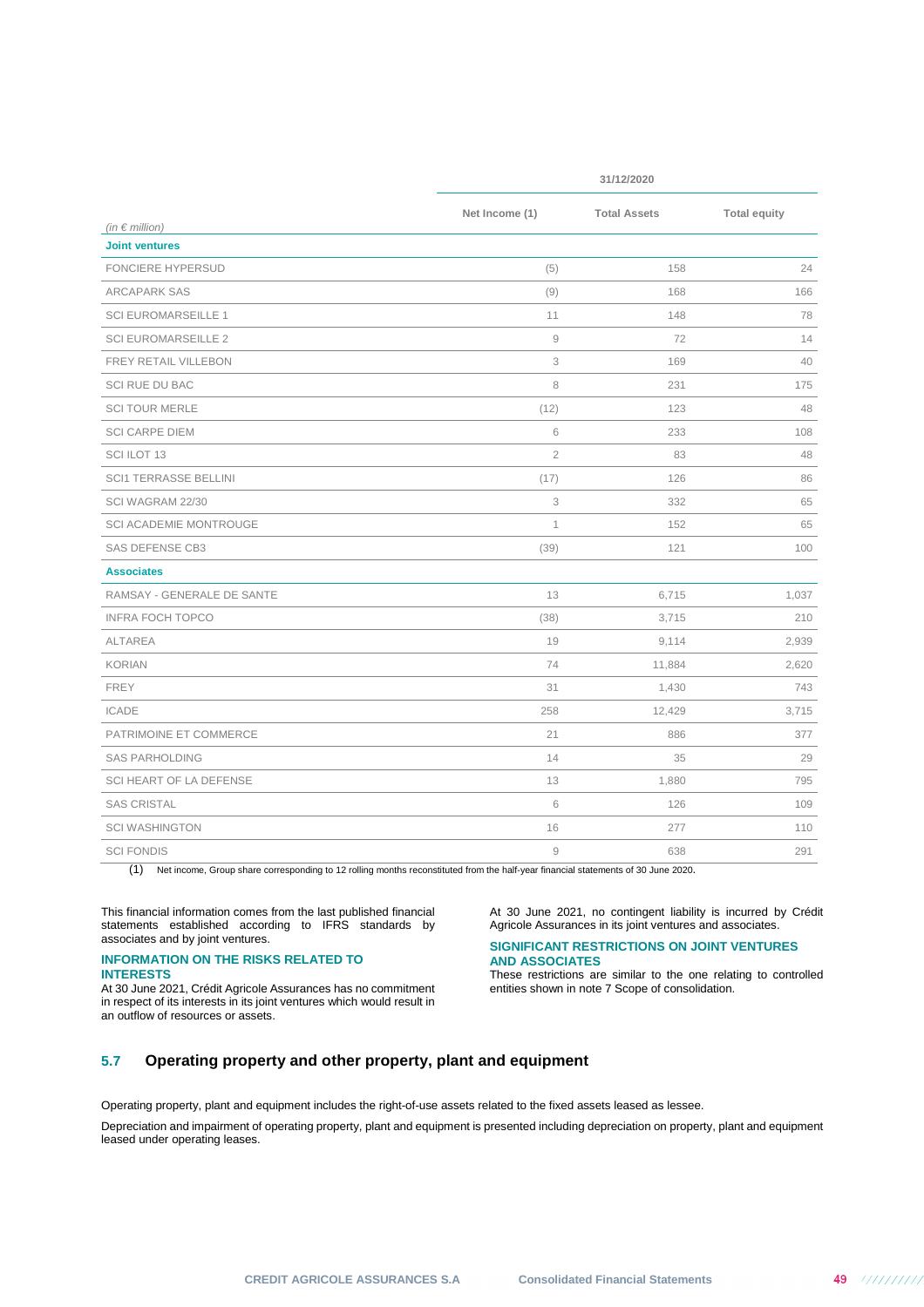| (in € million) | 31/12/2020 | | |
|---|---|---|---|
| | Net Income (1) | Total Assets | Total equity |
| **Joint ventures** | | | |
| FONCIERE HYPERSUD | (5) | 158 | 24 |
| ARCAPARK SAS | (9) | 168 | 166 |
| SCI EUROMARSEILLE 1 | 11 | 148 | 78 |
| SCI EUROMARSEILLE 2 | 9 | 72 | 14 |
| FREY RETAIL VILLEBON | 3 | 169 | 40 |
| SCI RUE DU BAC | 8 | 231 | 175 |
| SCI TOUR MERLE | (12) | 123 | 48 |
| SCI CARPE DIEM | 6 | 233 | 108 |
| SCI ILOT 13 | 2 | 83 | 48 |
| SCI1 TERRASSE BELLINI | (17) | 126 | 86 |
| SCI WAGRAM 22/30 | 3 | 332 | 65 |
| SCI ACADEMIE MONTROUGE | 1 | 152 | 65 |
| SAS DEFENSE CB3 | (39) | 121 | 100 |
| **Associates** | | | |
| RAMSAY - GENERALE DE SANTE | 13 | 6,715 | 1,037 |
| INFRA FOCH TOPCO | (38) | 3,715 | 210 |
| ALTAREA | 19 | 9,114 | 2,939 |
| KORIAN | 74 | 11,884 | 2,620 |
| FREY | 31 | 1,430 | 743 |
| ICADE | 258 | 12,429 | 3,715 |
| PATRIMOINE ET COMMERCE | 21 | 886 | 377 |
| SAS PARHOLDING | 14 | 35 | 29 |
| SCI HEART OF LA DEFENSE | 13 | 1,880 | 795 |
| SAS CRISTAL | 6 | 126 | 109 |
| SCI WASHINGTON | 16 | 277 | 110 |
| SCI FONDIS | 9 | 638 | 291 |

(1) Net income, Group share corresponding to 12 rolling months reconstituted from the half-year financial statements of 30 June 2020.

This financial information comes from the last published financial statements established according to IFRS standards by associates and by joint ventures.

**INFORMATION ON THE RISKS RELATED TO INTERESTS**

At 30 June 2021, Crédit Agricole Assurances has no commitment in respect of its interests in its joint ventures which would result in an outflow of resources or assets.

At 30 June 2021, no contingent liability is incurred by Crédit Agricole Assurances in its joint ventures and associates.

**SIGNIFICANT RESTRICTIONS ON JOINT VENTURES AND ASSOCIATES**

These restrictions are similar to the one relating to controlled entities shown in note 7 Scope of consolidation.

## 5.7 Operating property and other property, plant and equipment

Operating property, plant and equipment includes the right-of-use assets related to the fixed assets leased as lessee.

Depreciation and impairment of operating property, plant and equipment is presented including depreciation on property, plant and equipment leased under operating leases.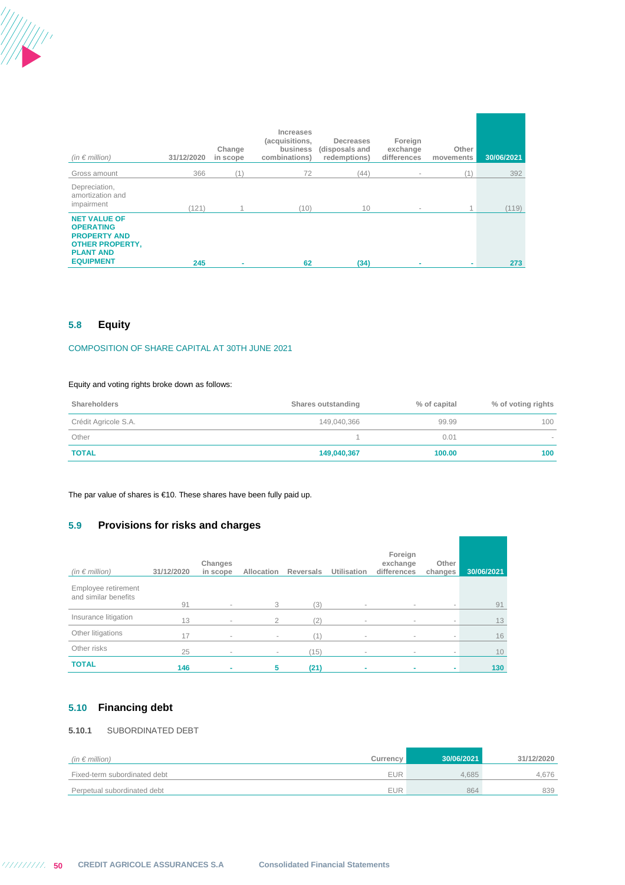| *(in € million)* | 31/12/2020 | Change in scope | Increases (acquisitions, business combinations) | Decreases (disposals and redemptions) | Foreign exchange differences | Other movements | 30/06/2021 |
|---|---|---|---|---|---|---|---|
| Gross amount | 366 | (1) | 72 | (44) | - | (1) | 392 |
| Depreciation, amortization and impairment | (121) | 1 | (10) | 10 | - | 1 | (119) |
| **NET VALUE OF OPERATING PROPERTY AND OTHER PROPERTY, PLANT AND EQUIPMENT** | **245** | **-** | **62** | **(34)** | **-** | **-** | **273** |

## 5.8 Equity

COMPOSITION OF SHARE CAPITAL AT 30TH JUNE 2021

Equity and voting rights broke down as follows:

| Shareholders | Shares outstanding | % of capital | % of voting rights |
|---|---|---|---|
| Crédit Agricole S.A. | 149,040,366 | 99.99 | 100 |
| Other | 1 | 0.01 | - |
| **TOTAL** | **149,040,367** | **100.00** | **100** |

The par value of shares is €10. These shares have been fully paid up.

## 5.9 Provisions for risks and charges

| *(in € million)* | 31/12/2020 | Changes in scope | Allocation | Reversals | Utilisation | Foreign exchange differences | Other changes | 30/06/2021 |
|---|---|---|---|---|---|---|---|---|
| Employee retirement and similar benefits | 91 | - | 3 | (3) | - | - | - | 91 |
| Insurance litigation | 13 | - | 2 | (2) | - | - | - | 13 |
| Other litigations | 17 | - | - | (1) | - | - | - | 16 |
| Other risks | 25 | - | - | (15) | - | - | - | 10 |
| **TOTAL** | **146** | **-** | **5** | **(21)** | **-** | **-** | **-** | **130** |

## 5.10 Financing debt

### 5.10.1 SUBORDINATED DEBT

| *(in € million)* | Currency | 30/06/2021 | 31/12/2020 |
|---|---|---|---|
| Fixed-term subordinated debt | EUR | 4,685 | 4,676 |
| Perpetual subordinated debt | EUR | 864 | 839 |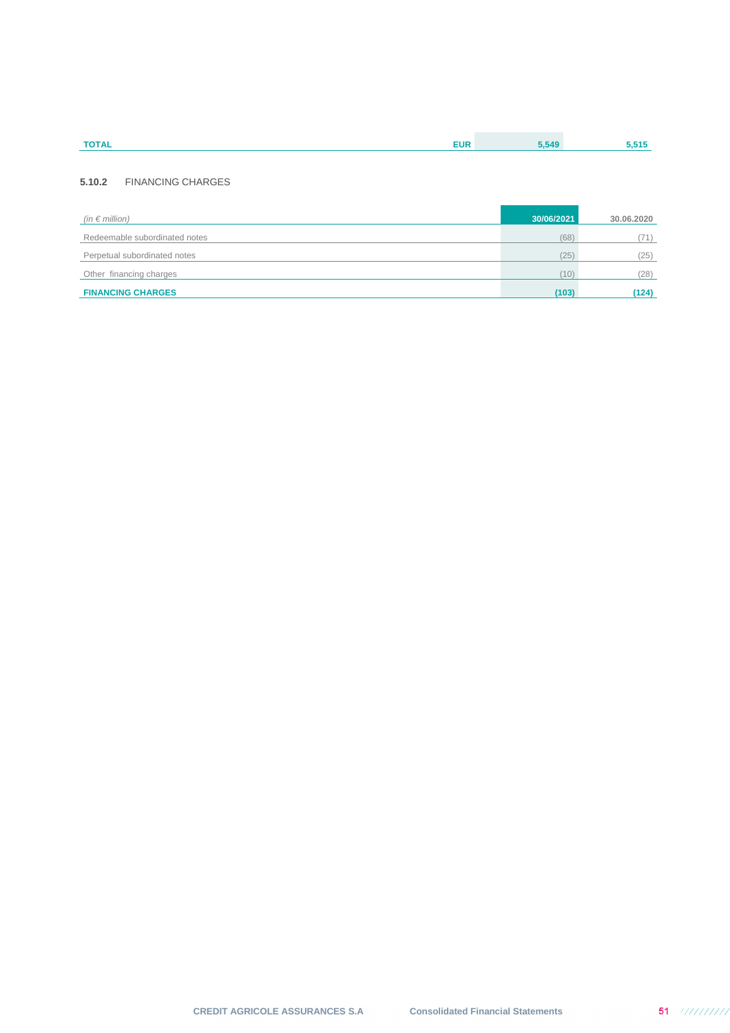| TOTAL | EUR | 5,549 | 5,515 |
|---|---|---|---|

### 5.10.2 FINANCING CHARGES

| *(in € million)* | 30/06/2021 | 30.06.2020 |
|---|---|---|
| Redeemable subordinated notes | (68) | (71) |
| Perpetual subordinated notes | (25) | (25) |
| Other financing charges | (10) | (28) |
| **FINANCING CHARGES** | **(103)** | **(124)** |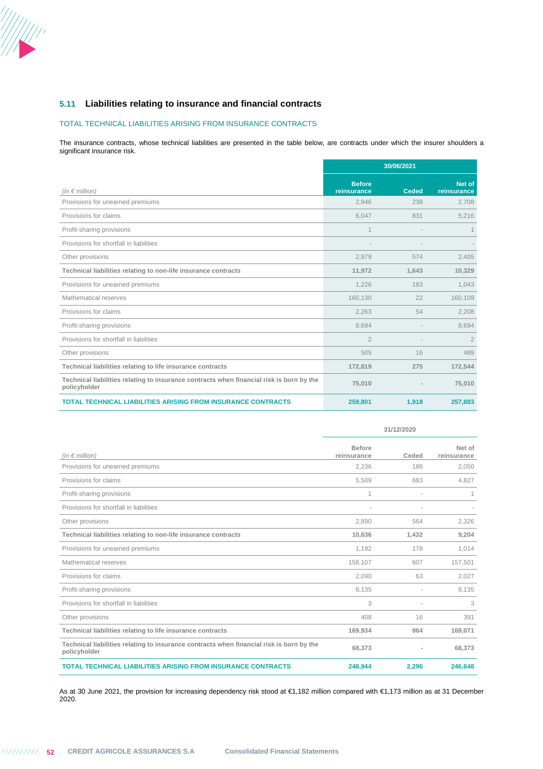## 5.11 Liabilities relating to insurance and financial contracts

### TOTAL TECHNICAL LIABILITIES ARISING FROM INSURANCE CONTRACTS

The insurance contracts, whose technical liabilities are presented in the table below, are contracts under which the insurer shoulders a significant insurance risk.

| | 30/06/2021 | | |
|---|---|---|---|
| *(in € million)* | Before reinsurance | Ceded | Net of reinsurance |
| Provisions for unearned premiums | 2,946 | 238 | 2,708 |
| Provisions for claims | 6,047 | 831 | 5,216 |
| Profit-sharing provisions | 1 | - | 1 |
| Provisions for shortfall in liabilities | - | - | - |
| Other provisions | 2,979 | 574 | 2,405 |
| **Technical liabilities relating to non-life insurance contracts** | **11,972** | **1,643** | **10,329** |
| Provisions for unearned premiums | 1,226 | 183 | 1,043 |
| Mathematical reserves | 160,130 | 22 | 160,109 |
| Provisions for claims | 2,263 | 54 | 2,208 |
| Profit-sharing provisions | 8,694 | - | 8,694 |
| Provisions for shortfall in liabilities | 2 | - | 2 |
| Other provisions | 505 | 16 | 489 |
| **Technical liabilities relating to life insurance contracts** | **172,819** | **275** | **172,544** |
| **Technical liabilities relating to insurance contracts when financial risk is born by the policyholder** | **75,010** | **-** | **75,010** |
| **TOTAL TECHNICAL LIABILITIES ARISING FROM INSURANCE CONTRACTS** | **259,801** | **1,918** | **257,883** |

| | 31/12/2020 | | |
|---|---|---|---|
| *(in € million)* | Before reinsurance | Ceded | Net of reinsurance |
| Provisions for unearned premiums | 2,236 | 186 | 2,050 |
| Provisions for claims | 5,509 | 683 | 4,827 |
| Profit-sharing provisions | 1 | - | 1 |
| Provisions for shortfall in liabilities | - | - | - |
| Other provisions | 2,890 | 564 | 2,326 |
| **Technical liabilities relating to non-life insurance contracts** | **10,636** | **1,432** | **9,204** |
| Provisions for unearned premiums | 1,192 | 178 | 1,014 |
| Mathematical reserves | 158,107 | 607 | 157,501 |
| Provisions for claims | 2,090 | 63 | 2,027 |
| Profit-sharing provisions | 8,135 | - | 8,135 |
| Provisions for shortfall in liabilities | 3 | - | 3 |
| Other provisions | 408 | 16 | 391 |
| **Technical liabilities relating to life insurance contracts** | **169,934** | **864** | **169,071** |
| **Technical liabilities relating to insurance contracts when financial risk is born by the policyholder** | **68,373** | **-** | **68,373** |
| **TOTAL TECHNICAL LIABILITIES ARISING FROM INSURANCE CONTRACTS** | **248,944** | **2,296** | **246,648** |

As at 30 June 2021, the provision for increasing dependency risk stood at €1,182 million compared with €1,173 million as at 31 December 2020.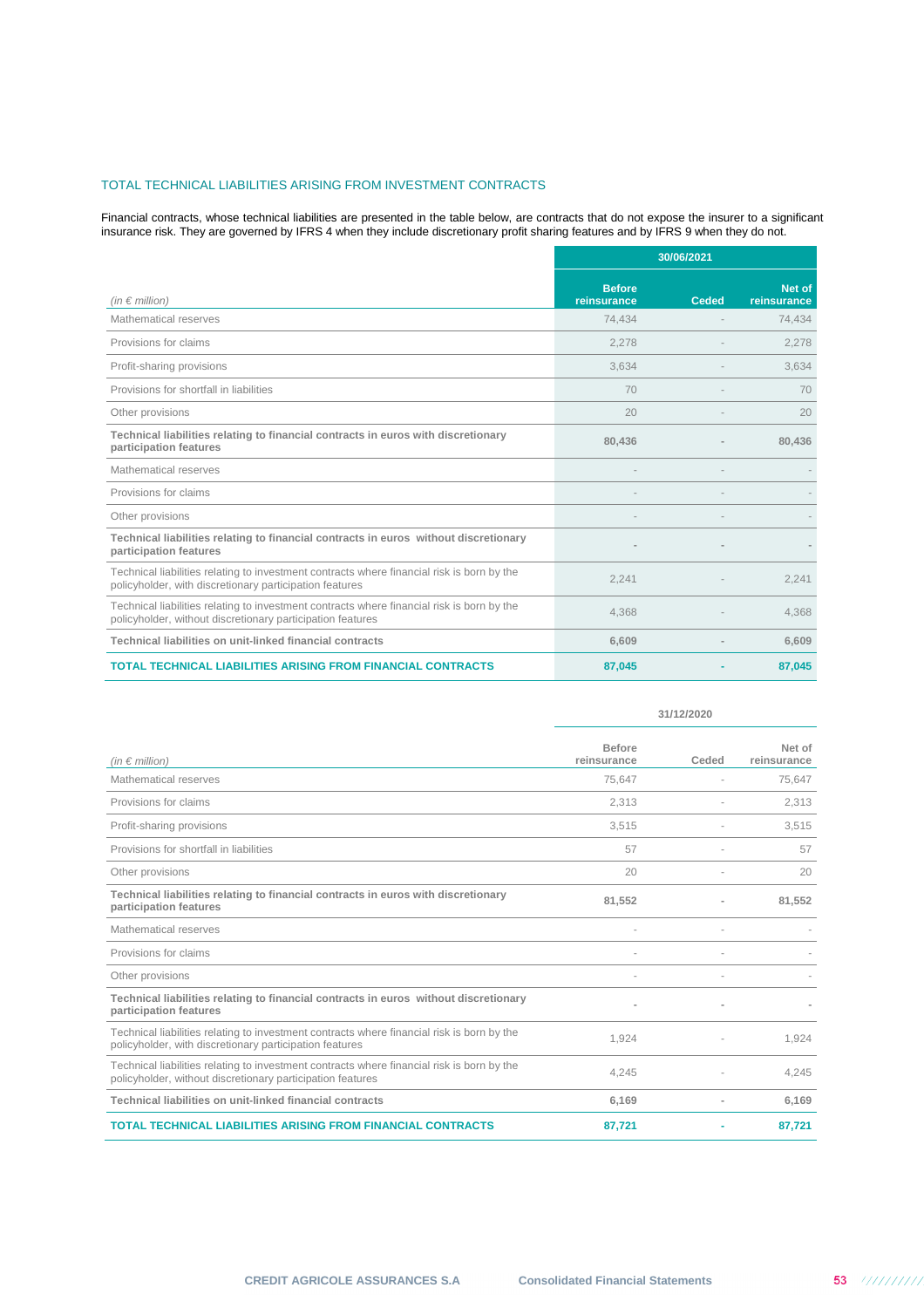## TOTAL TECHNICAL LIABILITIES ARISING FROM INVESTMENT CONTRACTS

Financial contracts, whose technical liabilities are presented in the table below, are contracts that do not expose the insurer to a significant insurance risk. They are governed by IFRS 4 when they include discretionary profit sharing features and by IFRS 9 when they do not.

| | 30/06/2021 | | |
|---|---|---|---|
| *(in € million)* | Before reinsurance | Ceded | Net of reinsurance |
| Mathematical reserves | 74,434 | - | 74,434 |
| Provisions for claims | 2,278 | - | 2,278 |
| Profit-sharing provisions | 3,634 | - | 3,634 |
| Provisions for shortfall in liabilities | 70 | - | 70 |
| Other provisions | 20 | - | 20 |
| **Technical liabilities relating to financial contracts in euros with discretionary participation features** | **80,436** | **-** | **80,436** |
| Mathematical reserves | - | - | - |
| Provisions for claims | - | - | - |
| Other provisions | - | - | - |
| **Technical liabilities relating to financial contracts in euros without discretionary participation features** | **-** | **-** | **-** |
| Technical liabilities relating to investment contracts where financial risk is born by the policyholder, with discretionary participation features | 2,241 | - | 2,241 |
| Technical liabilities relating to investment contracts where financial risk is born by the policyholder, without discretionary participation features | 4,368 | - | 4,368 |
| **Technical liabilities on unit-linked financial contracts** | **6,609** | **-** | **6,609** |
| **TOTAL TECHNICAL LIABILITIES ARISING FROM FINANCIAL CONTRACTS** | **87,045** | **-** | **87,045** |

| | 31/12/2020 | | |
|---|---|---|---|
| *(in € million)* | Before reinsurance | Ceded | Net of reinsurance |
| Mathematical reserves | 75,647 | - | 75,647 |
| Provisions for claims | 2,313 | - | 2,313 |
| Profit-sharing provisions | 3,515 | - | 3,515 |
| Provisions for shortfall in liabilities | 57 | - | 57 |
| Other provisions | 20 | - | 20 |
| **Technical liabilities relating to financial contracts in euros with discretionary participation features** | **81,552** | **-** | **81,552** |
| Mathematical reserves | - | - | - |
| Provisions for claims | - | - | - |
| Other provisions | - | - | - |
| **Technical liabilities relating to financial contracts in euros without discretionary participation features** | **-** | **-** | **-** |
| Technical liabilities relating to investment contracts where financial risk is born by the policyholder, with discretionary participation features | 1,924 | - | 1,924 |
| Technical liabilities relating to investment contracts where financial risk is born by the policyholder, without discretionary participation features | 4,245 | - | 4,245 |
| **Technical liabilities on unit-linked financial contracts** | **6,169** | **-** | **6,169** |
| **TOTAL TECHNICAL LIABILITIES ARISING FROM FINANCIAL CONTRACTS** | **87,721** | **-** | **87,721** |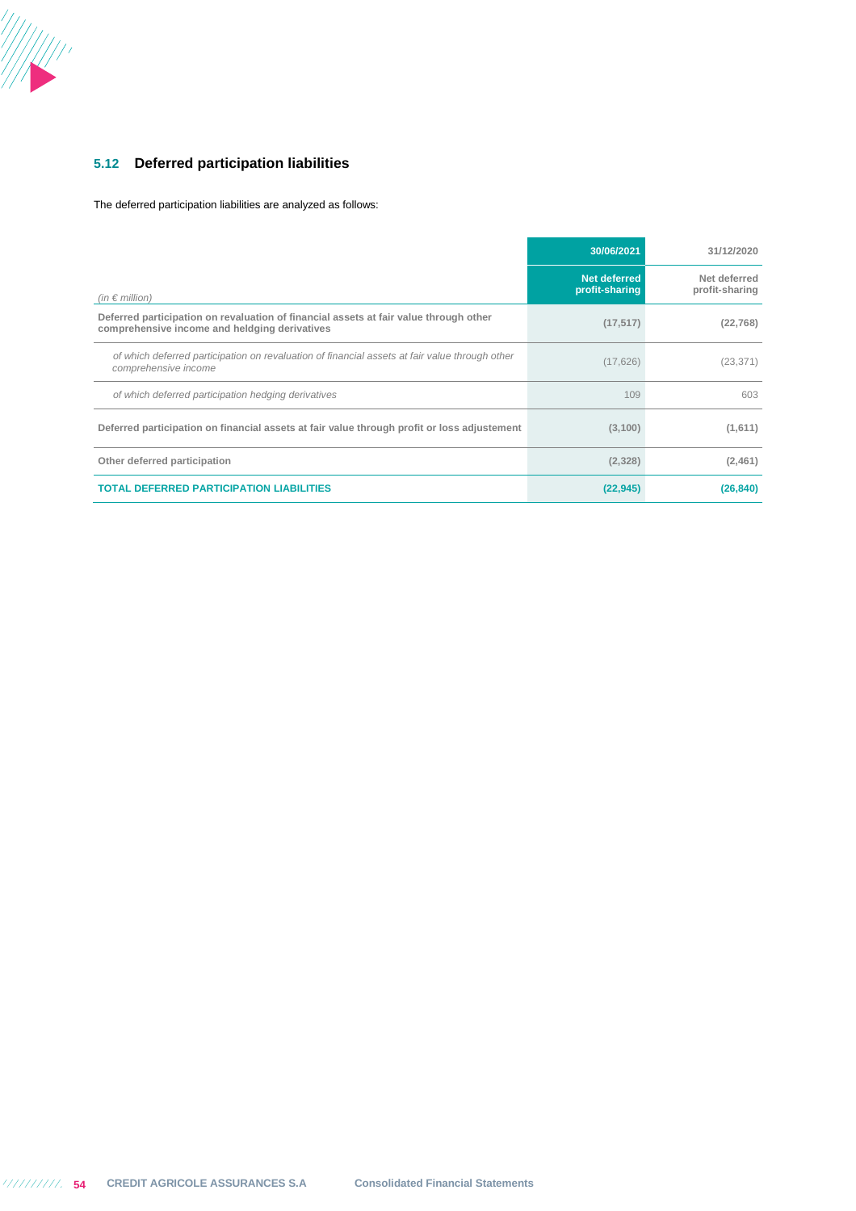## 5.12 Deferred participation liabilities

The deferred participation liabilities are analyzed as follows:

| | 30/06/2021 | 31/12/2020 |
|---|---|---|
| *(in € million)* | Net deferred profit-sharing | Net deferred profit-sharing |
| **Deferred participation on revaluation of financial assets at fair value through other comprehensive income and heldging derivatives** | **(17,517)** | **(22,768)** |
| *of which deferred participation on revaluation of financial assets at fair value through other comprehensive income* | (17,626) | (23,371) |
| *of which deferred participation hedging derivatives* | 109 | 603 |
| **Deferred participation on financial assets at fair value through profit or loss adjustement** | **(3,100)** | **(1,611)** |
| **Other deferred participation** | **(2,328)** | **(2,461)** |
| **TOTAL DEFERRED PARTICIPATION LIABILITIES** | **(22,945)** | **(26,840)** |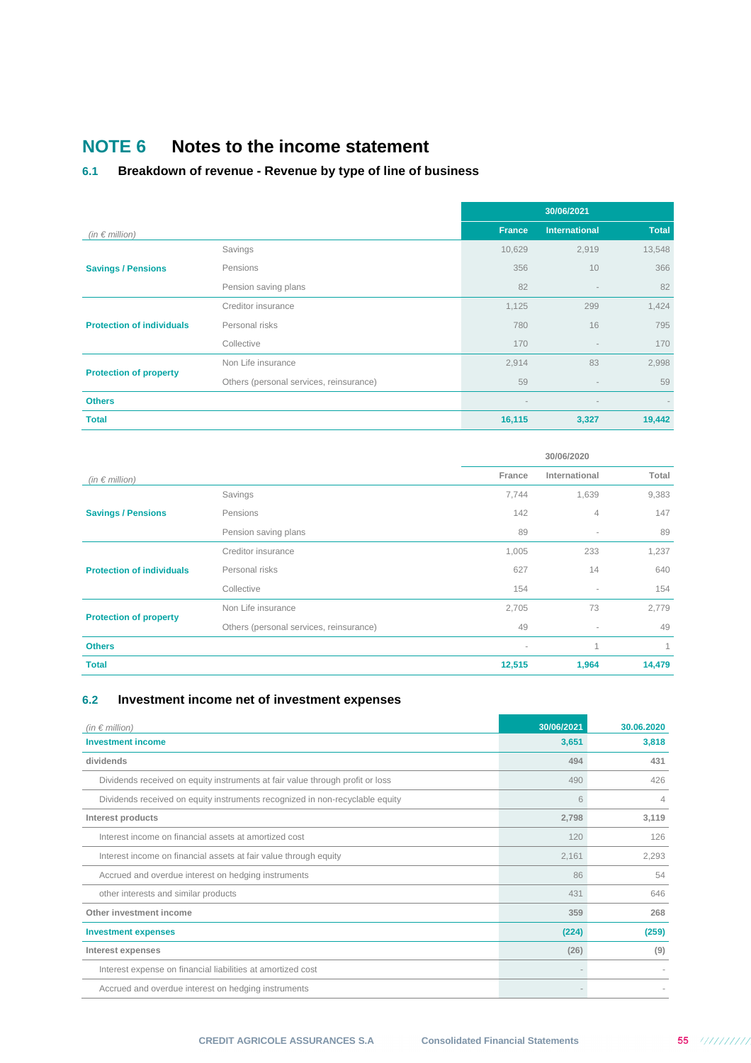# NOTE 6 Notes to the income statement

## 6.1 Breakdown of revenue - Revenue by type of line of business

| *(in € million)* | | 30/06/2021 | | |
|---|---|---|---|---|
| | | France | International | Total |
| Savings / Pensions | Savings | 10,629 | 2,919 | 13,548 |
| | Pensions | 356 | 10 | 366 |
| | Pension saving plans | 82 | - | 82 |
| Protection of individuals | Creditor insurance | 1,125 | 299 | 1,424 |
| | Personal risks | 780 | 16 | 795 |
| | Collective | 170 | - | 170 |
| Protection of property | Non Life insurance | 2,914 | 83 | 2,998 |
| | Others (personal services, reinsurance) | 59 | - | 59 |
| Others | | - | - | - |
| **Total** | | **16,115** | **3,327** | **19,442** |

| *(in € million)* | | 30/06/2020 | | |
|---|---|---|---|---|
| | | France | International | Total |
| Savings / Pensions | Savings | 7,744 | 1,639 | 9,383 |
| | Pensions | 142 | 4 | 147 |
| | Pension saving plans | 89 | - | 89 |
| Protection of individuals | Creditor insurance | 1,005 | 233 | 1,237 |
| | Personal risks | 627 | 14 | 640 |
| | Collective | 154 | - | 154 |
| Protection of property | Non Life insurance | 2,705 | 73 | 2,779 |
| | Others (personal services, reinsurance) | 49 | - | 49 |
| Others | | - | 1 | 1 |
| **Total** | | **12,515** | **1,964** | **14,479** |

## 6.2 Investment income net of investment expenses

| *(in € million)* | 30/06/2021 | 30.06.2020 |
|---|---|---|
| **Investment income** | **3,651** | **3,818** |
| **dividends** | **494** | **431** |
| Dividends received on equity instruments at fair value through profit or loss | 490 | 426 |
| Dividends received on equity instruments recognized in non-recyclable equity | 6 | 4 |
| **Interest products** | **2,798** | **3,119** |
| Interest income on financial assets at amortized cost | 120 | 126 |
| Interest income on financial assets at fair value through equity | 2,161 | 2,293 |
| Accrued and overdue interest on hedging instruments | 86 | 54 |
| other interests and similar products | 431 | 646 |
| **Other investment income** | **359** | **268** |
| **Investment expenses** | **(224)** | **(259)** |
| **Interest expenses** | **(26)** | **(9)** |
| Interest expense on financial liabilities at amortized cost | - | - |
| Accrued and overdue interest on hedging instruments | - | - |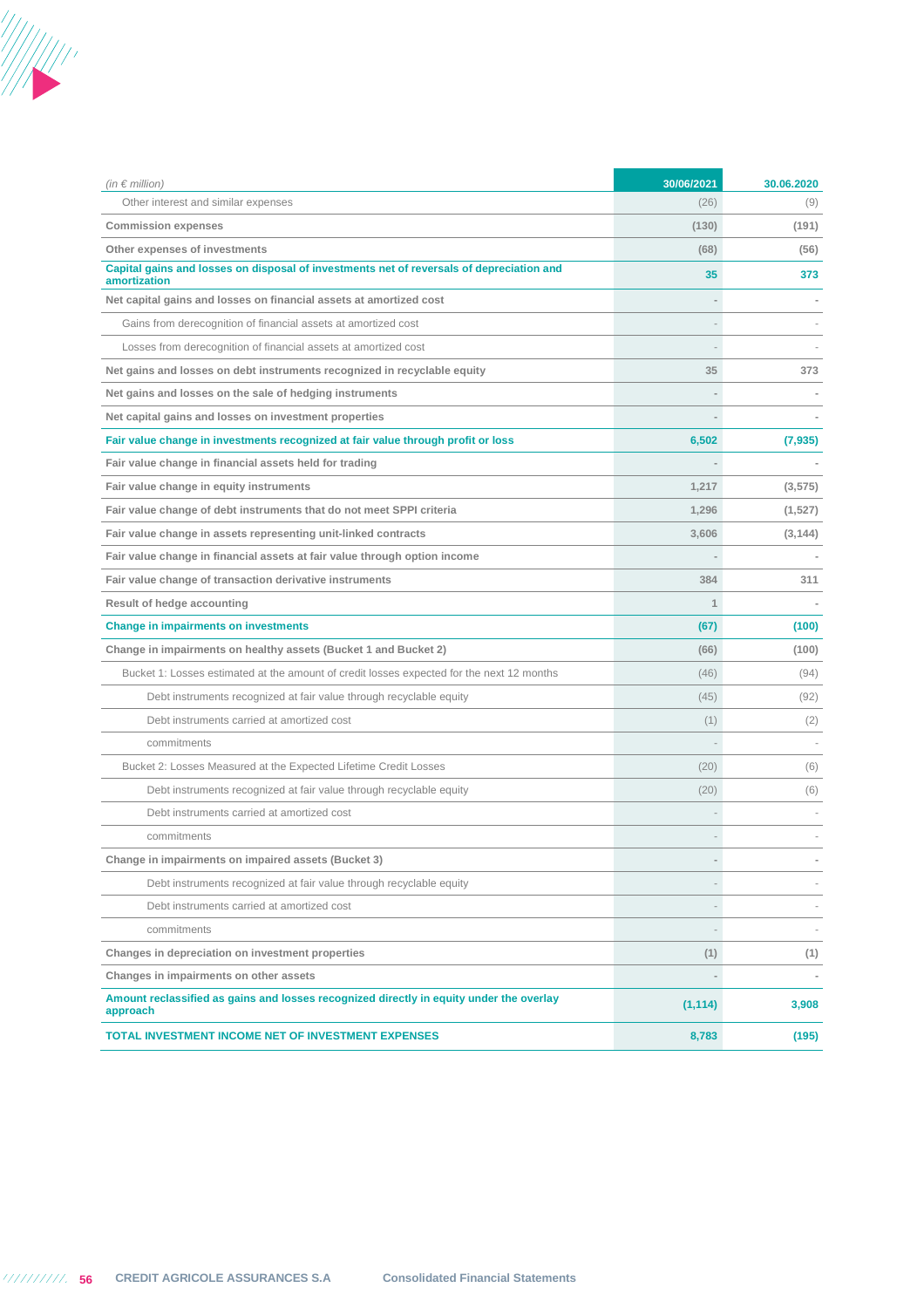| *(in € million)* | 30/06/2021 | 30.06.2020 |
|---|---|---|
| Other interest and similar expenses | (26) | (9) |
| **Commission expenses** | **(130)** | **(191)** |
| **Other expenses of investments** | **(68)** | **(56)** |
| **Capital gains and losses on disposal of investments net of reversals of depreciation and amortization** | **35** | **373** |
| **Net capital gains and losses on financial assets at amortized cost** | **-** | **-** |
| Gains from derecognition of financial assets at amortized cost | - | - |
| Losses from derecognition of financial assets at amortized cost | - | - |
| **Net gains and losses on debt instruments recognized in recyclable equity** | **35** | **373** |
| **Net gains and losses on the sale of hedging instruments** | **-** | **-** |
| **Net capital gains and losses on investment properties** | **-** | **-** |
| **Fair value change in investments recognized at fair value through profit or loss** | **6,502** | **(7,935)** |
| **Fair value change in financial assets held for trading** | **-** | **-** |
| **Fair value change in equity instruments** | **1,217** | **(3,575)** |
| **Fair value change of debt instruments that do not meet SPPI criteria** | **1,296** | **(1,527)** |
| **Fair value change in assets representing unit-linked contracts** | **3,606** | **(3,144)** |
| **Fair value change in financial assets at fair value through option income** | **-** | **-** |
| **Fair value change of transaction derivative instruments** | **384** | **311** |
| **Result of hedge accounting** | **1** | **-** |
| **Change in impairments on investments** | **(67)** | **(100)** |
| **Change in impairments on healthy assets (Bucket 1 and Bucket 2)** | **(66)** | **(100)** |
| Bucket 1: Losses estimated at the amount of credit losses expected for the next 12 months | (46) | (94) |
| Debt instruments recognized at fair value through recyclable equity | (45) | (92) |
| Debt instruments carried at amortized cost | (1) | (2) |
| commitments | - | - |
| Bucket 2: Losses Measured at the Expected Lifetime Credit Losses | (20) | (6) |
| Debt instruments recognized at fair value through recyclable equity | (20) | (6) |
| Debt instruments carried at amortized cost | - | - |
| commitments | - | - |
| **Change in impairments on impaired assets (Bucket 3)** | **-** | **-** |
| Debt instruments recognized at fair value through recyclable equity | - | - |
| Debt instruments carried at amortized cost | - | - |
| commitments | - | - |
| **Changes in depreciation on investment properties** | **(1)** | **(1)** |
| **Changes in impairments on other assets** | **-** | **-** |
| **Amount reclassified as gains and losses recognized directly in equity under the overlay approach** | **(1,114)** | **3,908** |
| **TOTAL INVESTMENT INCOME NET OF INVESTMENT EXPENSES** | **8,783** | **(195)** |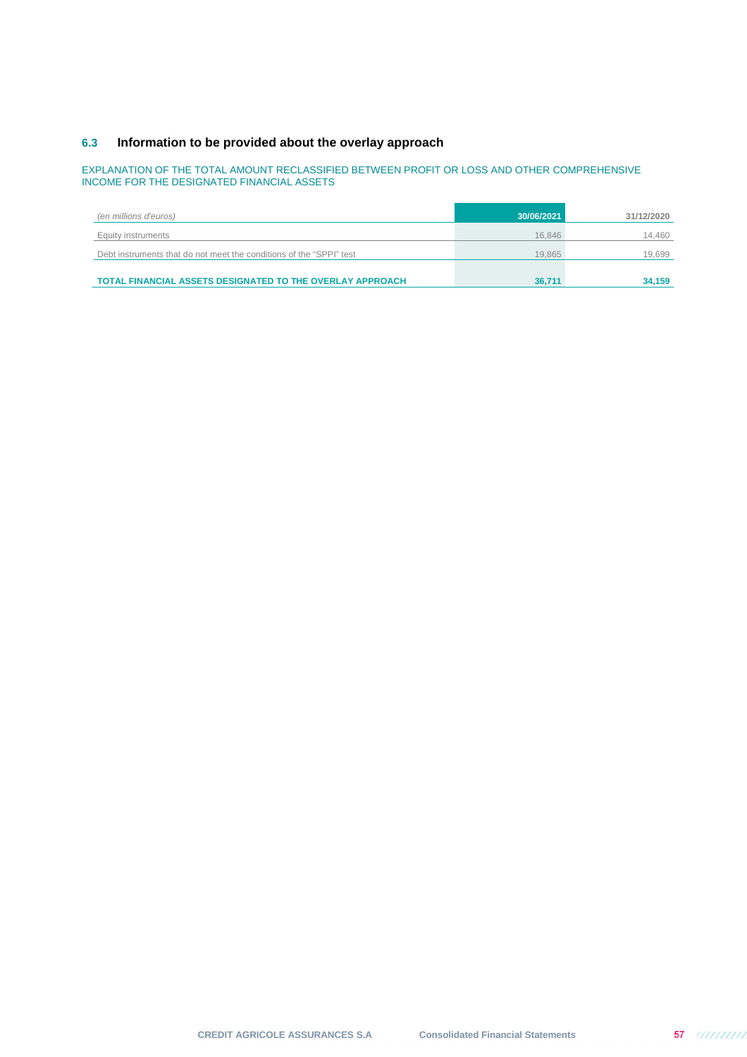## 6.3 Information to be provided about the overlay approach

EXPLANATION OF THE TOTAL AMOUNT RECLASSIFIED BETWEEN PROFIT OR LOSS AND OTHER COMPREHENSIVE INCOME FOR THE DESIGNATED FINANCIAL ASSETS

| *(en millions d'euros)* | 30/06/2021 | 31/12/2020 |
|---|---|---|
| Equity instruments | 16,846 | 14,460 |
| Debt instruments that do not meet the conditions of the "SPPI" test | 19,865 | 19,699 |
| **TOTAL FINANCIAL ASSETS DESIGNATED TO THE OVERLAY APPROACH** | **36,711** | **34,159** |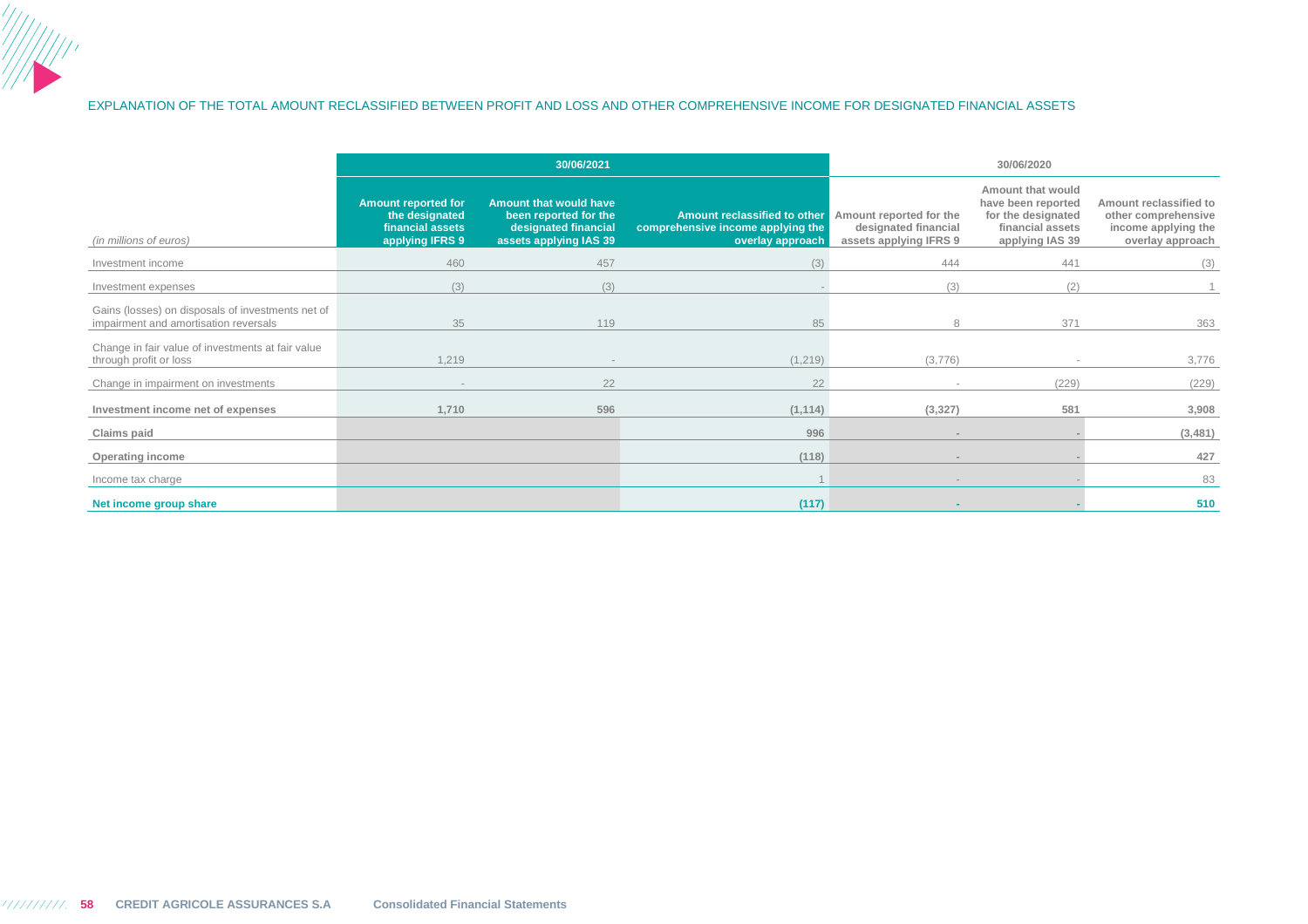EXPLANATION OF THE TOTAL AMOUNT RECLASSIFIED BETWEEN PROFIT AND LOSS AND OTHER COMPREHENSIVE INCOME FOR DESIGNATED FINANCIAL ASSETS

| | 30/06/2021 | | | 30/06/2020 | | |
|---|---|---|---|---|---|---|
| *(in millions of euros)* | Amount reported for the designated financial assets applying IFRS 9 | Amount that would have been reported for the designated financial assets applying IAS 39 | Amount reclassified to other comprehensive income applying the overlay approach | Amount reported for the designated financial assets applying IFRS 9 | Amount that would have been reported for the designated financial assets applying IAS 39 | Amount reclassified to other comprehensive income applying the overlay approach |
| Investment income | 460 | 457 | (3) | 444 | 441 | (3) |
| Investment expenses | (3) | (3) | - | (3) | (2) | 1 |
| Gains (losses) on disposals of investments net of impairment and amortisation reversals | 35 | 119 | 85 | 8 | 371 | 363 |
| Change in fair value of investments at fair value through profit or loss | 1,219 | - | (1,219) | (3,776) | - | 3,776 |
| Change in impairment on investments | - | 22 | 22 | - | (229) | (229) |
| **Investment income net of expenses** | **1,710** | **596** | **(1,114)** | **(3,327)** | **581** | **3,908** |
| **Claims paid** | | | **996** | **-** | **-** | **(3,481)** |
| **Operating income** | | | **(118)** | **-** | **-** | **427** |
| Income tax charge | | | 1 | - | - | 83 |
| **Net income group share** | | | **(117)** | **-** | **-** | **510** |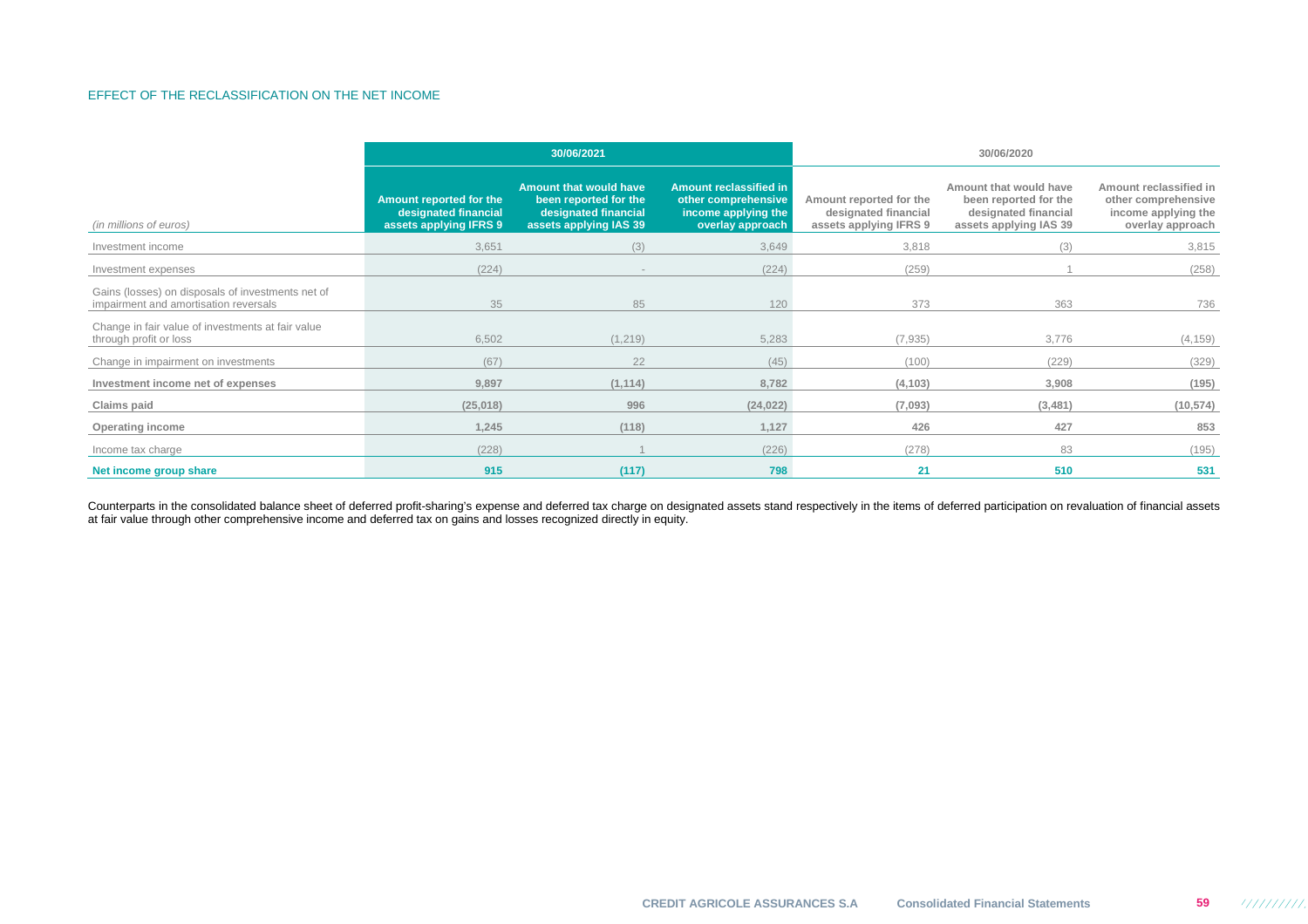## EFFECT OF THE RECLASSIFICATION ON THE NET INCOME

| *(in millions of euros)* | 30/06/2021 | | | 30/06/2020 | | |
|---|---|---|---|---|---|---|
| | **Amount reported for the designated financial assets applying IFRS 9** | **Amount that would have been reported for the designated financial assets applying IAS 39** | **Amount reclassified in other comprehensive income applying the overlay approach** | **Amount reported for the designated financial assets applying IFRS 9** | **Amount that would have been reported for the designated financial assets applying IAS 39** | **Amount reclassified in other comprehensive income applying the overlay approach** |
| Investment income | 3,651 | (3) | 3,649 | 3,818 | (3) | 3,815 |
| Investment expenses | (224) | - | (224) | (259) | 1 | (258) |
| Gains (losses) on disposals of investments net of impairment and amortisation reversals | 35 | 85 | 120 | 373 | 363 | 736 |
| Change in fair value of investments at fair value through profit or loss | 6,502 | (1,219) | 5,283 | (7,935) | 3,776 | (4,159) |
| Change in impairment on investments | (67) | 22 | (45) | (100) | (229) | (329) |
| **Investment income net of expenses** | **9,897** | **(1,114)** | **8,782** | **(4,103)** | **3,908** | **(195)** |
| **Claims paid** | **(25,018)** | **996** | **(24,022)** | **(7,093)** | **(3,481)** | **(10,574)** |
| **Operating income** | **1,245** | **(118)** | **1,127** | **426** | **427** | **853** |
| Income tax charge | (228) | 1 | (226) | (278) | 83 | (195) |
| **Net income group share** | **915** | **(117)** | **798** | **21** | **510** | **531** |

Counterparts in the consolidated balance sheet of deferred profit-sharing's expense and deferred tax charge on designated assets stand respectively in the items of deferred participation on revaluation of financial assets at fair value through other comprehensive income and deferred tax on gains and losses recognized directly in equity.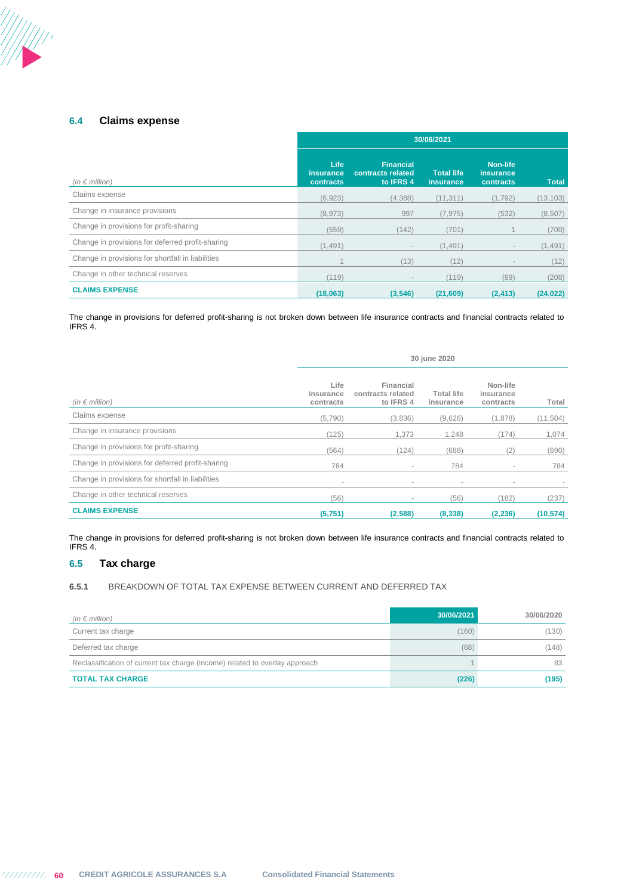## 6.4 Claims expense

| (in € million) | 30/06/2021 | | | | |
|---|---|---|---|---|---|
| | Life insurance contracts | Financial contracts related to IFRS 4 | Total life insurance | Non-life insurance contracts | Total |
| Claims expense | (6,923) | (4,388) | (11,311) | (1,792) | (13,103) |
| Change in insurance provisions | (8,973) | 997 | (7,975) | (532) | (8,507) |
| Change in provisions for profit-sharing | (559) | (142) | (701) | 1 | (700) |
| Change in provisions for deferred profit-sharing | (1,491) | - | (1,491) | - | (1,491) |
| Change in provisions for shortfall in liabilities | 1 | (13) | (12) | - | (12) |
| Change in other technical reserves | (119) | - | (119) | (89) | (208) |
| **CLAIMS EXPENSE** | **(18,063)** | **(3,546)** | **(21,609)** | **(2,413)** | **(24,022)** |

The change in provisions for deferred profit-sharing is not broken down between life insurance contracts and financial contracts related to IFRS 4.

| (in € million) | 30 june 2020 | | | | |
|---|---|---|---|---|---|
| | Life insurance contracts | Financial contracts related to IFRS 4 | Total life insurance | Non-life insurance contracts | Total |
| Claims expense | (5,790) | (3,836) | (9,626) | (1,878) | (11,504) |
| Change in insurance provisions | (125) | 1,373 | 1,248 | (174) | 1,074 |
| Change in provisions for profit-sharing | (564) | (124) | (688) | (2) | (690) |
| Change in provisions for deferred profit-sharing | 784 | - | 784 | - | 784 |
| Change in provisions for shortfall in liabilities | - | - | - | - | - |
| Change in other technical reserves | (56) | - | (56) | (182) | (237) |
| **CLAIMS EXPENSE** | **(5,751)** | **(2,588)** | **(8,338)** | **(2,236)** | **(10,574)** |

The change in provisions for deferred profit-sharing is not broken down between life insurance contracts and financial contracts related to IFRS 4.

## 6.5 Tax charge

### 6.5.1 BREAKDOWN OF TOTAL TAX EXPENSE BETWEEN CURRENT AND DEFERRED TAX

| (in € million) | 30/06/2021 | 30/06/2020 |
|---|---|---|
| Current tax charge | (160) | (130) |
| Deferred tax charge | (68) | (148) |
| Reclassification of current tax charge (income) related to overlay approach | 1 | 83 |
| **TOTAL TAX CHARGE** | **(226)** | **(195)** |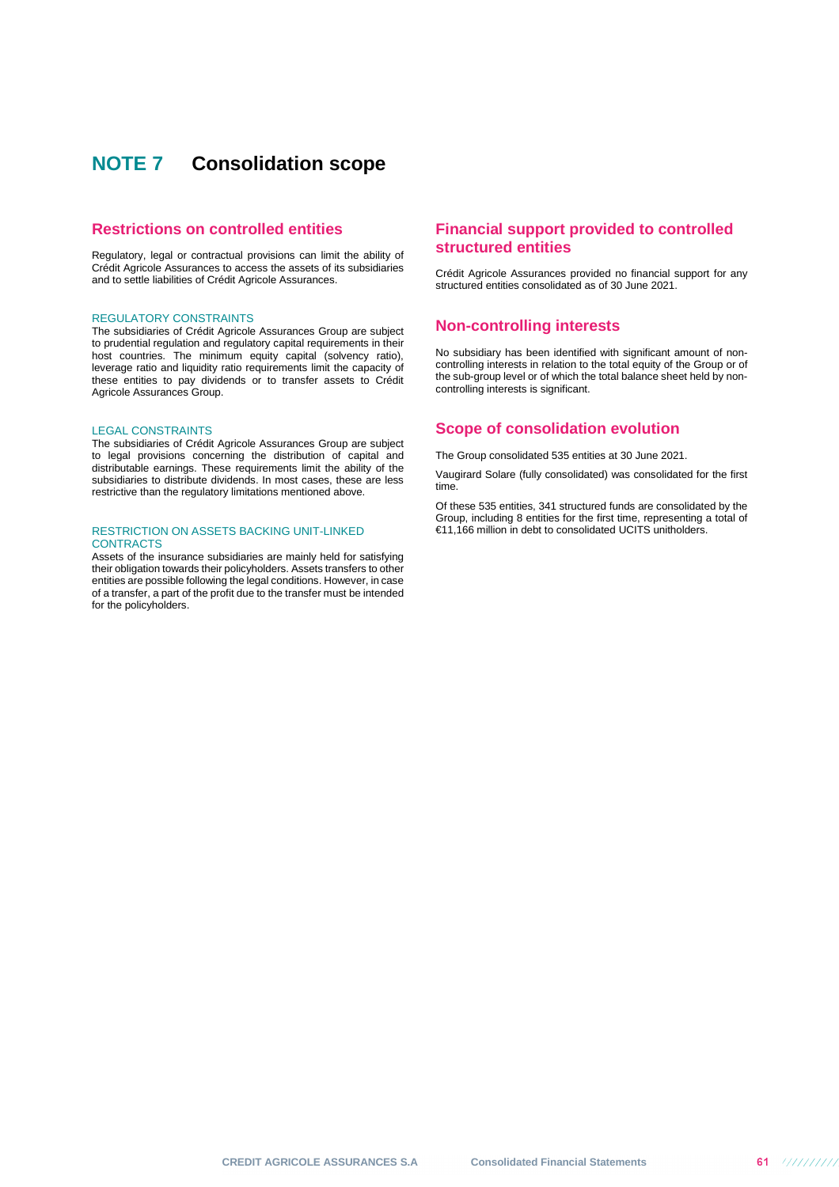# NOTE 7 Consolidation scope

## Restrictions on controlled entities

Regulatory, legal or contractual provisions can limit the ability of Crédit Agricole Assurances to access the assets of its subsidiaries and to settle liabilities of Crédit Agricole Assurances.

### REGULATORY CONSTRAINTS

The subsidiaries of Crédit Agricole Assurances Group are subject to prudential regulation and regulatory capital requirements in their host countries. The minimum equity capital (solvency ratio), leverage ratio and liquidity ratio requirements limit the capacity of these entities to pay dividends or to transfer assets to Crédit Agricole Assurances Group.

### LEGAL CONSTRAINTS

The subsidiaries of Crédit Agricole Assurances Group are subject to legal provisions concerning the distribution of capital and distributable earnings. These requirements limit the ability of the subsidiaries to distribute dividends. In most cases, these are less restrictive than the regulatory limitations mentioned above.

### RESTRICTION ON ASSETS BACKING UNIT-LINKED CONTRACTS

Assets of the insurance subsidiaries are mainly held for satisfying their obligation towards their policyholders. Assets transfers to other entities are possible following the legal conditions. However, in case of a transfer, a part of the profit due to the transfer must be intended for the policyholders.

## Financial support provided to controlled structured entities

Crédit Agricole Assurances provided no financial support for any structured entities consolidated as of 30 June 2021.

## Non-controlling interests

No subsidiary has been identified with significant amount of non-controlling interests in relation to the total equity of the Group or of the sub-group level or of which the total balance sheet held by non-controlling interests is significant.

## Scope of consolidation evolution

The Group consolidated 535 entities at 30 June 2021.

Vaugirard Solare (fully consolidated) was consolidated for the first time.

Of these 535 entities, 341 structured funds are consolidated by the Group, including 8 entities for the first time, representing a total of €11,166 million in debt to consolidated UCITS unitholders.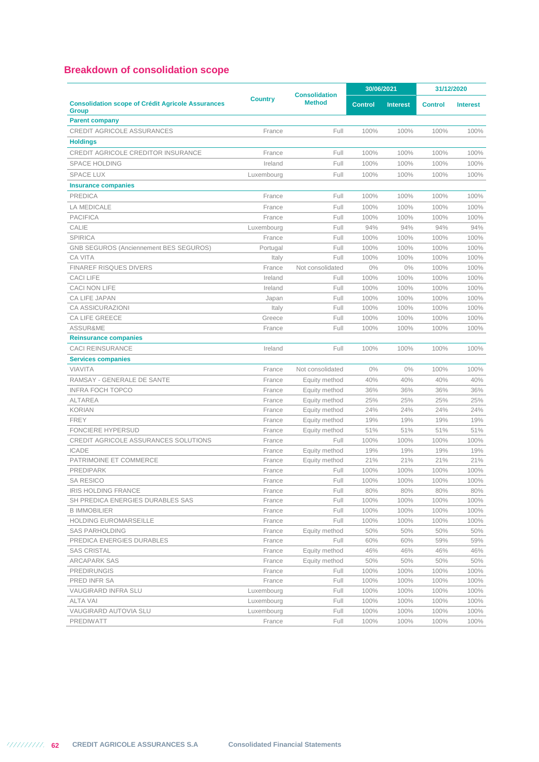## Breakdown of consolidation scope

| Consolidation scope of Crédit Agricole Assurances Group | Country | Consolidation Method | 30/06/2021 | | 31/12/2020 | |
|---|---|---|---|---|---|---|
| | | | Control | Interest | Control | Interest |
| **Parent company** | | | | | | |
| CREDIT AGRICOLE ASSURANCES | France | Full | 100% | 100% | 100% | 100% |
| **Holdings** | | | | | | |
| CREDIT AGRICOLE CREDITOR INSURANCE | France | Full | 100% | 100% | 100% | 100% |
| SPACE HOLDING | Ireland | Full | 100% | 100% | 100% | 100% |
| SPACE LUX | Luxembourg | Full | 100% | 100% | 100% | 100% |
| **Insurance companies** | | | | | | |
| PREDICA | France | Full | 100% | 100% | 100% | 100% |
| LA MEDICALE | France | Full | 100% | 100% | 100% | 100% |
| PACIFICA | France | Full | 100% | 100% | 100% | 100% |
| CALIE | Luxembourg | Full | 94% | 94% | 94% | 94% |
| SPIRICA | France | Full | 100% | 100% | 100% | 100% |
| GNB SEGUROS (Anciennement BES SEGUROS) | Portugal | Full | 100% | 100% | 100% | 100% |
| CA VITA | Italy | Full | 100% | 100% | 100% | 100% |
| FINAREF RISQUES DIVERS | France | Not consolidated | 0% | 0% | 100% | 100% |
| CACI LIFE | Ireland | Full | 100% | 100% | 100% | 100% |
| CACI NON LIFE | Ireland | Full | 100% | 100% | 100% | 100% |
| CA LIFE JAPAN | Japan | Full | 100% | 100% | 100% | 100% |
| CA ASSICURAZIONI | Italy | Full | 100% | 100% | 100% | 100% |
| CA LIFE GREECE | Greece | Full | 100% | 100% | 100% | 100% |
| ASSUR&ME | France | Full | 100% | 100% | 100% | 100% |
| **Reinsurance companies** | | | | | | |
| CACI REINSURANCE | Ireland | Full | 100% | 100% | 100% | 100% |
| **Services companies** | | | | | | |
| VIAVITA | France | Not consolidated | 0% | 0% | 100% | 100% |
| RAMSAY - GENERALE DE SANTE | France | Equity method | 40% | 40% | 40% | 40% |
| INFRA FOCH TOPCO | France | Equity method | 36% | 36% | 36% | 36% |
| ALTAREA | France | Equity method | 25% | 25% | 25% | 25% |
| KORIAN | France | Equity method | 24% | 24% | 24% | 24% |
| FREY | France | Equity method | 19% | 19% | 19% | 19% |
| FONCIERE HYPERSUD | France | Equity method | 51% | 51% | 51% | 51% |
| CREDIT AGRICOLE ASSURANCES SOLUTIONS | France | Full | 100% | 100% | 100% | 100% |
| ICADE | France | Equity method | 19% | 19% | 19% | 19% |
| PATRIMOINE ET COMMERCE | France | Equity method | 21% | 21% | 21% | 21% |
| PREDIPARK | France | Full | 100% | 100% | 100% | 100% |
| SA RESICO | France | Full | 100% | 100% | 100% | 100% |
| IRIS HOLDING FRANCE | France | Full | 80% | 80% | 80% | 80% |
| SH PREDICA ENERGIES DURABLES SAS | France | Full | 100% | 100% | 100% | 100% |
| B IMMOBILIER | France | Full | 100% | 100% | 100% | 100% |
| HOLDING EUROMARSEILLE | France | Full | 100% | 100% | 100% | 100% |
| SAS PARHOLDING | France | Equity method | 50% | 50% | 50% | 50% |
| PREDICA ENERGIES DURABLES | France | Full | 60% | 60% | 59% | 59% |
| SAS CRISTAL | France | Equity method | 46% | 46% | 46% | 46% |
| ARCAPARK SAS | France | Equity method | 50% | 50% | 50% | 50% |
| PREDIRUNGIS | France | Full | 100% | 100% | 100% | 100% |
| PRED INFR SA | France | Full | 100% | 100% | 100% | 100% |
| VAUGIRARD INFRA SLU | Luxembourg | Full | 100% | 100% | 100% | 100% |
| ALTA VAI | Luxembourg | Full | 100% | 100% | 100% | 100% |
| VAUGIRARD AUTOVIA SLU | Luxembourg | Full | 100% | 100% | 100% | 100% |
| PREDIWATT | France | Full | 100% | 100% | 100% | 100% |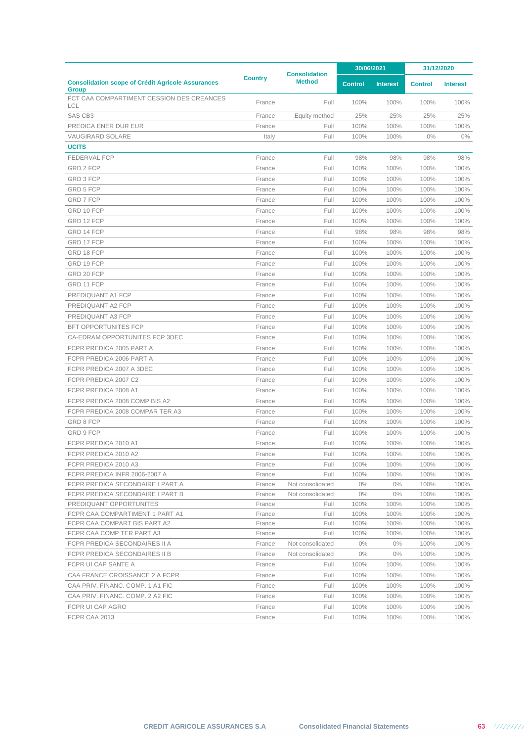| Consolidation scope of Crédit Agricole Assurances Group | Country | Consolidation Method | 30/06/2021 | | 31/12/2020 | |
|---|---|---|---|---|---|---|
| | | | Control | Interest | Control | Interest |
| FCT CAA COMPARTIMENT CESSION DES CREANCES LCL | France | Full | 100% | 100% | 100% | 100% |
| SAS CB3 | France | Equity method | 25% | 25% | 25% | 25% |
| PREDICA ENER DUR EUR | France | Full | 100% | 100% | 100% | 100% |
| VAUGIRARD SOLARE | Italy | Full | 100% | 100% | 0% | 0% |
| **UCITS** | | | | | | |
| FEDERVAL FCP | France | Full | 98% | 98% | 98% | 98% |
| GRD 2 FCP | France | Full | 100% | 100% | 100% | 100% |
| GRD 3 FCP | France | Full | 100% | 100% | 100% | 100% |
| GRD 5 FCP | France | Full | 100% | 100% | 100% | 100% |
| GRD 7 FCP | France | Full | 100% | 100% | 100% | 100% |
| GRD 10 FCP | France | Full | 100% | 100% | 100% | 100% |
| GRD 12 FCP | France | Full | 100% | 100% | 100% | 100% |
| GRD 14 FCP | France | Full | 98% | 98% | 98% | 98% |
| GRD 17 FCP | France | Full | 100% | 100% | 100% | 100% |
| GRD 18 FCP | France | Full | 100% | 100% | 100% | 100% |
| GRD 19 FCP | France | Full | 100% | 100% | 100% | 100% |
| GRD 20 FCP | France | Full | 100% | 100% | 100% | 100% |
| GRD 11 FCP | France | Full | 100% | 100% | 100% | 100% |
| PREDIQUANT A1 FCP | France | Full | 100% | 100% | 100% | 100% |
| PREDIQUANT A2 FCP | France | Full | 100% | 100% | 100% | 100% |
| PREDIQUANT A3 FCP | France | Full | 100% | 100% | 100% | 100% |
| BFT OPPORTUNITES FCP | France | Full | 100% | 100% | 100% | 100% |
| CA-EDRAM OPPORTUNITES FCP 3DEC | France | Full | 100% | 100% | 100% | 100% |
| FCPR PREDICA 2005 PART A | France | Full | 100% | 100% | 100% | 100% |
| FCPR PREDICA 2006 PART A | France | Full | 100% | 100% | 100% | 100% |
| FCPR PREDICA 2007 A 3DEC | France | Full | 100% | 100% | 100% | 100% |
| FCPR PREDICA 2007 C2 | France | Full | 100% | 100% | 100% | 100% |
| FCPR PREDICA 2008 A1 | France | Full | 100% | 100% | 100% | 100% |
| FCPR PREDICA 2008 COMP BIS A2 | France | Full | 100% | 100% | 100% | 100% |
| FCPR PREDICA 2008 COMPAR TER A3 | France | Full | 100% | 100% | 100% | 100% |
| GRD 8 FCP | France | Full | 100% | 100% | 100% | 100% |
| GRD 9 FCP | France | Full | 100% | 100% | 100% | 100% |
| FCPR PREDICA 2010 A1 | France | Full | 100% | 100% | 100% | 100% |
| FCPR PREDICA 2010 A2 | France | Full | 100% | 100% | 100% | 100% |
| FCPR PREDICA 2010 A3 | France | Full | 100% | 100% | 100% | 100% |
| FCPR PREDICA INFR 2006-2007 A | France | Full | 100% | 100% | 100% | 100% |
| FCPR PREDICA SECONDAIRE I PART A | France | Not consolidated | 0% | 0% | 100% | 100% |
| FCPR PREDICA SECONDAIRE I PART B | France | Not consolidated | 0% | 0% | 100% | 100% |
| PREDIQUANT OPPORTUNITES | France | Full | 100% | 100% | 100% | 100% |
| FCPR CAA COMPARTIMENT 1 PART A1 | France | Full | 100% | 100% | 100% | 100% |
| FCPR CAA COMPART BIS PART A2 | France | Full | 100% | 100% | 100% | 100% |
| FCPR CAA COMP TER PART A3 | France | Full | 100% | 100% | 100% | 100% |
| FCPR PREDICA SECONDAIRES II A | France | Not consolidated | 0% | 0% | 100% | 100% |
| FCPR PREDICA SECONDAIRES II B | France | Not consolidated | 0% | 0% | 100% | 100% |
| FCPR UI CAP SANTE A | France | Full | 100% | 100% | 100% | 100% |
| CAA FRANCE CROISSANCE 2 A FCPR | France | Full | 100% | 100% | 100% | 100% |
| CAA PRIV. FINANC. COMP. 1 A1 FIC | France | Full | 100% | 100% | 100% | 100% |
| CAA PRIV. FINANC. COMP. 2 A2 FIC | France | Full | 100% | 100% | 100% | 100% |
| FCPR UI CAP AGRO | France | Full | 100% | 100% | 100% | 100% |
| FCPR CAA 2013 | France | Full | 100% | 100% | 100% | 100% |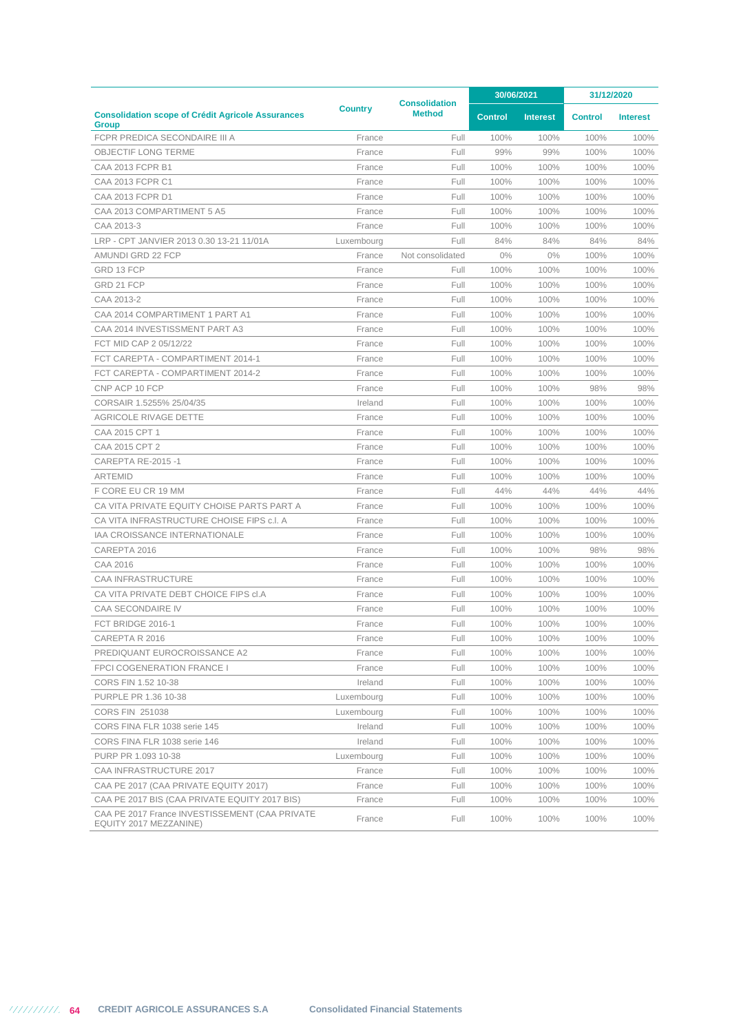| Consolidation scope of Crédit Agricole Assurances Group | Country | Consolidation Method | 30/06/2021 | | 31/12/2020 | |
|---|---|---|---|---|---|---|
| | | | Control | Interest | Control | Interest |
| FCPR PREDICA SECONDAIRE III A | France | Full | 100% | 100% | 100% | 100% |
| OBJECTIF LONG TERME | France | Full | 99% | 99% | 100% | 100% |
| CAA 2013 FCPR B1 | France | Full | 100% | 100% | 100% | 100% |
| CAA 2013 FCPR C1 | France | Full | 100% | 100% | 100% | 100% |
| CAA 2013 FCPR D1 | France | Full | 100% | 100% | 100% | 100% |
| CAA 2013 COMPARTIMENT 5 A5 | France | Full | 100% | 100% | 100% | 100% |
| CAA 2013-3 | France | Full | 100% | 100% | 100% | 100% |
| LRP - CPT JANVIER 2013 0.30 13-21 11/01A | Luxembourg | Full | 84% | 84% | 84% | 84% |
| AMUNDI GRD 22 FCP | France | Not consolidated | 0% | 0% | 100% | 100% |
| GRD 13 FCP | France | Full | 100% | 100% | 100% | 100% |
| GRD 21 FCP | France | Full | 100% | 100% | 100% | 100% |
| CAA 2013-2 | France | Full | 100% | 100% | 100% | 100% |
| CAA 2014 COMPARTIMENT 1 PART A1 | France | Full | 100% | 100% | 100% | 100% |
| CAA 2014 INVESTISSMENT PART A3 | France | Full | 100% | 100% | 100% | 100% |
| FCT MID CAP 2 05/12/22 | France | Full | 100% | 100% | 100% | 100% |
| FCT CAREPTA - COMPARTIMENT 2014-1 | France | Full | 100% | 100% | 100% | 100% |
| FCT CAREPTA - COMPARTIMENT 2014-2 | France | Full | 100% | 100% | 100% | 100% |
| CNP ACP 10 FCP | France | Full | 100% | 100% | 98% | 98% |
| CORSAIR 1.5255% 25/04/35 | Ireland | Full | 100% | 100% | 100% | 100% |
| AGRICOLE RIVAGE DETTE | France | Full | 100% | 100% | 100% | 100% |
| CAA 2015 CPT 1 | France | Full | 100% | 100% | 100% | 100% |
| CAA 2015 CPT 2 | France | Full | 100% | 100% | 100% | 100% |
| CAREPTA RE-2015 -1 | France | Full | 100% | 100% | 100% | 100% |
| ARTEMID | France | Full | 100% | 100% | 100% | 100% |
| F CORE EU CR 19 MM | France | Full | 44% | 44% | 44% | 44% |
| CA VITA PRIVATE EQUITY CHOISE PARTS PART A | France | Full | 100% | 100% | 100% | 100% |
| CA VITA INFRASTRUCTURE CHOISE FIPS c.l. A | France | Full | 100% | 100% | 100% | 100% |
| IAA CROISSANCE INTERNATIONALE | France | Full | 100% | 100% | 100% | 100% |
| CAREPTA 2016 | France | Full | 100% | 100% | 98% | 98% |
| CAA 2016 | France | Full | 100% | 100% | 100% | 100% |
| CAA INFRASTRUCTURE | France | Full | 100% | 100% | 100% | 100% |
| CA VITA PRIVATE DEBT CHOICE FIPS cl.A | France | Full | 100% | 100% | 100% | 100% |
| CAA SECONDAIRE IV | France | Full | 100% | 100% | 100% | 100% |
| FCT BRIDGE 2016-1 | France | Full | 100% | 100% | 100% | 100% |
| CAREPTA R 2016 | France | Full | 100% | 100% | 100% | 100% |
| PREDIQUANT EUROCROISSANCE A2 | France | Full | 100% | 100% | 100% | 100% |
| FPCI COGENERATION FRANCE I | France | Full | 100% | 100% | 100% | 100% |
| CORS FIN 1.52 10-38 | Ireland | Full | 100% | 100% | 100% | 100% |
| PURPLE PR 1.36 10-38 | Luxembourg | Full | 100% | 100% | 100% | 100% |
| CORS FIN 251038 | Luxembourg | Full | 100% | 100% | 100% | 100% |
| CORS FINA FLR 1038 serie 145 | Ireland | Full | 100% | 100% | 100% | 100% |
| CORS FINA FLR 1038 serie 146 | Ireland | Full | 100% | 100% | 100% | 100% |
| PURP PR 1.093 10-38 | Luxembourg | Full | 100% | 100% | 100% | 100% |
| CAA INFRASTRUCTURE 2017 | France | Full | 100% | 100% | 100% | 100% |
| CAA PE 2017 (CAA PRIVATE EQUITY 2017) | France | Full | 100% | 100% | 100% | 100% |
| CAA PE 2017 BIS (CAA PRIVATE EQUITY 2017 BIS) | France | Full | 100% | 100% | 100% | 100% |
| CAA PE 2017 France INVESTISSEMENT (CAA PRIVATE EQUITY 2017 MEZZANINE) | France | Full | 100% | 100% | 100% | 100% |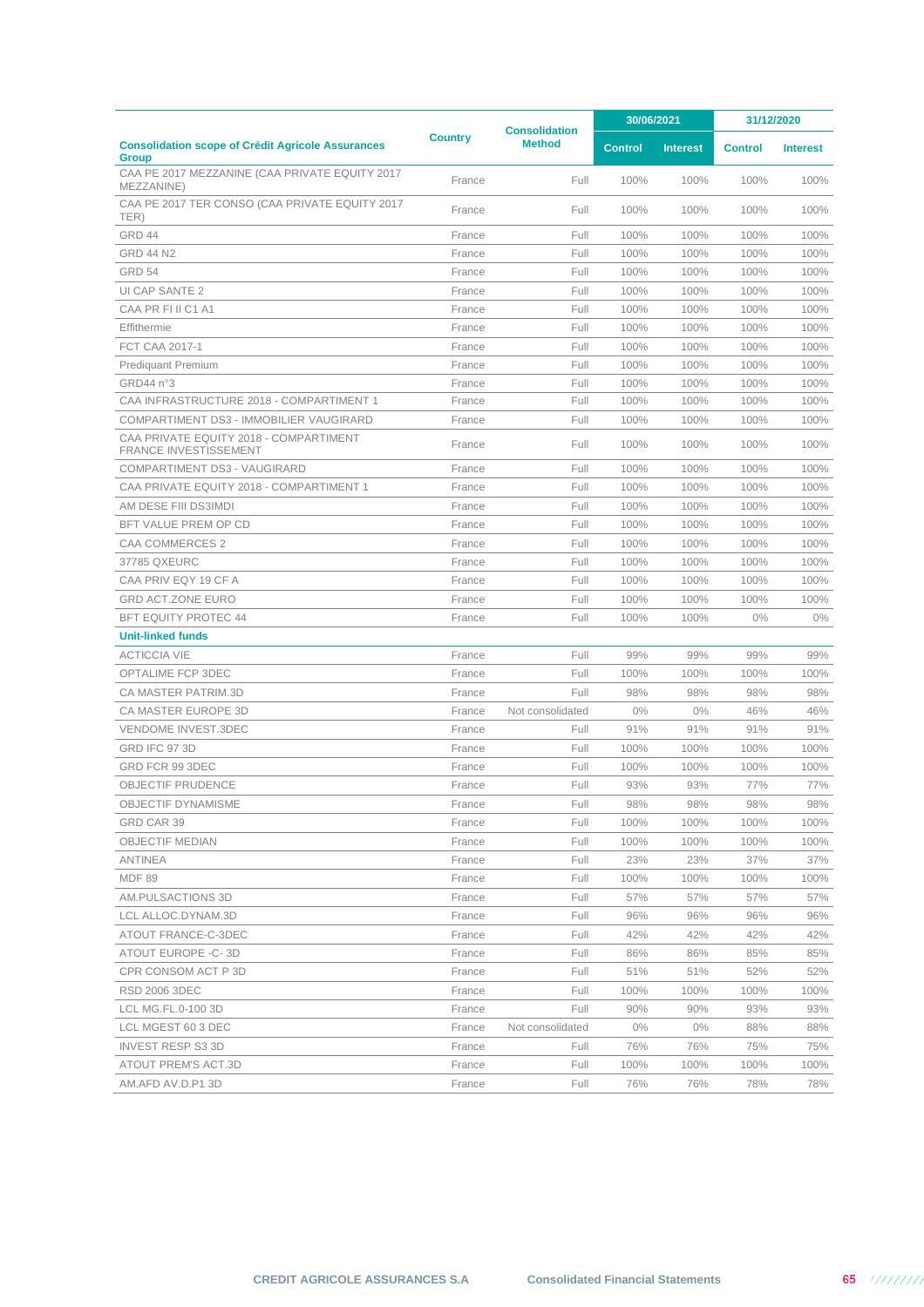| Consolidation scope of Crédit Agricole Assurances Group | Country | Consolidation Method | 30/06/2021 | | 31/12/2020 | |
|---|---|---|---|---|---|---|
| | | | Control | Interest | Control | Interest |
| CAA PE 2017 MEZZANINE (CAA PRIVATE EQUITY 2017 MEZZANINE) | France | Full | 100% | 100% | 100% | 100% |
| CAA PE 2017 TER CONSO (CAA PRIVATE EQUITY 2017 TER) | France | Full | 100% | 100% | 100% | 100% |
| GRD 44 | France | Full | 100% | 100% | 100% | 100% |
| GRD 44 N2 | France | Full | 100% | 100% | 100% | 100% |
| GRD 54 | France | Full | 100% | 100% | 100% | 100% |
| UI CAP SANTE 2 | France | Full | 100% | 100% | 100% | 100% |
| CAA PR FI II C1 A1 | France | Full | 100% | 100% | 100% | 100% |
| Effithermie | France | Full | 100% | 100% | 100% | 100% |
| FCT CAA 2017-1 | France | Full | 100% | 100% | 100% | 100% |
| Prediquant Premium | France | Full | 100% | 100% | 100% | 100% |
| GRD44 n°3 | France | Full | 100% | 100% | 100% | 100% |
| CAA INFRASTRUCTURE 2018 - COMPARTIMENT 1 | France | Full | 100% | 100% | 100% | 100% |
| COMPARTIMENT DS3 - IMMOBILIER VAUGIRARD | France | Full | 100% | 100% | 100% | 100% |
| CAA PRIVATE EQUITY 2018 - COMPARTIMENT FRANCE INVESTISSEMENT | France | Full | 100% | 100% | 100% | 100% |
| COMPARTIMENT DS3 - VAUGIRARD | France | Full | 100% | 100% | 100% | 100% |
| CAA PRIVATE EQUITY 2018 - COMPARTIMENT 1 | France | Full | 100% | 100% | 100% | 100% |
| AM DESE FIII DS3IMDI | France | Full | 100% | 100% | 100% | 100% |
| BFT VALUE PREM OP CD | France | Full | 100% | 100% | 100% | 100% |
| CAA COMMERCES 2 | France | Full | 100% | 100% | 100% | 100% |
| 37785 QXEURC | France | Full | 100% | 100% | 100% | 100% |
| CAA PRIV EQY 19 CF A | France | Full | 100% | 100% | 100% | 100% |
| GRD ACT.ZONE EURO | France | Full | 100% | 100% | 100% | 100% |
| BFT EQUITY PROTEC 44 | France | Full | 100% | 100% | 0% | 0% |
| **Unit-linked funds** | | | | | | |
| ACTICCIA VIE | France | Full | 99% | 99% | 99% | 99% |
| OPTALIME FCP 3DEC | France | Full | 100% | 100% | 100% | 100% |
| CA MASTER PATRIM.3D | France | Full | 98% | 98% | 98% | 98% |
| CA MASTER EUROPE 3D | France | Not consolidated | 0% | 0% | 46% | 46% |
| VENDOME INVEST.3DEC | France | Full | 91% | 91% | 91% | 91% |
| GRD IFC 97 3D | France | Full | 100% | 100% | 100% | 100% |
| GRD FCR 99 3DEC | France | Full | 100% | 100% | 100% | 100% |
| OBJECTIF PRUDENCE | France | Full | 93% | 93% | 77% | 77% |
| OBJECTIF DYNAMISME | France | Full | 98% | 98% | 98% | 98% |
| GRD CAR 39 | France | Full | 100% | 100% | 100% | 100% |
| OBJECTIF MEDIAN | France | Full | 100% | 100% | 100% | 100% |
| ANTINEA | France | Full | 23% | 23% | 37% | 37% |
| MDF 89 | France | Full | 100% | 100% | 100% | 100% |
| AM.PULSACTIONS 3D | France | Full | 57% | 57% | 57% | 57% |
| LCL ALLOC.DYNAM.3D | France | Full | 96% | 96% | 96% | 96% |
| ATOUT FRANCE-C-3DEC | France | Full | 42% | 42% | 42% | 42% |
| ATOUT EUROPE -C- 3D | France | Full | 86% | 86% | 85% | 85% |
| CPR CONSOM ACT P 3D | France | Full | 51% | 51% | 52% | 52% |
| RSD 2006 3DEC | France | Full | 100% | 100% | 100% | 100% |
| LCL MG.FL.0-100 3D | France | Full | 90% | 90% | 93% | 93% |
| LCL MGEST 60 3 DEC | France | Not consolidated | 0% | 0% | 88% | 88% |
| INVEST RESP S3 3D | France | Full | 76% | 76% | 75% | 75% |
| ATOUT PREM'S ACT.3D | France | Full | 100% | 100% | 100% | 100% |
| AM.AFD AV.D.P1 3D | France | Full | 76% | 76% | 78% | 78% |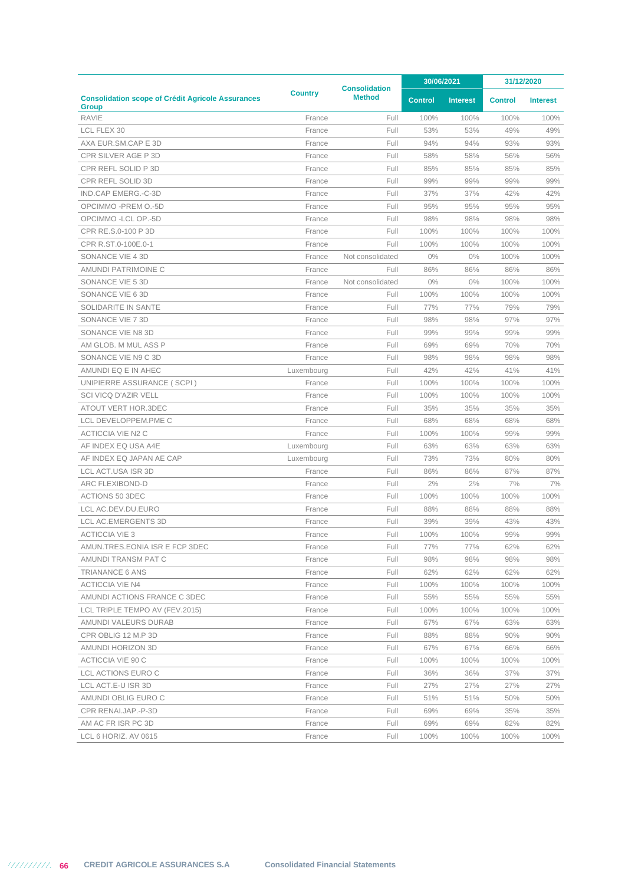| Consolidation scope of Crédit Agricole Assurances Group | Country | Consolidation Method | 30/06/2021 | | 31/12/2020 | |
|---|---|---|---|---|---|---|
| | | | Control | Interest | Control | Interest |
| RAVIE | France | Full | 100% | 100% | 100% | 100% |
| LCL FLEX 30 | France | Full | 53% | 53% | 49% | 49% |
| AXA EUR.SM.CAP E 3D | France | Full | 94% | 94% | 93% | 93% |
| CPR SILVER AGE P 3D | France | Full | 58% | 58% | 56% | 56% |
| CPR REFL SOLID P 3D | France | Full | 85% | 85% | 85% | 85% |
| CPR REFL SOLID 3D | France | Full | 99% | 99% | 99% | 99% |
| IND.CAP EMERG.-C-3D | France | Full | 37% | 37% | 42% | 42% |
| OPCIMMO -PREM O.-5D | France | Full | 95% | 95% | 95% | 95% |
| OPCIMMO -LCL OP.-5D | France | Full | 98% | 98% | 98% | 98% |
| CPR RE.S.0-100 P 3D | France | Full | 100% | 100% | 100% | 100% |
| CPR R.ST.0-100E.0-1 | France | Full | 100% | 100% | 100% | 100% |
| SONANCE VIE 4 3D | France | Not consolidated | 0% | 0% | 100% | 100% |
| AMUNDI PATRIMOINE C | France | Full | 86% | 86% | 86% | 86% |
| SONANCE VIE 5 3D | France | Not consolidated | 0% | 0% | 100% | 100% |
| SONANCE VIE 6 3D | France | Full | 100% | 100% | 100% | 100% |
| SOLIDARITE IN SANTE | France | Full | 77% | 77% | 79% | 79% |
| SONANCE VIE 7 3D | France | Full | 98% | 98% | 97% | 97% |
| SONANCE VIE N8 3D | France | Full | 99% | 99% | 99% | 99% |
| AM GLOB. M MUL ASS P | France | Full | 69% | 69% | 70% | 70% |
| SONANCE VIE N9 C 3D | France | Full | 98% | 98% | 98% | 98% |
| AMUNDI EQ E IN AHEC | Luxembourg | Full | 42% | 42% | 41% | 41% |
| UNIPIERRE ASSURANCE ( SCPI ) | France | Full | 100% | 100% | 100% | 100% |
| SCI VICQ D'AZIR VELL | France | Full | 100% | 100% | 100% | 100% |
| ATOUT VERT HOR.3DEC | France | Full | 35% | 35% | 35% | 35% |
| LCL DEVELOPPEM.PME C | France | Full | 68% | 68% | 68% | 68% |
| ACTICCIA VIE N2 C | France | Full | 100% | 100% | 99% | 99% |
| AF INDEX EQ USA A4E | Luxembourg | Full | 63% | 63% | 63% | 63% |
| AF INDEX EQ JAPAN AE CAP | Luxembourg | Full | 73% | 73% | 80% | 80% |
| LCL ACT.USA ISR 3D | France | Full | 86% | 86% | 87% | 87% |
| ARC FLEXIBOND-D | France | Full | 2% | 2% | 7% | 7% |
| ACTIONS 50 3DEC | France | Full | 100% | 100% | 100% | 100% |
| LCL AC.DEV.DU.EURO | France | Full | 88% | 88% | 88% | 88% |
| LCL AC.EMERGENTS 3D | France | Full | 39% | 39% | 43% | 43% |
| ACTICCIA VIE 3 | France | Full | 100% | 100% | 99% | 99% |
| AMUN.TRES.EONIA ISR E FCP 3DEC | France | Full | 77% | 77% | 62% | 62% |
| AMUNDI TRANSM PAT C | France | Full | 98% | 98% | 98% | 98% |
| TRIANANCE 6 ANS | France | Full | 62% | 62% | 62% | 62% |
| ACTICCIA VIE N4 | France | Full | 100% | 100% | 100% | 100% |
| AMUNDI ACTIONS FRANCE C 3DEC | France | Full | 55% | 55% | 55% | 55% |
| LCL TRIPLE TEMPO AV (FEV.2015) | France | Full | 100% | 100% | 100% | 100% |
| AMUNDI VALEURS DURAB | France | Full | 67% | 67% | 63% | 63% |
| CPR OBLIG 12 M.P 3D | France | Full | 88% | 88% | 90% | 90% |
| AMUNDI HORIZON 3D | France | Full | 67% | 67% | 66% | 66% |
| ACTICCIA VIE 90 C | France | Full | 100% | 100% | 100% | 100% |
| LCL ACTIONS EURO C | France | Full | 36% | 36% | 37% | 37% |
| LCL ACT.E-U ISR 3D | France | Full | 27% | 27% | 27% | 27% |
| AMUNDI OBLIG EURO C | France | Full | 51% | 51% | 50% | 50% |
| CPR RENAI.JAP.-P-3D | France | Full | 69% | 69% | 35% | 35% |
| AM AC FR ISR PC 3D | France | Full | 69% | 69% | 82% | 82% |
| LCL 6 HORIZ. AV 0615 | France | Full | 100% | 100% | 100% | 100% |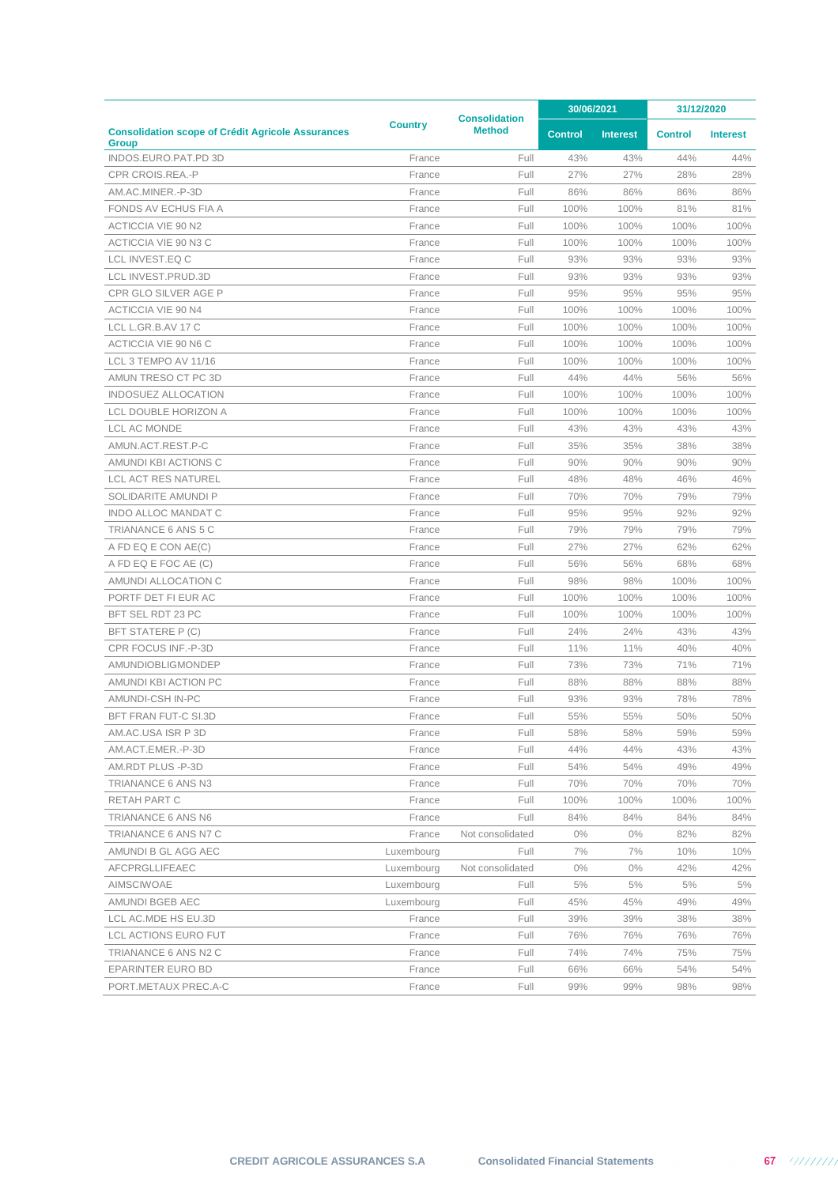| Consolidation scope of Crédit Agricole Assurances Group | Country | Consolidation Method | 30/06/2021 | | 31/12/2020 | |
|---|---|---|---|---|---|---|
| | | | Control | Interest | Control | Interest |
| INDOS.EURO.PAT.PD 3D | France | Full | 43% | 43% | 44% | 44% |
| CPR CROIS.REA.-P | France | Full | 27% | 27% | 28% | 28% |
| AM.AC.MINER.-P-3D | France | Full | 86% | 86% | 86% | 86% |
| FONDS AV ECHUS FIA A | France | Full | 100% | 100% | 81% | 81% |
| ACTICCIA VIE 90 N2 | France | Full | 100% | 100% | 100% | 100% |
| ACTICCIA VIE 90 N3 C | France | Full | 100% | 100% | 100% | 100% |
| LCL INVEST.EQ C | France | Full | 93% | 93% | 93% | 93% |
| LCL INVEST.PRUD.3D | France | Full | 93% | 93% | 93% | 93% |
| CPR GLO SILVER AGE P | France | Full | 95% | 95% | 95% | 95% |
| ACTICCIA VIE 90 N4 | France | Full | 100% | 100% | 100% | 100% |
| LCL L.GR.B.AV 17 C | France | Full | 100% | 100% | 100% | 100% |
| ACTICCIA VIE 90 N6 C | France | Full | 100% | 100% | 100% | 100% |
| LCL 3 TEMPO AV 11/16 | France | Full | 100% | 100% | 100% | 100% |
| AMUN TRESO CT PC 3D | France | Full | 44% | 44% | 56% | 56% |
| INDOSUEZ ALLOCATION | France | Full | 100% | 100% | 100% | 100% |
| LCL DOUBLE HORIZON A | France | Full | 100% | 100% | 100% | 100% |
| LCL AC MONDE | France | Full | 43% | 43% | 43% | 43% |
| AMUN.ACT.REST.P-C | France | Full | 35% | 35% | 38% | 38% |
| AMUNDI KBI ACTIONS C | France | Full | 90% | 90% | 90% | 90% |
| LCL ACT RES NATUREL | France | Full | 48% | 48% | 46% | 46% |
| SOLIDARITE AMUNDI P | France | Full | 70% | 70% | 79% | 79% |
| INDO ALLOC MANDAT C | France | Full | 95% | 95% | 92% | 92% |
| TRIANANCE 6 ANS 5 C | France | Full | 79% | 79% | 79% | 79% |
| A FD EQ E CON AE(C) | France | Full | 27% | 27% | 62% | 62% |
| A FD EQ E FOC AE (C) | France | Full | 56% | 56% | 68% | 68% |
| AMUNDI ALLOCATION C | France | Full | 98% | 98% | 100% | 100% |
| PORTF DET FI EUR AC | France | Full | 100% | 100% | 100% | 100% |
| BFT SEL RDT 23 PC | France | Full | 100% | 100% | 100% | 100% |
| BFT STATERE P (C) | France | Full | 24% | 24% | 43% | 43% |
| CPR FOCUS INF.-P-3D | France | Full | 11% | 11% | 40% | 40% |
| AMUNDIOBLIGMONDEP | France | Full | 73% | 73% | 71% | 71% |
| AMUNDI KBI ACTION PC | France | Full | 88% | 88% | 88% | 88% |
| AMUNDI-CSH IN-PC | France | Full | 93% | 93% | 78% | 78% |
| BFT FRAN FUT-C SI.3D | France | Full | 55% | 55% | 50% | 50% |
| AM.AC.USA ISR P 3D | France | Full | 58% | 58% | 59% | 59% |
| AM.ACT.EMER.-P-3D | France | Full | 44% | 44% | 43% | 43% |
| AM.RDT PLUS -P-3D | France | Full | 54% | 54% | 49% | 49% |
| TRIANANCE 6 ANS N3 | France | Full | 70% | 70% | 70% | 70% |
| RETAH PART C | France | Full | 100% | 100% | 100% | 100% |
| TRIANANCE 6 ANS N6 | France | Full | 84% | 84% | 84% | 84% |
| TRIANANCE 6 ANS N7 C | France | Not consolidated | 0% | 0% | 82% | 82% |
| AMUNDI B GL AGG AEC | Luxembourg | Full | 7% | 7% | 10% | 10% |
| AFCPRGLLIFEAEC | Luxembourg | Not consolidated | 0% | 0% | 42% | 42% |
| AIMSCIWOAE | Luxembourg | Full | 5% | 5% | 5% | 5% |
| AMUNDI BGEB AEC | Luxembourg | Full | 45% | 45% | 49% | 49% |
| LCL AC.MDE HS EU.3D | France | Full | 39% | 39% | 38% | 38% |
| LCL ACTIONS EURO FUT | France | Full | 76% | 76% | 76% | 76% |
| TRIANANCE 6 ANS N2 C | France | Full | 74% | 74% | 75% | 75% |
| EPARINTER EURO BD | France | Full | 66% | 66% | 54% | 54% |
| PORT.METAUX PREC.A-C | France | Full | 99% | 99% | 98% | 98% |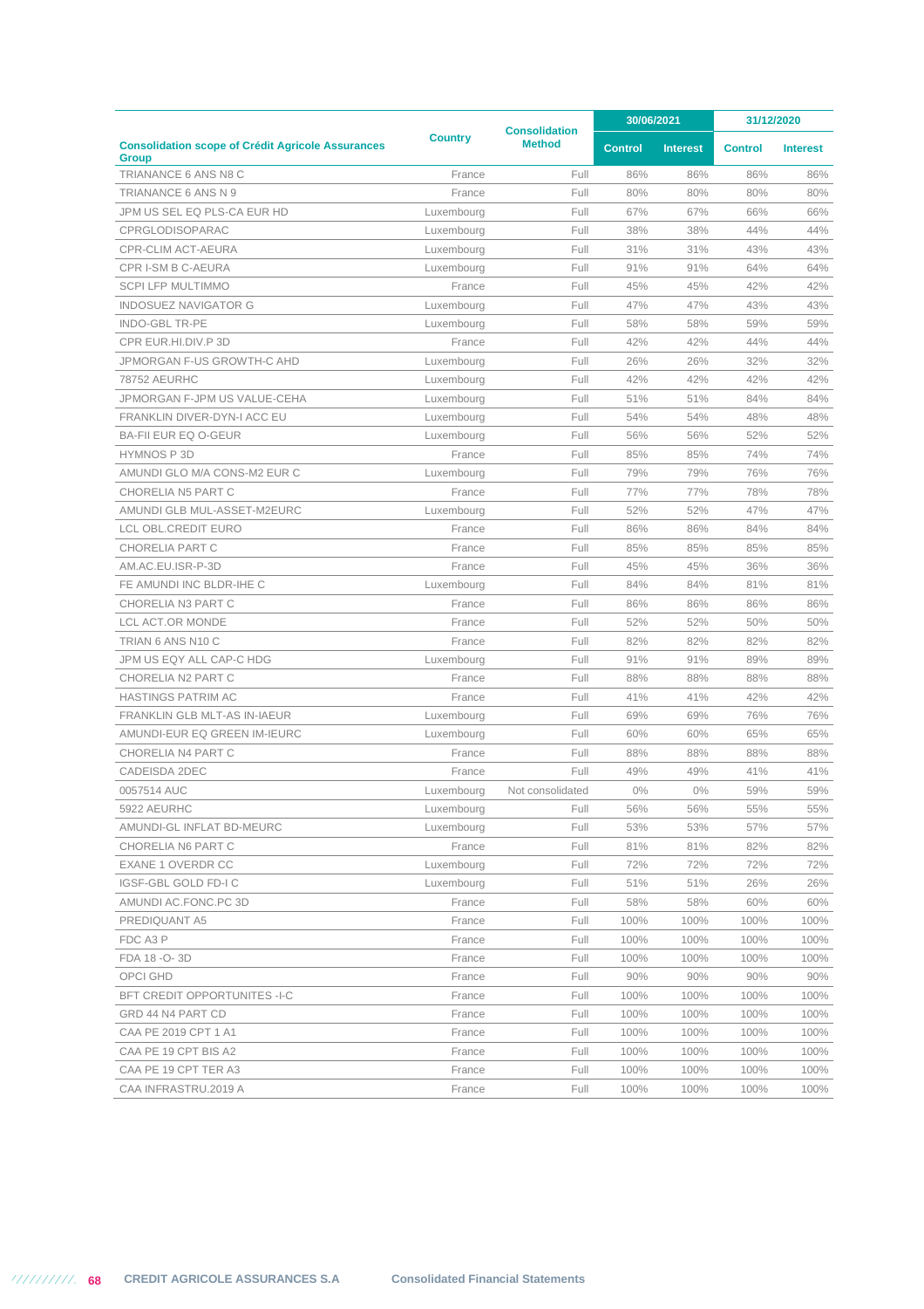| Consolidation scope of Crédit Agricole Assurances Group | Country | Consolidation Method | 30/06/2021 | | 31/12/2020 | |
|---|---|---|---|---|---|---|
| | | | Control | Interest | Control | Interest |
| TRIANANCE 6 ANS N8 C | France | Full | 86% | 86% | 86% | 86% |
| TRIANANCE 6 ANS N 9 | France | Full | 80% | 80% | 80% | 80% |
| JPM US SEL EQ PLS-CA EUR HD | Luxembourg | Full | 67% | 67% | 66% | 66% |
| CPRGLODISOPARAC | Luxembourg | Full | 38% | 38% | 44% | 44% |
| CPR-CLIM ACT-AEURA | Luxembourg | Full | 31% | 31% | 43% | 43% |
| CPR I-SM B C-AEURA | Luxembourg | Full | 91% | 91% | 64% | 64% |
| SCPI LFP MULTIMMO | France | Full | 45% | 45% | 42% | 42% |
| INDOSUEZ NAVIGATOR G | Luxembourg | Full | 47% | 47% | 43% | 43% |
| INDO-GBL TR-PE | Luxembourg | Full | 58% | 58% | 59% | 59% |
| CPR EUR.HI.DIV.P 3D | France | Full | 42% | 42% | 44% | 44% |
| JPMORGAN F-US GROWTH-C AHD | Luxembourg | Full | 26% | 26% | 32% | 32% |
| 78752 AEURHC | Luxembourg | Full | 42% | 42% | 42% | 42% |
| JPMORGAN F-JPM US VALUE-CEHA | Luxembourg | Full | 51% | 51% | 84% | 84% |
| FRANKLIN DIVER-DYN-I ACC EU | Luxembourg | Full | 54% | 54% | 48% | 48% |
| BA-FII EUR EQ O-GEUR | Luxembourg | Full | 56% | 56% | 52% | 52% |
| HYMNOS P 3D | France | Full | 85% | 85% | 74% | 74% |
| AMUNDI GLO M/A CONS-M2 EUR C | Luxembourg | Full | 79% | 79% | 76% | 76% |
| CHORELIA N5 PART C | France | Full | 77% | 77% | 78% | 78% |
| AMUNDI GLB MUL-ASSET-M2EURC | Luxembourg | Full | 52% | 52% | 47% | 47% |
| LCL OBL.CREDIT EURO | France | Full | 86% | 86% | 84% | 84% |
| CHORELIA PART C | France | Full | 85% | 85% | 85% | 85% |
| AM.AC.EU.ISR-P-3D | France | Full | 45% | 45% | 36% | 36% |
| FE AMUNDI INC BLDR-IHE C | Luxembourg | Full | 84% | 84% | 81% | 81% |
| CHORELIA N3 PART C | France | Full | 86% | 86% | 86% | 86% |
| LCL ACT.OR MONDE | France | Full | 52% | 52% | 50% | 50% |
| TRIAN 6 ANS N10 C | France | Full | 82% | 82% | 82% | 82% |
| JPM US EQY ALL CAP-C HDG | Luxembourg | Full | 91% | 91% | 89% | 89% |
| CHORELIA N2 PART C | France | Full | 88% | 88% | 88% | 88% |
| HASTINGS PATRIM AC | France | Full | 41% | 41% | 42% | 42% |
| FRANKLIN GLB MLT-AS IN-IAEUR | Luxembourg | Full | 69% | 69% | 76% | 76% |
| AMUNDI-EUR EQ GREEN IM-IEURC | Luxembourg | Full | 60% | 60% | 65% | 65% |
| CHORELIA N4 PART C | France | Full | 88% | 88% | 88% | 88% |
| CADEISDA 2DEC | France | Full | 49% | 49% | 41% | 41% |
| 0057514 AUC | Luxembourg | Not consolidated | 0% | 0% | 59% | 59% |
| 5922 AEURHC | Luxembourg | Full | 56% | 56% | 55% | 55% |
| AMUNDI-GL INFLAT BD-MEURC | Luxembourg | Full | 53% | 53% | 57% | 57% |
| CHORELIA N6 PART C | France | Full | 81% | 81% | 82% | 82% |
| EXANE 1 OVERDR CC | Luxembourg | Full | 72% | 72% | 72% | 72% |
| IGSF-GBL GOLD FD-I C | Luxembourg | Full | 51% | 51% | 26% | 26% |
| AMUNDI AC.FONC.PC 3D | France | Full | 58% | 58% | 60% | 60% |
| PREDIQUANT A5 | France | Full | 100% | 100% | 100% | 100% |
| FDC A3 P | France | Full | 100% | 100% | 100% | 100% |
| FDA 18 -O- 3D | France | Full | 100% | 100% | 100% | 100% |
| OPCI GHD | France | Full | 90% | 90% | 90% | 90% |
| BFT CREDIT OPPORTUNITES -I-C | France | Full | 100% | 100% | 100% | 100% |
| GRD 44 N4 PART CD | France | Full | 100% | 100% | 100% | 100% |
| CAA PE 2019 CPT 1 A1 | France | Full | 100% | 100% | 100% | 100% |
| CAA PE 19 CPT BIS A2 | France | Full | 100% | 100% | 100% | 100% |
| CAA PE 19 CPT TER A3 | France | Full | 100% | 100% | 100% | 100% |
| CAA INFRASTRU.2019 A | France | Full | 100% | 100% | 100% | 100% |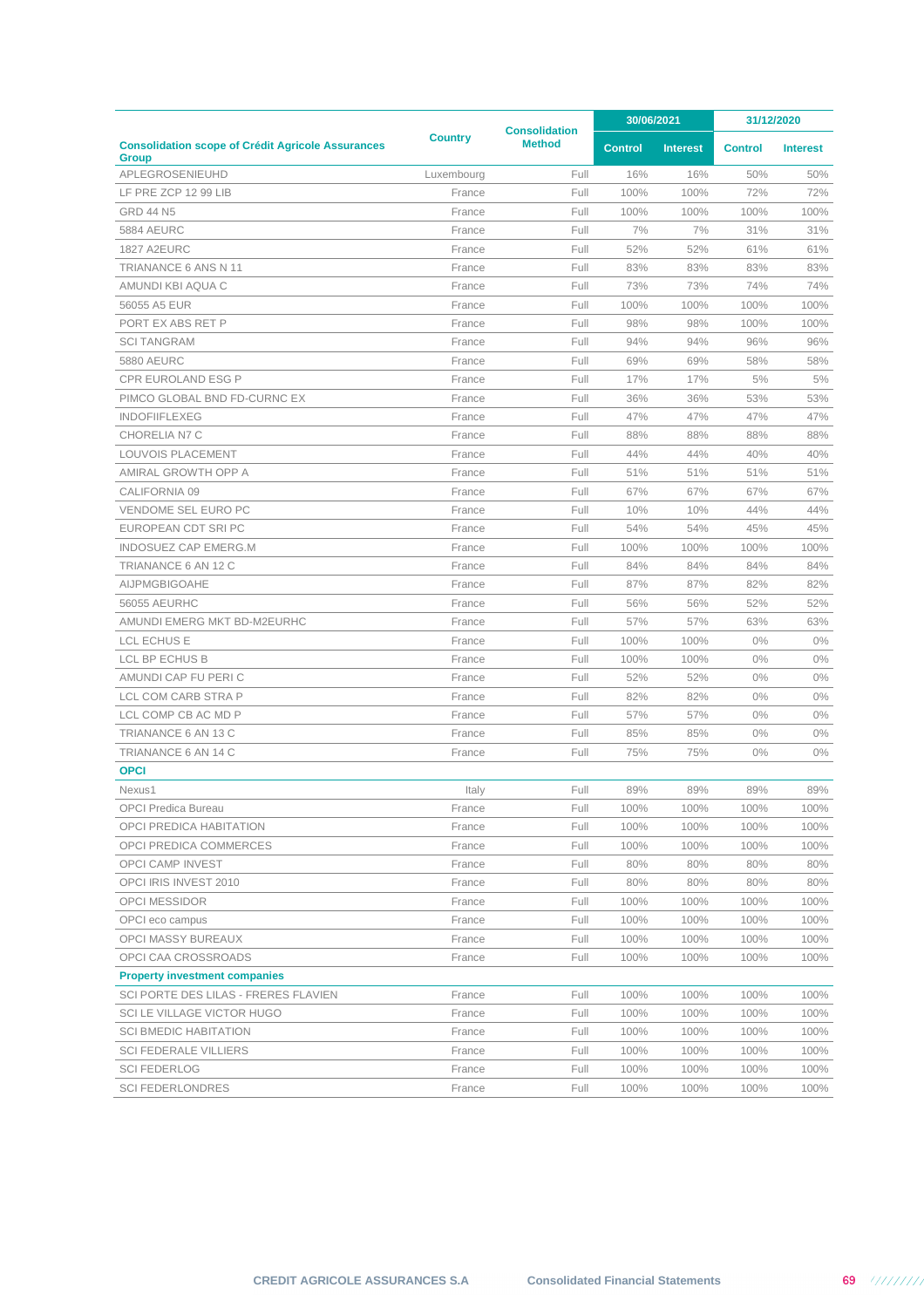| Consolidation scope of Crédit Agricole Assurances Group | Country | Consolidation Method | 30/06/2021 | | 31/12/2020 | |
|---|---|---|---|---|---|---|
| | | | Control | Interest | Control | Interest |
| APLEGROSENIEUHD | Luxembourg | Full | 16% | 16% | 50% | 50% |
| LF PRE ZCP 12 99 LIB | France | Full | 100% | 100% | 72% | 72% |
| GRD 44 N5 | France | Full | 100% | 100% | 100% | 100% |
| 5884 AEURC | France | Full | 7% | 7% | 31% | 31% |
| 1827 A2EURC | France | Full | 52% | 52% | 61% | 61% |
| TRIANANCE 6 ANS N 11 | France | Full | 83% | 83% | 83% | 83% |
| AMUNDI KBI AQUA C | France | Full | 73% | 73% | 74% | 74% |
| 56055 A5 EUR | France | Full | 100% | 100% | 100% | 100% |
| PORT EX ABS RET P | France | Full | 98% | 98% | 100% | 100% |
| SCI TANGRAM | France | Full | 94% | 94% | 96% | 96% |
| 5880 AEURC | France | Full | 69% | 69% | 58% | 58% |
| CPR EUROLAND ESG P | France | Full | 17% | 17% | 5% | 5% |
| PIMCO GLOBAL BND FD-CURNC EX | France | Full | 36% | 36% | 53% | 53% |
| INDOFIIFLEXEG | France | Full | 47% | 47% | 47% | 47% |
| CHORELIA N7 C | France | Full | 88% | 88% | 88% | 88% |
| LOUVOIS PLACEMENT | France | Full | 44% | 44% | 40% | 40% |
| AMIRAL GROWTH OPP A | France | Full | 51% | 51% | 51% | 51% |
| CALIFORNIA 09 | France | Full | 67% | 67% | 67% | 67% |
| VENDOME SEL EURO PC | France | Full | 10% | 10% | 44% | 44% |
| EUROPEAN CDT SRI PC | France | Full | 54% | 54% | 45% | 45% |
| INDOSUEZ CAP EMERG.M | France | Full | 100% | 100% | 100% | 100% |
| TRIANANCE 6 AN 12 C | France | Full | 84% | 84% | 84% | 84% |
| AIJPMGBIGOAHE | France | Full | 87% | 87% | 82% | 82% |
| 56055 AEURHC | France | Full | 56% | 56% | 52% | 52% |
| AMUNDI EMERG MKT BD-M2EURHC | France | Full | 57% | 57% | 63% | 63% |
| LCL ECHUS E | France | Full | 100% | 100% | 0% | 0% |
| LCL BP ECHUS B | France | Full | 100% | 100% | 0% | 0% |
| AMUNDI CAP FU PERI C | France | Full | 52% | 52% | 0% | 0% |
| LCL COM CARB STRA P | France | Full | 82% | 82% | 0% | 0% |
| LCL COMP CB AC MD P | France | Full | 57% | 57% | 0% | 0% |
| TRIANANCE 6 AN 13 C | France | Full | 85% | 85% | 0% | 0% |
| TRIANANCE 6 AN 14 C | France | Full | 75% | 75% | 0% | 0% |
| **OPCI** | | | | | | |
| Nexus1 | Italy | Full | 89% | 89% | 89% | 89% |
| OPCI Predica Bureau | France | Full | 100% | 100% | 100% | 100% |
| OPCI PREDICA HABITATION | France | Full | 100% | 100% | 100% | 100% |
| OPCI PREDICA COMMERCES | France | Full | 100% | 100% | 100% | 100% |
| OPCI CAMP INVEST | France | Full | 80% | 80% | 80% | 80% |
| OPCI IRIS INVEST 2010 | France | Full | 80% | 80% | 80% | 80% |
| OPCI MESSIDOR | France | Full | 100% | 100% | 100% | 100% |
| OPCI eco campus | France | Full | 100% | 100% | 100% | 100% |
| OPCI MASSY BUREAUX | France | Full | 100% | 100% | 100% | 100% |
| OPCI CAA CROSSROADS | France | Full | 100% | 100% | 100% | 100% |
| **Property investment companies** | | | | | | |
| SCI PORTE DES LILAS - FRERES FLAVIEN | France | Full | 100% | 100% | 100% | 100% |
| SCI LE VILLAGE VICTOR HUGO | France | Full | 100% | 100% | 100% | 100% |
| SCI BMEDIC HABITATION | France | Full | 100% | 100% | 100% | 100% |
| SCI FEDERALE VILLIERS | France | Full | 100% | 100% | 100% | 100% |
| SCI FEDERLOG | France | Full | 100% | 100% | 100% | 100% |
| SCI FEDERLONDRES | France | Full | 100% | 100% | 100% | 100% |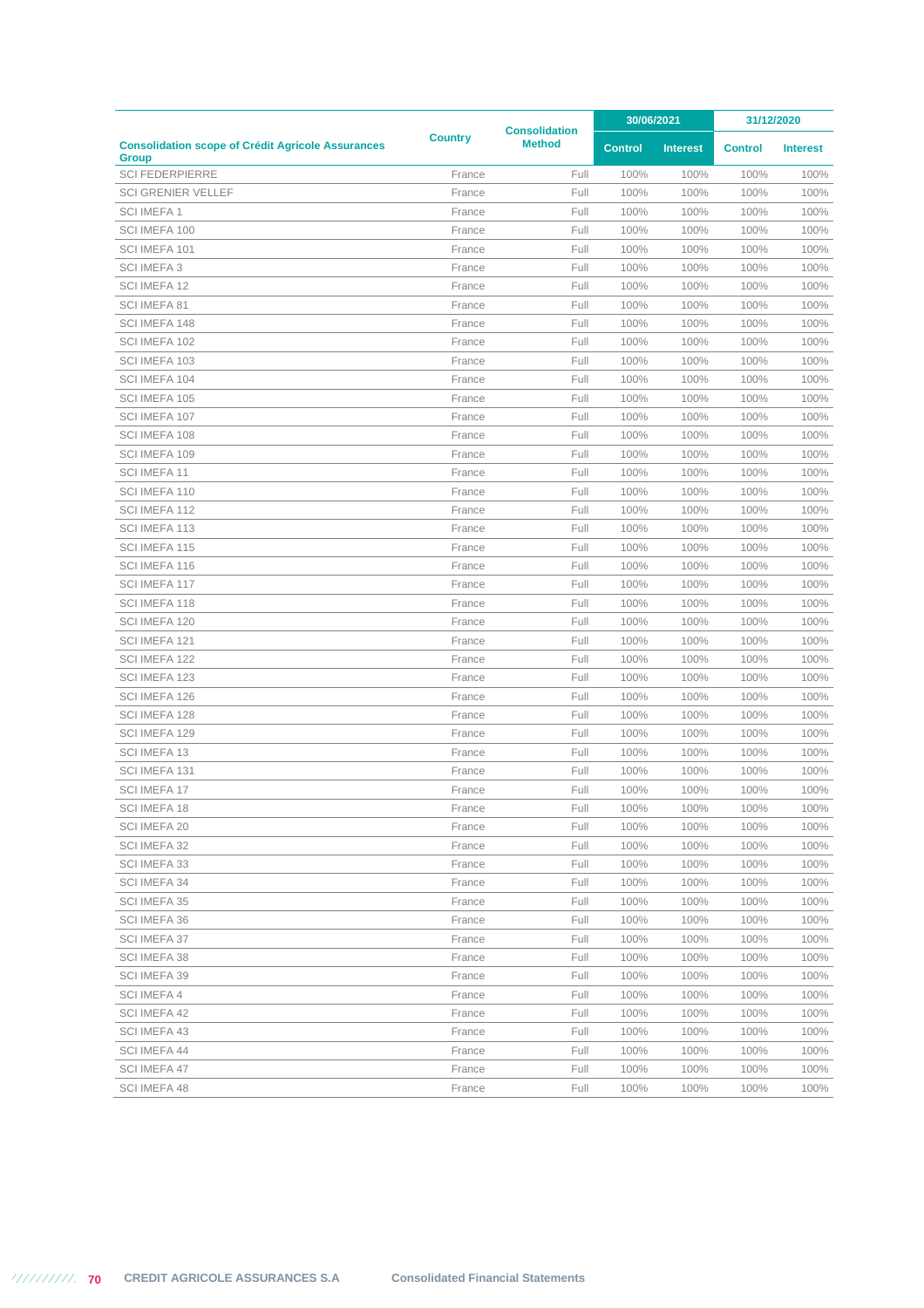| Consolidation scope of Crédit Agricole Assurances Group | Country | Consolidation Method | 30/06/2021 | | 31/12/2020 | |
|---|---|---|---|---|---|---|
| | | | Control | Interest | Control | Interest |
| SCI FEDERPIERRE | France | Full | 100% | 100% | 100% | 100% |
| SCI GRENIER VELLEF | France | Full | 100% | 100% | 100% | 100% |
| SCI IMEFA 1 | France | Full | 100% | 100% | 100% | 100% |
| SCI IMEFA 100 | France | Full | 100% | 100% | 100% | 100% |
| SCI IMEFA 101 | France | Full | 100% | 100% | 100% | 100% |
| SCI IMEFA 3 | France | Full | 100% | 100% | 100% | 100% |
| SCI IMEFA 12 | France | Full | 100% | 100% | 100% | 100% |
| SCI IMEFA 81 | France | Full | 100% | 100% | 100% | 100% |
| SCI IMEFA 148 | France | Full | 100% | 100% | 100% | 100% |
| SCI IMEFA 102 | France | Full | 100% | 100% | 100% | 100% |
| SCI IMEFA 103 | France | Full | 100% | 100% | 100% | 100% |
| SCI IMEFA 104 | France | Full | 100% | 100% | 100% | 100% |
| SCI IMEFA 105 | France | Full | 100% | 100% | 100% | 100% |
| SCI IMEFA 107 | France | Full | 100% | 100% | 100% | 100% |
| SCI IMEFA 108 | France | Full | 100% | 100% | 100% | 100% |
| SCI IMEFA 109 | France | Full | 100% | 100% | 100% | 100% |
| SCI IMEFA 11 | France | Full | 100% | 100% | 100% | 100% |
| SCI IMEFA 110 | France | Full | 100% | 100% | 100% | 100% |
| SCI IMEFA 112 | France | Full | 100% | 100% | 100% | 100% |
| SCI IMEFA 113 | France | Full | 100% | 100% | 100% | 100% |
| SCI IMEFA 115 | France | Full | 100% | 100% | 100% | 100% |
| SCI IMEFA 116 | France | Full | 100% | 100% | 100% | 100% |
| SCI IMEFA 117 | France | Full | 100% | 100% | 100% | 100% |
| SCI IMEFA 118 | France | Full | 100% | 100% | 100% | 100% |
| SCI IMEFA 120 | France | Full | 100% | 100% | 100% | 100% |
| SCI IMEFA 121 | France | Full | 100% | 100% | 100% | 100% |
| SCI IMEFA 122 | France | Full | 100% | 100% | 100% | 100% |
| SCI IMEFA 123 | France | Full | 100% | 100% | 100% | 100% |
| SCI IMEFA 126 | France | Full | 100% | 100% | 100% | 100% |
| SCI IMEFA 128 | France | Full | 100% | 100% | 100% | 100% |
| SCI IMEFA 129 | France | Full | 100% | 100% | 100% | 100% |
| SCI IMEFA 13 | France | Full | 100% | 100% | 100% | 100% |
| SCI IMEFA 131 | France | Full | 100% | 100% | 100% | 100% |
| SCI IMEFA 17 | France | Full | 100% | 100% | 100% | 100% |
| SCI IMEFA 18 | France | Full | 100% | 100% | 100% | 100% |
| SCI IMEFA 20 | France | Full | 100% | 100% | 100% | 100% |
| SCI IMEFA 32 | France | Full | 100% | 100% | 100% | 100% |
| SCI IMEFA 33 | France | Full | 100% | 100% | 100% | 100% |
| SCI IMEFA 34 | France | Full | 100% | 100% | 100% | 100% |
| SCI IMEFA 35 | France | Full | 100% | 100% | 100% | 100% |
| SCI IMEFA 36 | France | Full | 100% | 100% | 100% | 100% |
| SCI IMEFA 37 | France | Full | 100% | 100% | 100% | 100% |
| SCI IMEFA 38 | France | Full | 100% | 100% | 100% | 100% |
| SCI IMEFA 39 | France | Full | 100% | 100% | 100% | 100% |
| SCI IMEFA 4 | France | Full | 100% | 100% | 100% | 100% |
| SCI IMEFA 42 | France | Full | 100% | 100% | 100% | 100% |
| SCI IMEFA 43 | France | Full | 100% | 100% | 100% | 100% |
| SCI IMEFA 44 | France | Full | 100% | 100% | 100% | 100% |
| SCI IMEFA 47 | France | Full | 100% | 100% | 100% | 100% |
| SCI IMEFA 48 | France | Full | 100% | 100% | 100% | 100% |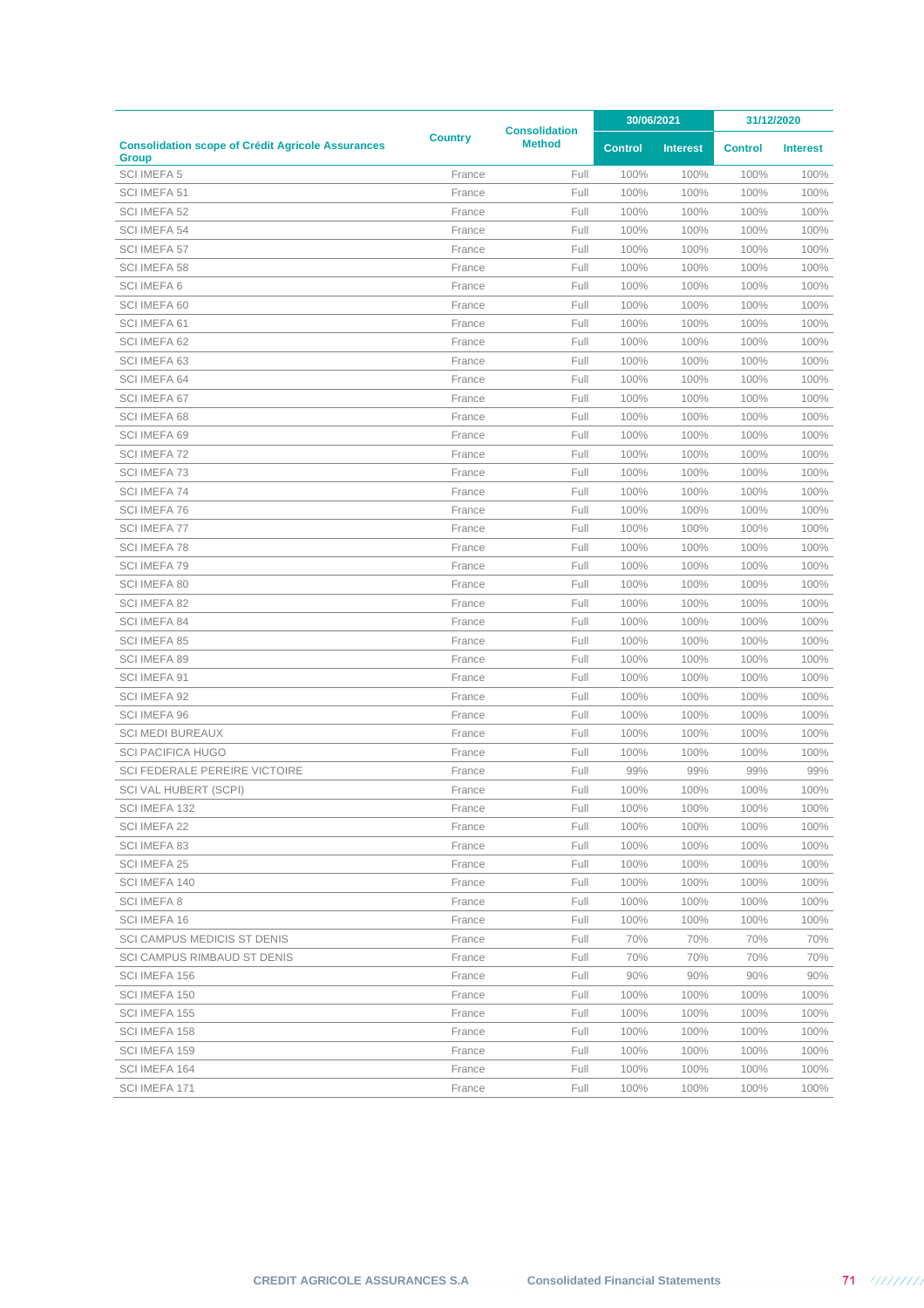| Consolidation scope of Crédit Agricole Assurances Group | Country | Consolidation Method | 30/06/2021 | | 31/12/2020 | |
|---|---|---|---|---|---|---|
| | | | Control | Interest | Control | Interest |
| SCI IMEFA 5 | France | Full | 100% | 100% | 100% | 100% |
| SCI IMEFA 51 | France | Full | 100% | 100% | 100% | 100% |
| SCI IMEFA 52 | France | Full | 100% | 100% | 100% | 100% |
| SCI IMEFA 54 | France | Full | 100% | 100% | 100% | 100% |
| SCI IMEFA 57 | France | Full | 100% | 100% | 100% | 100% |
| SCI IMEFA 58 | France | Full | 100% | 100% | 100% | 100% |
| SCI IMEFA 6 | France | Full | 100% | 100% | 100% | 100% |
| SCI IMEFA 60 | France | Full | 100% | 100% | 100% | 100% |
| SCI IMEFA 61 | France | Full | 100% | 100% | 100% | 100% |
| SCI IMEFA 62 | France | Full | 100% | 100% | 100% | 100% |
| SCI IMEFA 63 | France | Full | 100% | 100% | 100% | 100% |
| SCI IMEFA 64 | France | Full | 100% | 100% | 100% | 100% |
| SCI IMEFA 67 | France | Full | 100% | 100% | 100% | 100% |
| SCI IMEFA 68 | France | Full | 100% | 100% | 100% | 100% |
| SCI IMEFA 69 | France | Full | 100% | 100% | 100% | 100% |
| SCI IMEFA 72 | France | Full | 100% | 100% | 100% | 100% |
| SCI IMEFA 73 | France | Full | 100% | 100% | 100% | 100% |
| SCI IMEFA 74 | France | Full | 100% | 100% | 100% | 100% |
| SCI IMEFA 76 | France | Full | 100% | 100% | 100% | 100% |
| SCI IMEFA 77 | France | Full | 100% | 100% | 100% | 100% |
| SCI IMEFA 78 | France | Full | 100% | 100% | 100% | 100% |
| SCI IMEFA 79 | France | Full | 100% | 100% | 100% | 100% |
| SCI IMEFA 80 | France | Full | 100% | 100% | 100% | 100% |
| SCI IMEFA 82 | France | Full | 100% | 100% | 100% | 100% |
| SCI IMEFA 84 | France | Full | 100% | 100% | 100% | 100% |
| SCI IMEFA 85 | France | Full | 100% | 100% | 100% | 100% |
| SCI IMEFA 89 | France | Full | 100% | 100% | 100% | 100% |
| SCI IMEFA 91 | France | Full | 100% | 100% | 100% | 100% |
| SCI IMEFA 92 | France | Full | 100% | 100% | 100% | 100% |
| SCI IMEFA 96 | France | Full | 100% | 100% | 100% | 100% |
| SCI MEDI BUREAUX | France | Full | 100% | 100% | 100% | 100% |
| SCI PACIFICA HUGO | France | Full | 100% | 100% | 100% | 100% |
| SCI FEDERALE PEREIRE VICTOIRE | France | Full | 99% | 99% | 99% | 99% |
| SCI VAL HUBERT (SCPI) | France | Full | 100% | 100% | 100% | 100% |
| SCI IMEFA 132 | France | Full | 100% | 100% | 100% | 100% |
| SCI IMEFA 22 | France | Full | 100% | 100% | 100% | 100% |
| SCI IMEFA 83 | France | Full | 100% | 100% | 100% | 100% |
| SCI IMEFA 25 | France | Full | 100% | 100% | 100% | 100% |
| SCI IMEFA 140 | France | Full | 100% | 100% | 100% | 100% |
| SCI IMEFA 8 | France | Full | 100% | 100% | 100% | 100% |
| SCI IMEFA 16 | France | Full | 100% | 100% | 100% | 100% |
| SCI CAMPUS MEDICIS ST DENIS | France | Full | 70% | 70% | 70% | 70% |
| SCI CAMPUS RIMBAUD ST DENIS | France | Full | 70% | 70% | 70% | 70% |
| SCI IMEFA 156 | France | Full | 90% | 90% | 90% | 90% |
| SCI IMEFA 150 | France | Full | 100% | 100% | 100% | 100% |
| SCI IMEFA 155 | France | Full | 100% | 100% | 100% | 100% |
| SCI IMEFA 158 | France | Full | 100% | 100% | 100% | 100% |
| SCI IMEFA 159 | France | Full | 100% | 100% | 100% | 100% |
| SCI IMEFA 164 | France | Full | 100% | 100% | 100% | 100% |
| SCI IMEFA 171 | France | Full | 100% | 100% | 100% | 100% |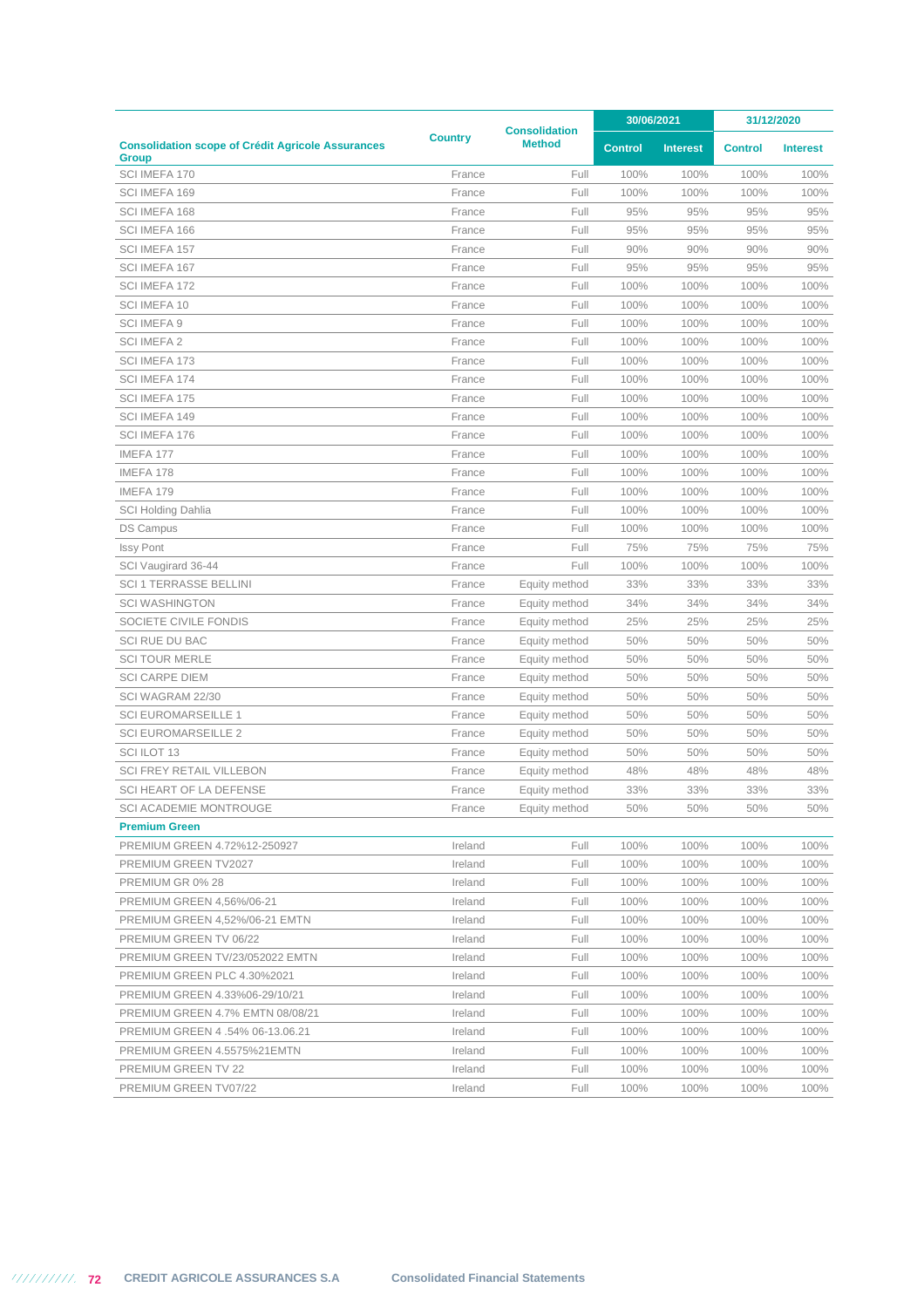| Consolidation scope of Crédit Agricole Assurances Group | Country | Consolidation Method | 30/06/2021 | | 31/12/2020 | |
|---|---|---|---|---|---|---|
| | | | Control | Interest | Control | Interest |
| SCI IMEFA 170 | France | Full | 100% | 100% | 100% | 100% |
| SCI IMEFA 169 | France | Full | 100% | 100% | 100% | 100% |
| SCI IMEFA 168 | France | Full | 95% | 95% | 95% | 95% |
| SCI IMEFA 166 | France | Full | 95% | 95% | 95% | 95% |
| SCI IMEFA 157 | France | Full | 90% | 90% | 90% | 90% |
| SCI IMEFA 167 | France | Full | 95% | 95% | 95% | 95% |
| SCI IMEFA 172 | France | Full | 100% | 100% | 100% | 100% |
| SCI IMEFA 10 | France | Full | 100% | 100% | 100% | 100% |
| SCI IMEFA 9 | France | Full | 100% | 100% | 100% | 100% |
| SCI IMEFA 2 | France | Full | 100% | 100% | 100% | 100% |
| SCI IMEFA 173 | France | Full | 100% | 100% | 100% | 100% |
| SCI IMEFA 174 | France | Full | 100% | 100% | 100% | 100% |
| SCI IMEFA 175 | France | Full | 100% | 100% | 100% | 100% |
| SCI IMEFA 149 | France | Full | 100% | 100% | 100% | 100% |
| SCI IMEFA 176 | France | Full | 100% | 100% | 100% | 100% |
| IMEFA 177 | France | Full | 100% | 100% | 100% | 100% |
| IMEFA 178 | France | Full | 100% | 100% | 100% | 100% |
| IMEFA 179 | France | Full | 100% | 100% | 100% | 100% |
| SCI Holding Dahlia | France | Full | 100% | 100% | 100% | 100% |
| DS Campus | France | Full | 100% | 100% | 100% | 100% |
| Issy Pont | France | Full | 75% | 75% | 75% | 75% |
| SCI Vaugirard 36-44 | France | Full | 100% | 100% | 100% | 100% |
| SCI 1 TERRASSE BELLINI | France | Equity method | 33% | 33% | 33% | 33% |
| SCI WASHINGTON | France | Equity method | 34% | 34% | 34% | 34% |
| SOCIETE CIVILE FONDIS | France | Equity method | 25% | 25% | 25% | 25% |
| SCI RUE DU BAC | France | Equity method | 50% | 50% | 50% | 50% |
| SCI TOUR MERLE | France | Equity method | 50% | 50% | 50% | 50% |
| SCI CARPE DIEM | France | Equity method | 50% | 50% | 50% | 50% |
| SCI WAGRAM 22/30 | France | Equity method | 50% | 50% | 50% | 50% |
| SCI EUROMARSEILLE 1 | France | Equity method | 50% | 50% | 50% | 50% |
| SCI EUROMARSEILLE 2 | France | Equity method | 50% | 50% | 50% | 50% |
| SCI ILOT 13 | France | Equity method | 50% | 50% | 50% | 50% |
| SCI FREY RETAIL VILLEBON | France | Equity method | 48% | 48% | 48% | 48% |
| SCI HEART OF LA DEFENSE | France | Equity method | 33% | 33% | 33% | 33% |
| SCI ACADEMIE MONTROUGE | France | Equity method | 50% | 50% | 50% | 50% |
| **Premium Green** | | | | | | |
| PREMIUM GREEN 4.72%12-250927 | Ireland | Full | 100% | 100% | 100% | 100% |
| PREMIUM GREEN TV2027 | Ireland | Full | 100% | 100% | 100% | 100% |
| PREMIUM GR 0% 28 | Ireland | Full | 100% | 100% | 100% | 100% |
| PREMIUM GREEN 4,56%/06-21 | Ireland | Full | 100% | 100% | 100% | 100% |
| PREMIUM GREEN 4,52%/06-21 EMTN | Ireland | Full | 100% | 100% | 100% | 100% |
| PREMIUM GREEN TV 06/22 | Ireland | Full | 100% | 100% | 100% | 100% |
| PREMIUM GREEN TV/23/052022 EMTN | Ireland | Full | 100% | 100% | 100% | 100% |
| PREMIUM GREEN PLC 4.30%2021 | Ireland | Full | 100% | 100% | 100% | 100% |
| PREMIUM GREEN 4.33%06-29/10/21 | Ireland | Full | 100% | 100% | 100% | 100% |
| PREMIUM GREEN 4.7% EMTN 08/08/21 | Ireland | Full | 100% | 100% | 100% | 100% |
| PREMIUM GREEN 4 .54% 06-13.06.21 | Ireland | Full | 100% | 100% | 100% | 100% |
| PREMIUM GREEN 4.5575%21EMTN | Ireland | Full | 100% | 100% | 100% | 100% |
| PREMIUM GREEN TV 22 | Ireland | Full | 100% | 100% | 100% | 100% |
| PREMIUM GREEN TV07/22 | Ireland | Full | 100% | 100% | 100% | 100% |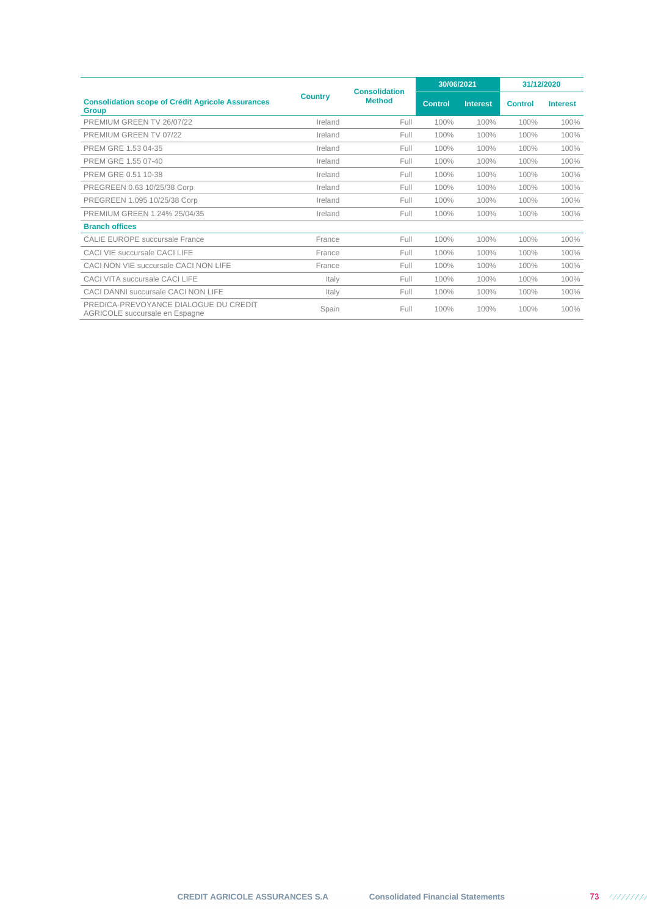| Consolidation scope of Crédit Agricole Assurances Group | Country | Consolidation Method | 30/06/2021 | | 31/12/2020 | |
|---|---|---|---|---|---|---|
| | | | Control | Interest | Control | Interest |
| PREMIUM GREEN TV 26/07/22 | Ireland | Full | 100% | 100% | 100% | 100% |
| PREMIUM GREEN TV 07/22 | Ireland | Full | 100% | 100% | 100% | 100% |
| PREM GRE 1.53 04-35 | Ireland | Full | 100% | 100% | 100% | 100% |
| PREM GRE 1.55 07-40 | Ireland | Full | 100% | 100% | 100% | 100% |
| PREM GRE 0.51 10-38 | Ireland | Full | 100% | 100% | 100% | 100% |
| PREGREEN 0.63 10/25/38 Corp | Ireland | Full | 100% | 100% | 100% | 100% |
| PREGREEN 1.095 10/25/38 Corp | Ireland | Full | 100% | 100% | 100% | 100% |
| PREMIUM GREEN 1.24% 25/04/35 | Ireland | Full | 100% | 100% | 100% | 100% |
| **Branch offices** | | | | | | |
| CALIE EUROPE succursale France | France | Full | 100% | 100% | 100% | 100% |
| CACI VIE succursale CACI LIFE | France | Full | 100% | 100% | 100% | 100% |
| CACI NON VIE succursale CACI NON LIFE | France | Full | 100% | 100% | 100% | 100% |
| CACI VITA succursale CACI LIFE | Italy | Full | 100% | 100% | 100% | 100% |
| CACI DANNI succursale CACI NON LIFE | Italy | Full | 100% | 100% | 100% | 100% |
| PREDICA-PREVOYANCE DIALOGUE DU CREDIT AGRICOLE succursale en Espagne | Spain | Full | 100% | 100% | 100% | 100% |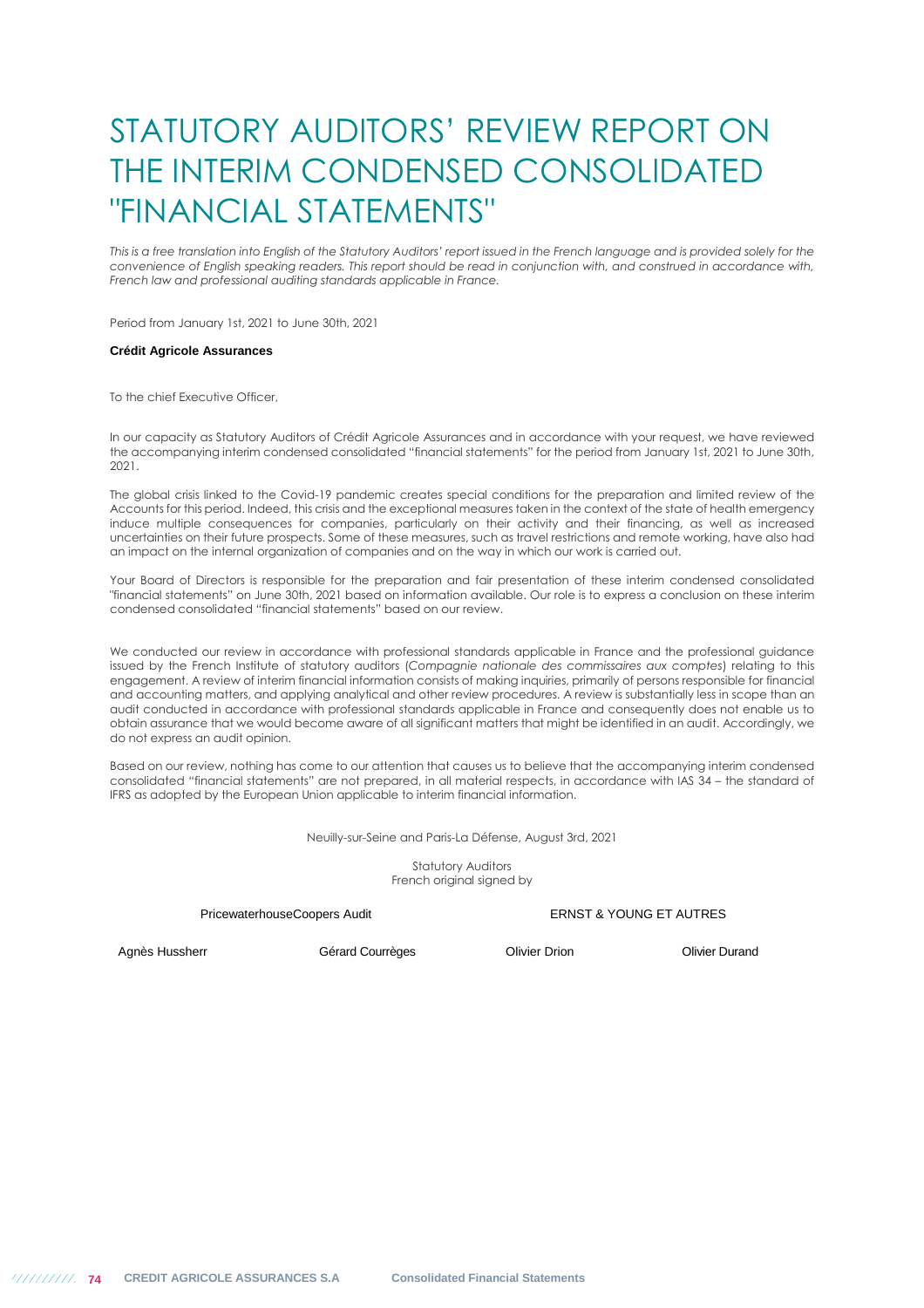# STATUTORY AUDITORS' REVIEW REPORT ON THE INTERIM CONDENSED CONSOLIDATED "FINANCIAL STATEMENTS"

*This is a free translation into English of the Statutory Auditors' report issued in the French language and is provided solely for the convenience of English speaking readers. This report should be read in conjunction with, and construed in accordance with, French law and professional auditing standards applicable in France.*

Period from January 1st, 2021 to June 30th, 2021

**Crédit Agricole Assurances**

To the chief Executive Officer,

In our capacity as Statutory Auditors of Crédit Agricole Assurances and in accordance with your request, we have reviewed the accompanying interim condensed consolidated "financial statements" for the period from January 1st, 2021 to June 30th, 2021.

The global crisis linked to the Covid-19 pandemic creates special conditions for the preparation and limited review of the Accounts for this period. Indeed, this crisis and the exceptional measures taken in the context of the state of health emergency induce multiple consequences for companies, particularly on their activity and their financing, as well as increased uncertainties on their future prospects. Some of these measures, such as travel restrictions and remote working, have also had an impact on the internal organization of companies and on the way in which our work is carried out.

Your Board of Directors is responsible for the preparation and fair presentation of these interim condensed consolidated "financial statements" on June 30th, 2021 based on information available. Our role is to express a conclusion on these interim condensed consolidated "financial statements" based on our review.

We conducted our review in accordance with professional standards applicable in France and the professional guidance issued by the French Institute of statutory auditors (*Compagnie nationale des commissaires aux comptes*) relating to this engagement. A review of interim financial information consists of making inquiries, primarily of persons responsible for financial and accounting matters, and applying analytical and other review procedures. A review is substantially less in scope than an audit conducted in accordance with professional standards applicable in France and consequently does not enable us to obtain assurance that we would become aware of all significant matters that might be identified in an audit. Accordingly, we do not express an audit opinion.

Based on our review, nothing has come to our attention that causes us to believe that the accompanying interim condensed consolidated "financial statements" are not prepared, in all material respects, in accordance with IAS 34 – the standard of IFRS as adopted by the European Union applicable to interim financial information.

Neuilly-sur-Seine and Paris-La Défense, August 3rd, 2021

Statutory Auditors
French original signed by

PricewaterhouseCoopers Audit

Agnès Hussherr    Gérard Courrèges

ERNST & YOUNG ET AUTRES

Olivier Drion    Olivier Durand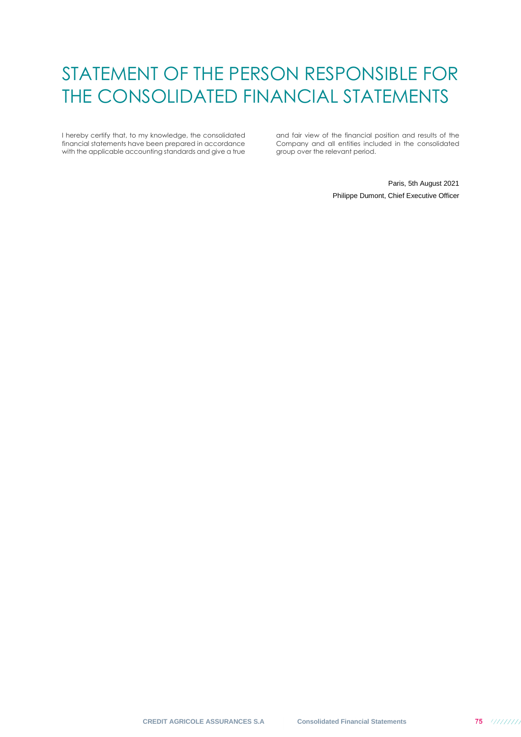# STATEMENT OF THE PERSON RESPONSIBLE FOR THE CONSOLIDATED FINANCIAL STATEMENTS

I hereby certify that, to my knowledge, the consolidated financial statements have been prepared in accordance with the applicable accounting standards and give a true and fair view of the financial position and results of the Company and all entities included in the consolidated group over the relevant period.

Paris, 5th August 2021

Philippe Dumont, Chief Executive Officer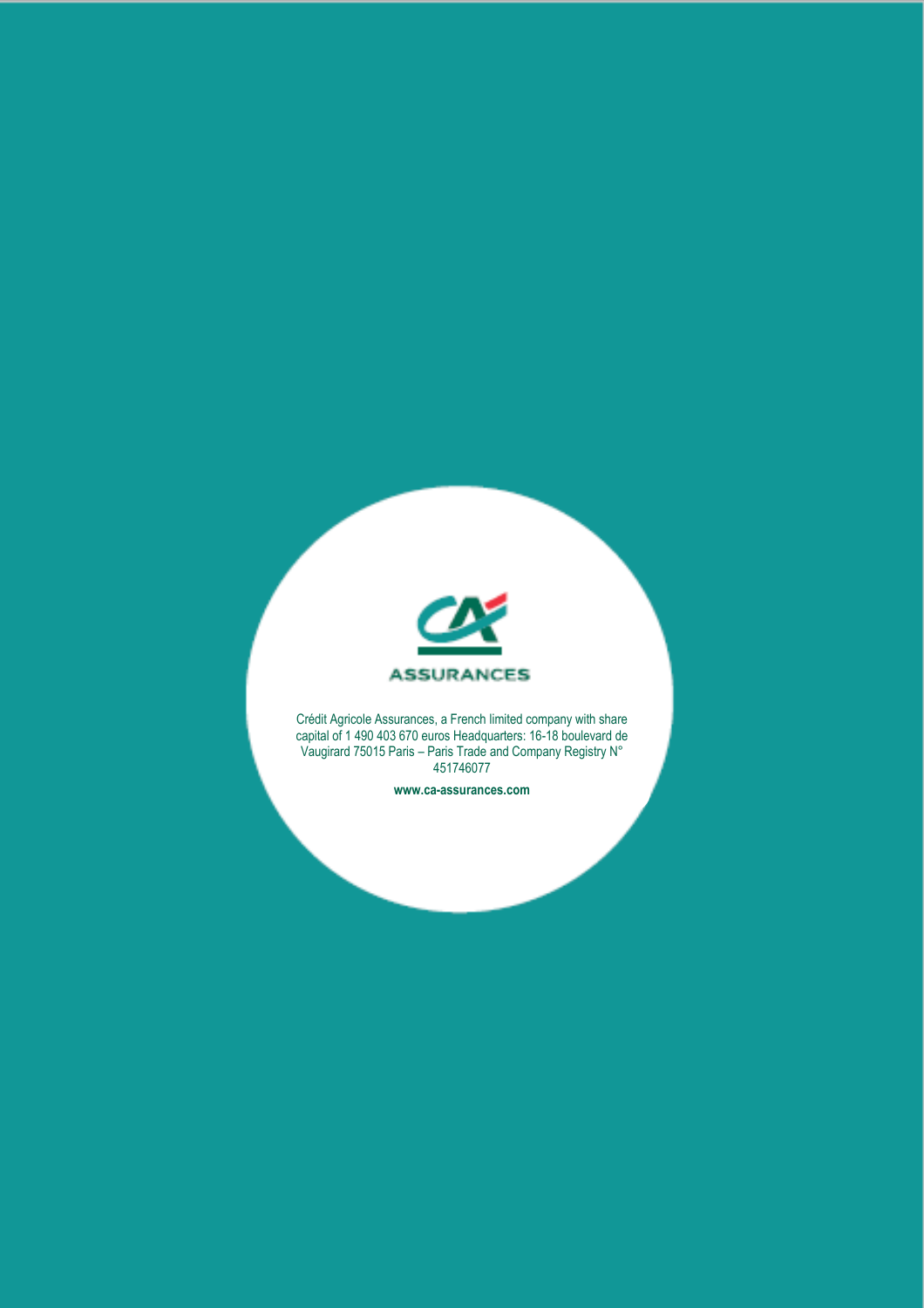ASSURANCES

Crédit Agricole Assurances, a French limited company with share capital of 1 490 403 670 euros Headquarters: 16-18 boulevard de Vaugirard 75015 Paris – Paris Trade and Company Registry N° 451746077

**www.ca-assurances.com**